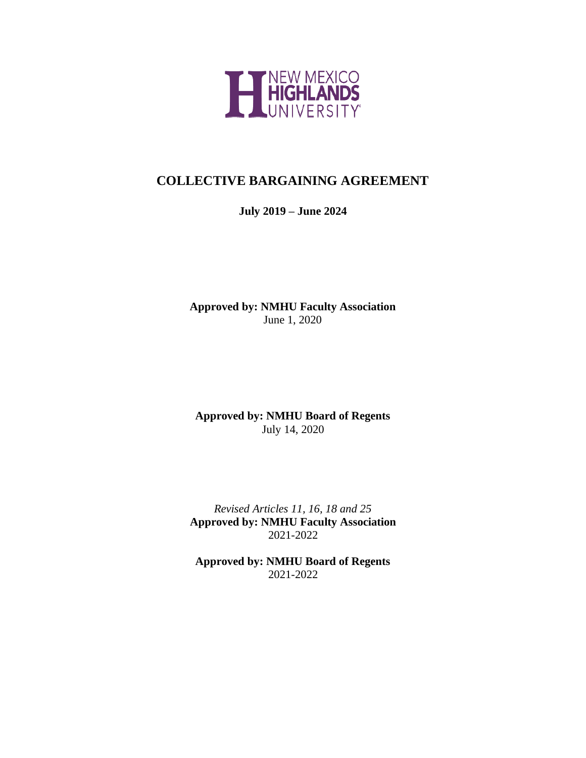NEW MEXICO
HIGHLANDS
UNIVERSITY

# COLLECTIVE BARGAINING AGREEMENT

**July 2019 – June 2024**

**Approved by: NMHU Faculty Association**
June 1, 2020

**Approved by: NMHU Board of Regents**
July 14, 2020

*Revised Articles 11, 16, 18 and 25*
**Approved by: NMHU Faculty Association**
2021-2022

**Approved by: NMHU Board of Regents**
2021-2022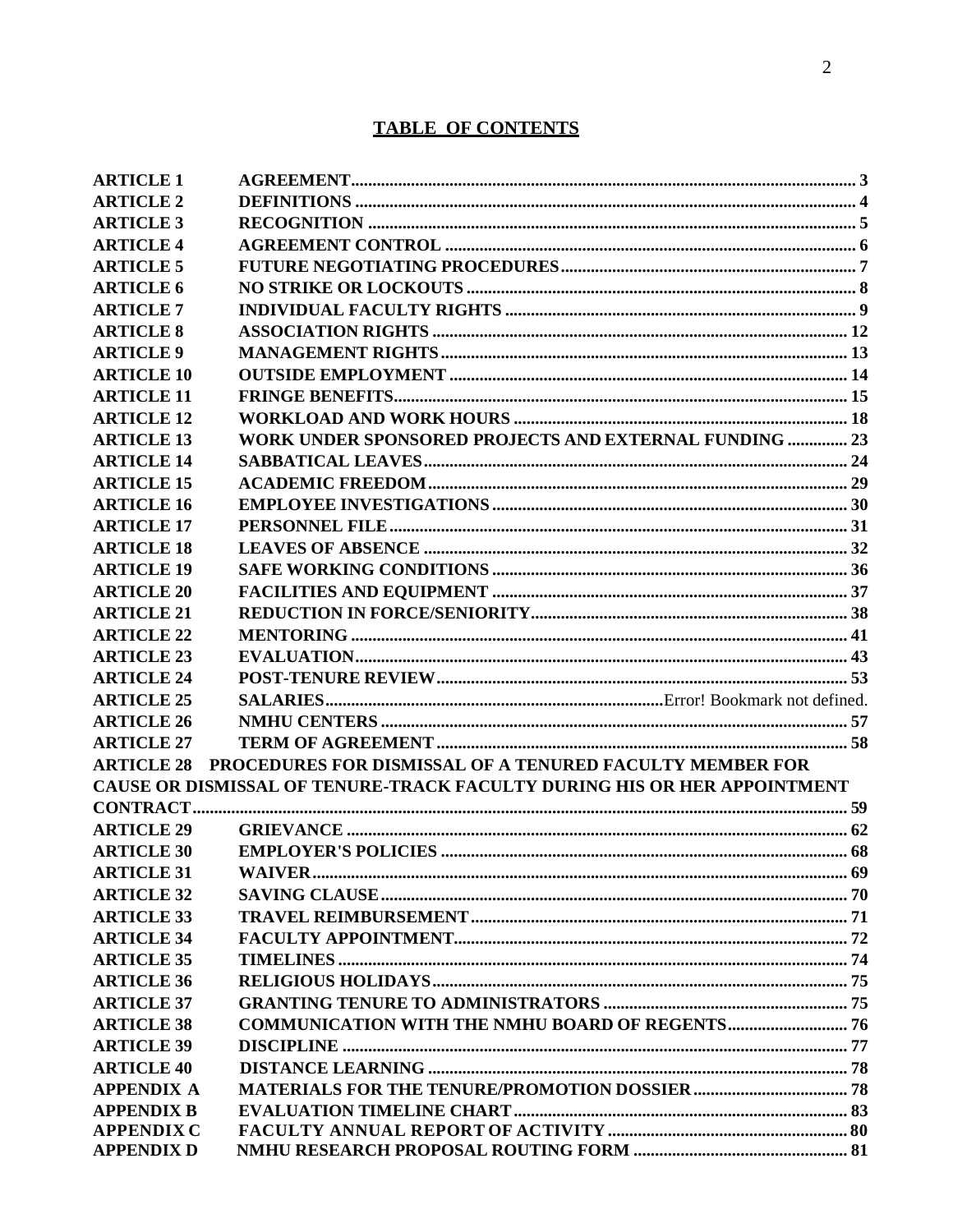# TABLE OF CONTENTS

| | | |
|---|---|---|
| **ARTICLE 1** | **AGREEMENT** | **3** |
| **ARTICLE 2** | **DEFINITIONS** | **4** |
| **ARTICLE 3** | **RECOGNITION** | **5** |
| **ARTICLE 4** | **AGREEMENT CONTROL** | **6** |
| **ARTICLE 5** | **FUTURE NEGOTIATING PROCEDURES** | **7** |
| **ARTICLE 6** | **NO STRIKE OR LOCKOUTS** | **8** |
| **ARTICLE 7** | **INDIVIDUAL FACULTY RIGHTS** | **9** |
| **ARTICLE 8** | **ASSOCIATION RIGHTS** | **12** |
| **ARTICLE 9** | **MANAGEMENT RIGHTS** | **13** |
| **ARTICLE 10** | **OUTSIDE EMPLOYMENT** | **14** |
| **ARTICLE 11** | **FRINGE BENEFITS** | **15** |
| **ARTICLE 12** | **WORKLOAD AND WORK HOURS** | **18** |
| **ARTICLE 13** | **WORK UNDER SPONSORED PROJECTS AND EXTERNAL FUNDING** | **23** |
| **ARTICLE 14** | **SABBATICAL LEAVES** | **24** |
| **ARTICLE 15** | **ACADEMIC FREEDOM** | **29** |
| **ARTICLE 16** | **EMPLOYEE INVESTIGATIONS** | **30** |
| **ARTICLE 17** | **PERSONNEL FILE** | **31** |
| **ARTICLE 18** | **LEAVES OF ABSENCE** | **32** |
| **ARTICLE 19** | **SAFE WORKING CONDITIONS** | **36** |
| **ARTICLE 20** | **FACILITIES AND EQUIPMENT** | **37** |
| **ARTICLE 21** | **REDUCTION IN FORCE/SENIORITY** | **38** |
| **ARTICLE 22** | **MENTORING** | **41** |
| **ARTICLE 23** | **EVALUATION** | **43** |
| **ARTICLE 24** | **POST-TENURE REVIEW** | **53** |
| **ARTICLE 25** | **SALARIES** | Error! Bookmark not defined. |
| **ARTICLE 26** | **NMHU CENTERS** | **57** |
| **ARTICLE 27** | **TERM OF AGREEMENT** | **58** |
| **ARTICLE 28** | **PROCEDURES FOR DISMISSAL OF A TENURED FACULTY MEMBER FOR CAUSE OR DISMISSAL OF TENURE-TRACK FACULTY DURING HIS OR HER APPOINTMENT CONTRACT** | **59** |
| **ARTICLE 29** | **GRIEVANCE** | **62** |
| **ARTICLE 30** | **EMPLOYER'S POLICIES** | **68** |
| **ARTICLE 31** | **WAIVER** | **69** |
| **ARTICLE 32** | **SAVING CLAUSE** | **70** |
| **ARTICLE 33** | **TRAVEL REIMBURSEMENT** | **71** |
| **ARTICLE 34** | **FACULTY APPOINTMENT** | **72** |
| **ARTICLE 35** | **TIMELINES** | **74** |
| **ARTICLE 36** | **RELIGIOUS HOLIDAYS** | **75** |
| **ARTICLE 37** | **GRANTING TENURE TO ADMINISTRATORS** | **75** |
| **ARTICLE 38** | **COMMUNICATION WITH THE NMHU BOARD OF REGENTS** | **76** |
| **ARTICLE 39** | **DISCIPLINE** | **77** |
| **ARTICLE 40** | **DISTANCE LEARNING** | **78** |
| **APPENDIX A** | **MATERIALS FOR THE TENURE/PROMOTION DOSSIER** | **78** |
| **APPENDIX B** | **EVALUATION TIMELINE CHART** | **83** |
| **APPENDIX C** | **FACULTY ANNUAL REPORT OF ACTIVITY** | **80** |
| **APPENDIX D** | **NMHU RESEARCH PROPOSAL ROUTING FORM** | **81** |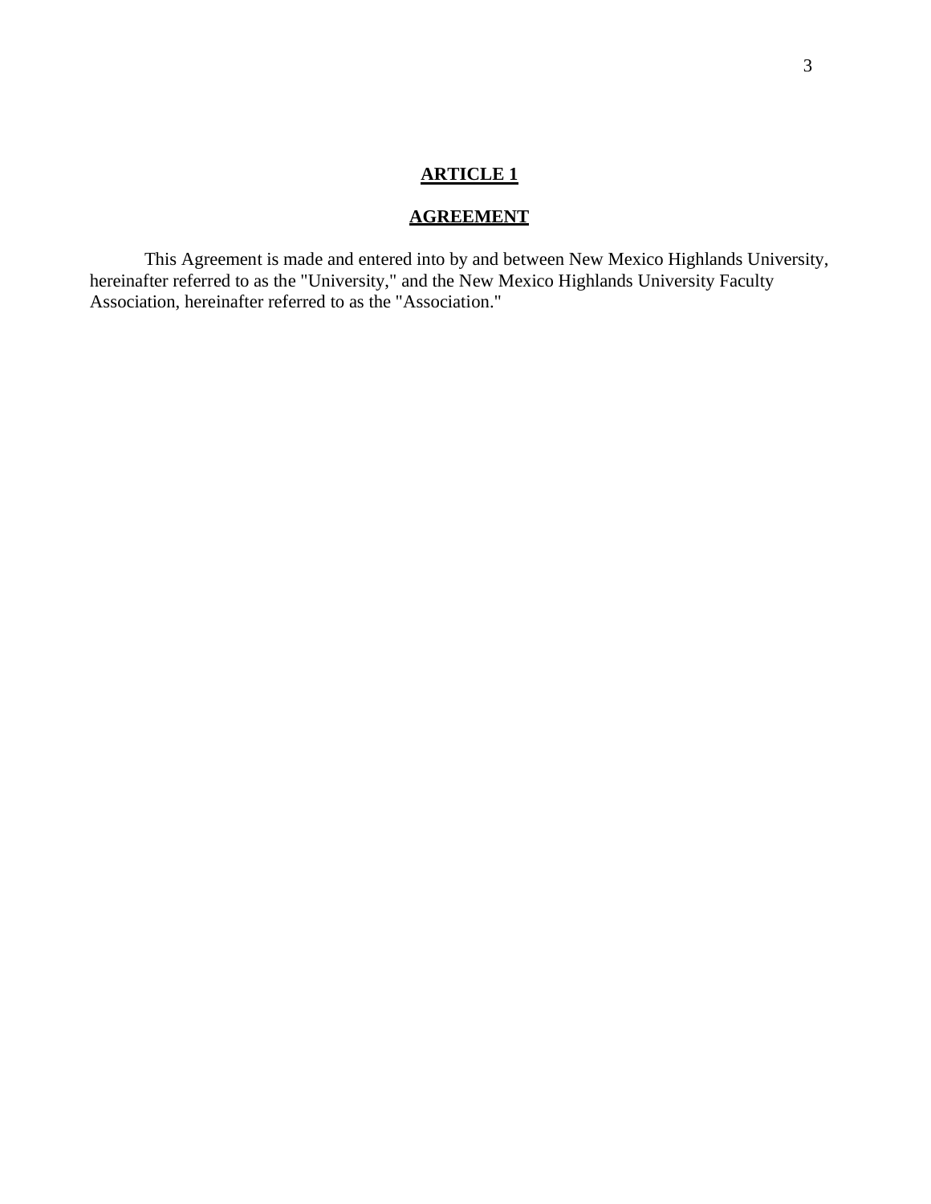# **ARTICLE 1**

## **AGREEMENT**

This Agreement is made and entered into by and between New Mexico Highlands University, hereinafter referred to as the "University," and the New Mexico Highlands University Faculty Association, hereinafter referred to as the "Association."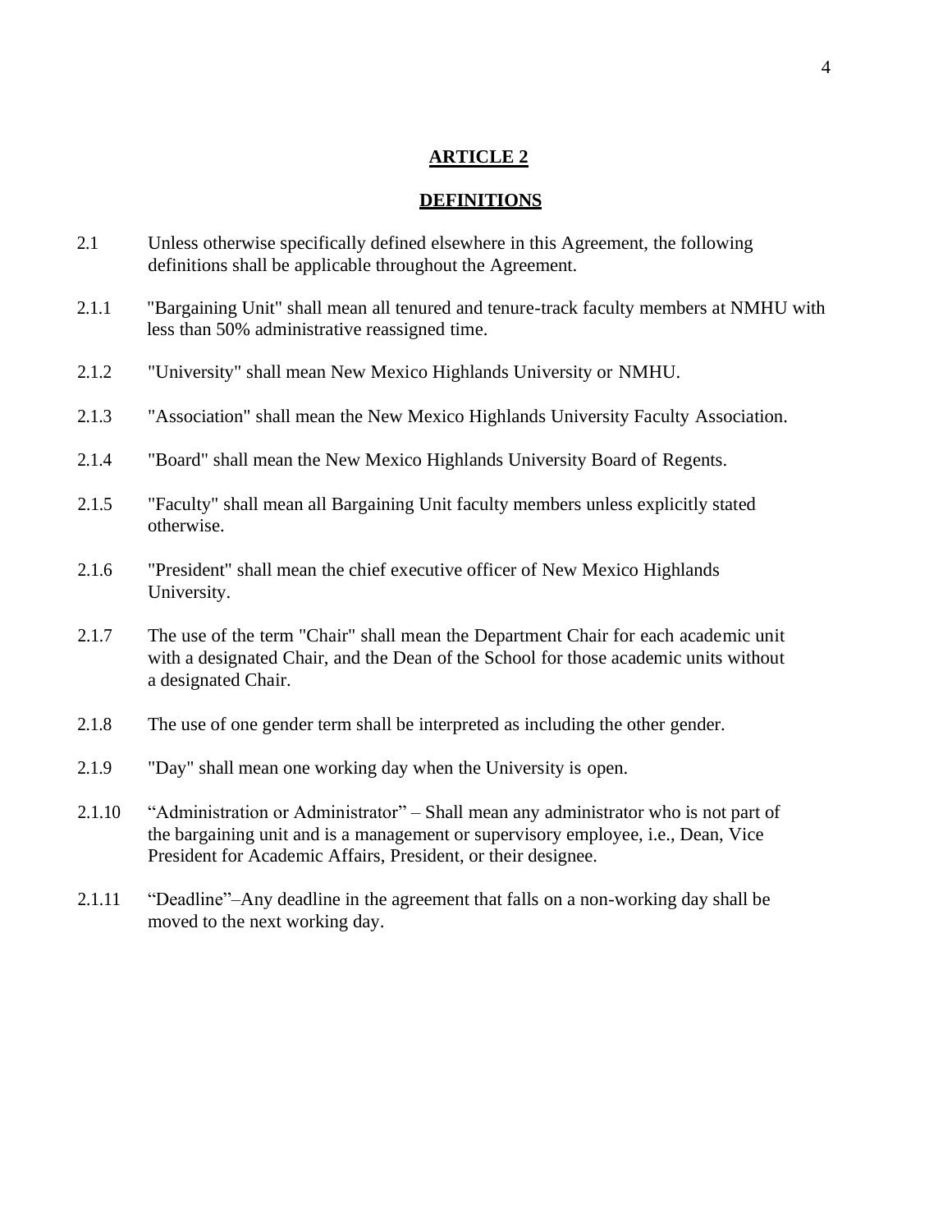# ARTICLE 2

## DEFINITIONS

2.1 Unless otherwise specifically defined elsewhere in this Agreement, the following definitions shall be applicable throughout the Agreement.

2.1.1 "Bargaining Unit" shall mean all tenured and tenure-track faculty members at NMHU with less than 50% administrative reassigned time.

2.1.2 "University" shall mean New Mexico Highlands University or NMHU.

2.1.3 "Association" shall mean the New Mexico Highlands University Faculty Association.

2.1.4 "Board" shall mean the New Mexico Highlands University Board of Regents.

2.1.5 "Faculty" shall mean all Bargaining Unit faculty members unless explicitly stated otherwise.

2.1.6 "President" shall mean the chief executive officer of New Mexico Highlands University.

2.1.7 The use of the term "Chair" shall mean the Department Chair for each academic unit with a designated Chair, and the Dean of the School for those academic units without a designated Chair.

2.1.8 The use of one gender term shall be interpreted as including the other gender.

2.1.9 "Day" shall mean one working day when the University is open.

2.1.10 "Administration or Administrator" – Shall mean any administrator who is not part of the bargaining unit and is a management or supervisory employee, i.e., Dean, Vice President for Academic Affairs, President, or their designee.

2.1.11 "Deadline"–Any deadline in the agreement that falls on a non-working day shall be moved to the next working day.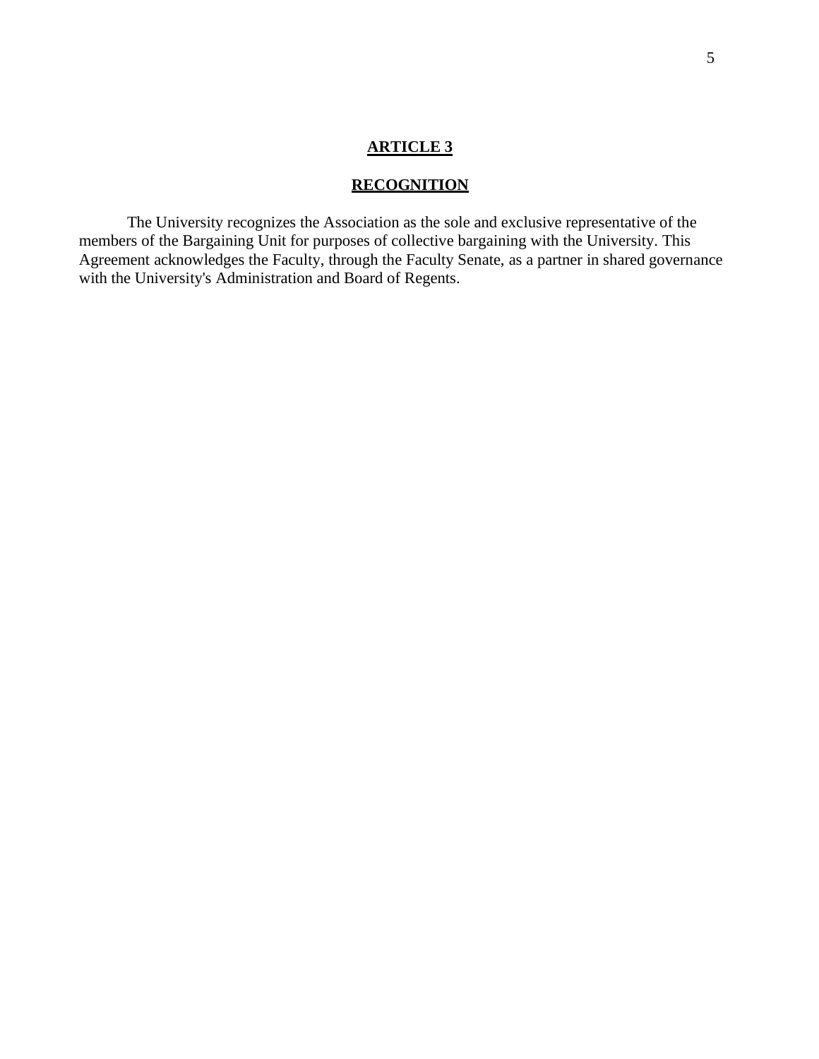# ARTICLE 3

## RECOGNITION

The University recognizes the Association as the sole and exclusive representative of the members of the Bargaining Unit for purposes of collective bargaining with the University. This Agreement acknowledges the Faculty, through the Faculty Senate, as a partner in shared governance with the University's Administration and Board of Regents.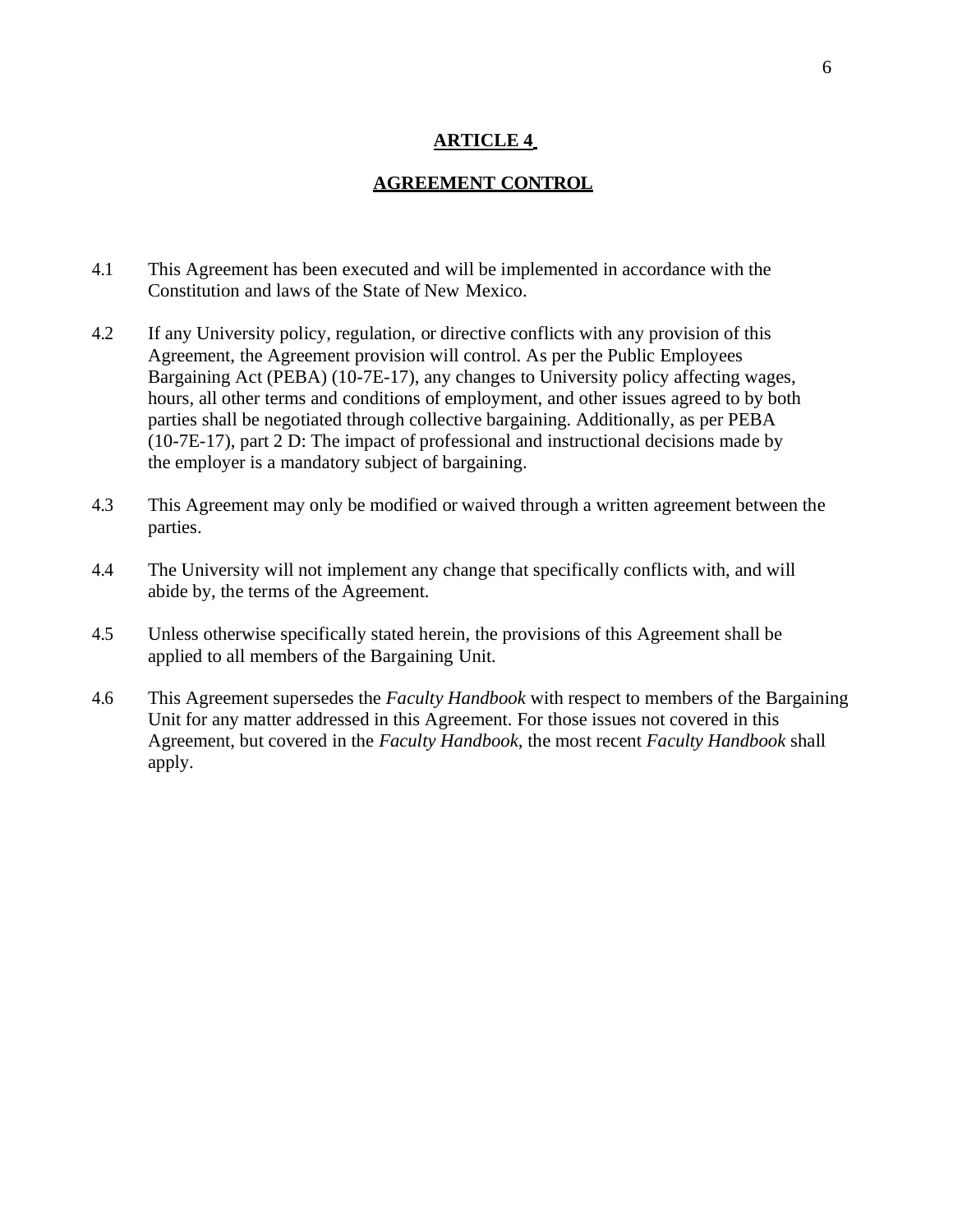# ARTICLE 4

## AGREEMENT CONTROL

4.1 This Agreement has been executed and will be implemented in accordance with the Constitution and laws of the State of New Mexico.

4.2 If any University policy, regulation, or directive conflicts with any provision of this Agreement, the Agreement provision will control. As per the Public Employees Bargaining Act (PEBA) (10-7E-17), any changes to University policy affecting wages, hours, all other terms and conditions of employment, and other issues agreed to by both parties shall be negotiated through collective bargaining. Additionally, as per PEBA (10-7E-17), part 2 D: The impact of professional and instructional decisions made by the employer is a mandatory subject of bargaining.

4.3 This Agreement may only be modified or waived through a written agreement between the parties.

4.4 The University will not implement any change that specifically conflicts with, and will abide by, the terms of the Agreement.

4.5 Unless otherwise specifically stated herein, the provisions of this Agreement shall be applied to all members of the Bargaining Unit.

4.6 This Agreement supersedes the *Faculty Handbook* with respect to members of the Bargaining Unit for any matter addressed in this Agreement. For those issues not covered in this Agreement, but covered in the *Faculty Handbook*, the most recent *Faculty Handbook* shall apply.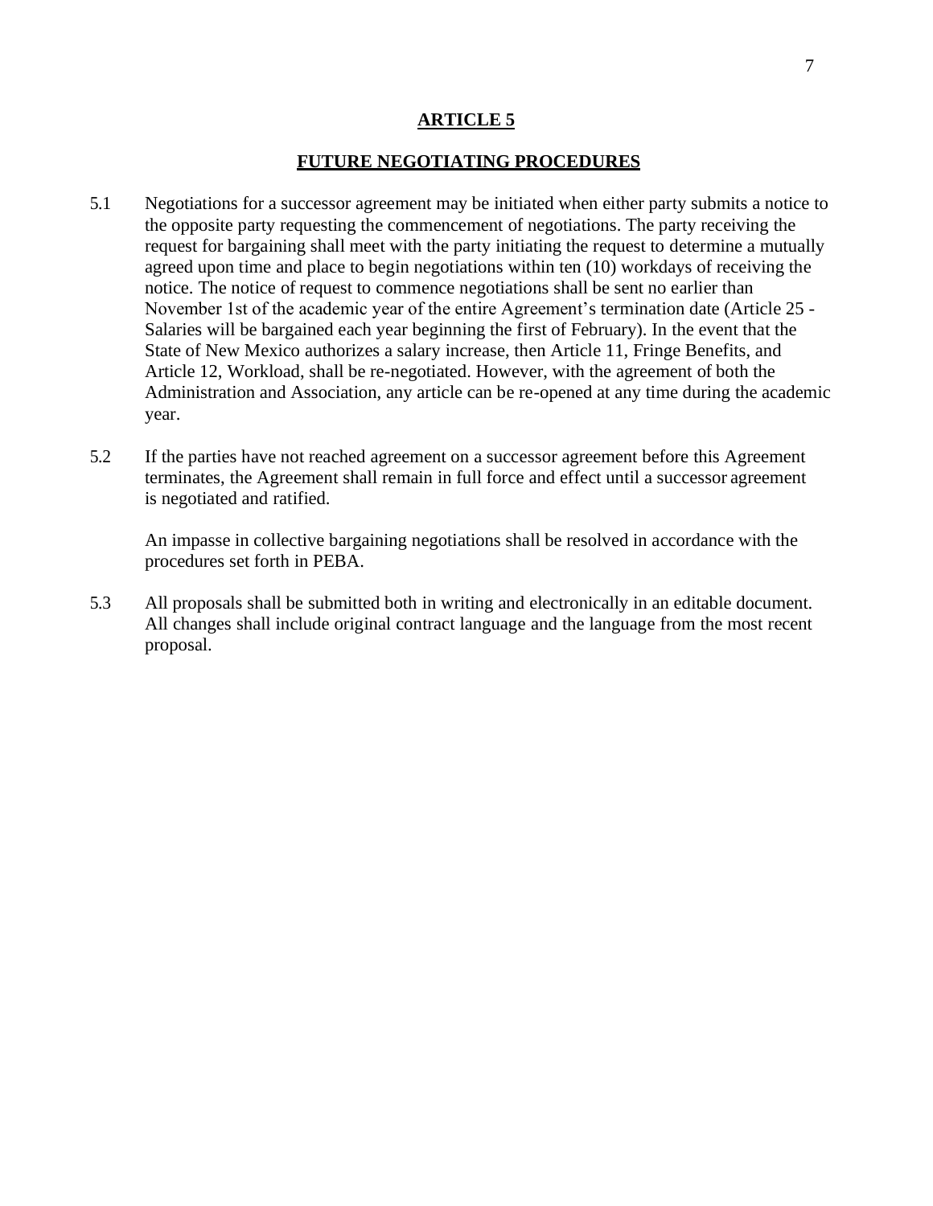# ARTICLE 5

## FUTURE NEGOTIATING PROCEDURES

5.1 Negotiations for a successor agreement may be initiated when either party submits a notice to the opposite party requesting the commencement of negotiations. The party receiving the request for bargaining shall meet with the party initiating the request to determine a mutually agreed upon time and place to begin negotiations within ten (10) workdays of receiving the notice. The notice of request to commence negotiations shall be sent no earlier than November 1st of the academic year of the entire Agreement's termination date (Article 25 - Salaries will be bargained each year beginning the first of February). In the event that the State of New Mexico authorizes a salary increase, then Article 11, Fringe Benefits, and Article 12, Workload, shall be re-negotiated. However, with the agreement of both the Administration and Association, any article can be re-opened at any time during the academic year.

5.2 If the parties have not reached agreement on a successor agreement before this Agreement terminates, the Agreement shall remain in full force and effect until a successor agreement is negotiated and ratified.

An impasse in collective bargaining negotiations shall be resolved in accordance with the procedures set forth in PEBA.

5.3 All proposals shall be submitted both in writing and electronically in an editable document. All changes shall include original contract language and the language from the most recent proposal.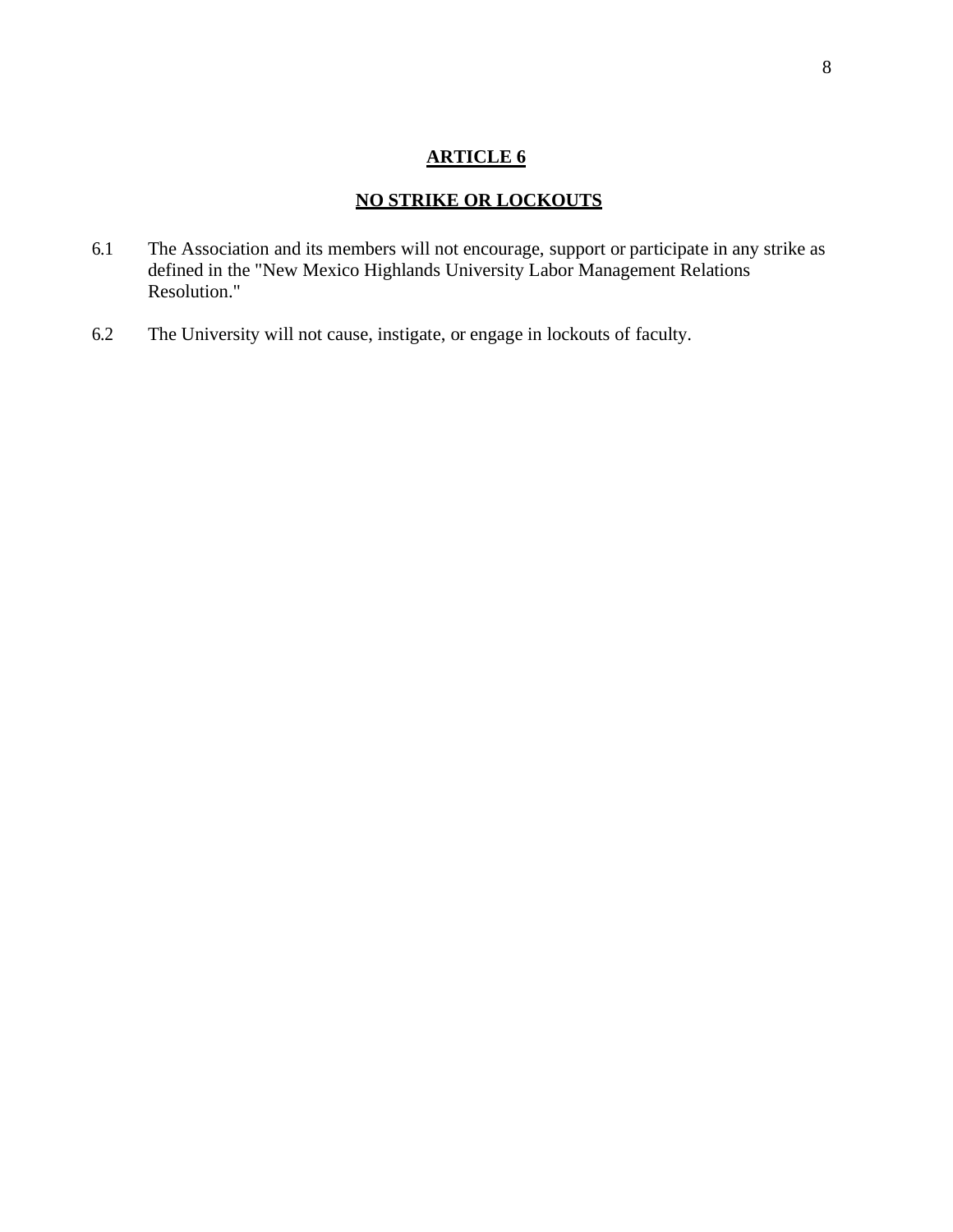# ARTICLE 6

## NO STRIKE OR LOCKOUTS

6.1 The Association and its members will not encourage, support or participate in any strike as defined in the "New Mexico Highlands University Labor Management Relations Resolution."

6.2 The University will not cause, instigate, or engage in lockouts of faculty.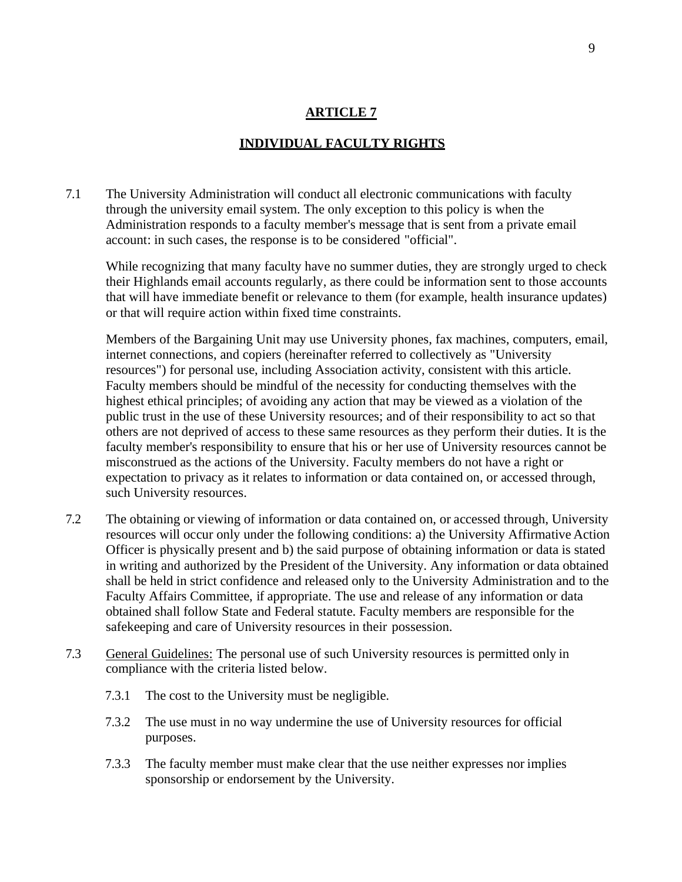## ARTICLE 7

## INDIVIDUAL FACULTY RIGHTS

7.1 The University Administration will conduct all electronic communications with faculty through the university email system. The only exception to this policy is when the Administration responds to a faculty member's message that is sent from a private email account: in such cases, the response is to be considered "official".

While recognizing that many faculty have no summer duties, they are strongly urged to check their Highlands email accounts regularly, as there could be information sent to those accounts that will have immediate benefit or relevance to them (for example, health insurance updates) or that will require action within fixed time constraints.

Members of the Bargaining Unit may use University phones, fax machines, computers, email, internet connections, and copiers (hereinafter referred to collectively as "University resources") for personal use, including Association activity, consistent with this article. Faculty members should be mindful of the necessity for conducting themselves with the highest ethical principles; of avoiding any action that may be viewed as a violation of the public trust in the use of these University resources; and of their responsibility to act so that others are not deprived of access to these same resources as they perform their duties. It is the faculty member's responsibility to ensure that his or her use of University resources cannot be misconstrued as the actions of the University. Faculty members do not have a right or expectation to privacy as it relates to information or data contained on, or accessed through, such University resources.

7.2 The obtaining or viewing of information or data contained on, or accessed through, University resources will occur only under the following conditions: a) the University Affirmative Action Officer is physically present and b) the said purpose of obtaining information or data is stated in writing and authorized by the President of the University. Any information or data obtained shall be held in strict confidence and released only to the University Administration and to the Faculty Affairs Committee, if appropriate. The use and release of any information or data obtained shall follow State and Federal statute. Faculty members are responsible for the safekeeping and care of University resources in their possession.

7.3 General Guidelines: The personal use of such University resources is permitted only in compliance with the criteria listed below.

7.3.1 The cost to the University must be negligible.

7.3.2 The use must in no way undermine the use of University resources for official purposes.

7.3.3 The faculty member must make clear that the use neither expresses nor implies sponsorship or endorsement by the University.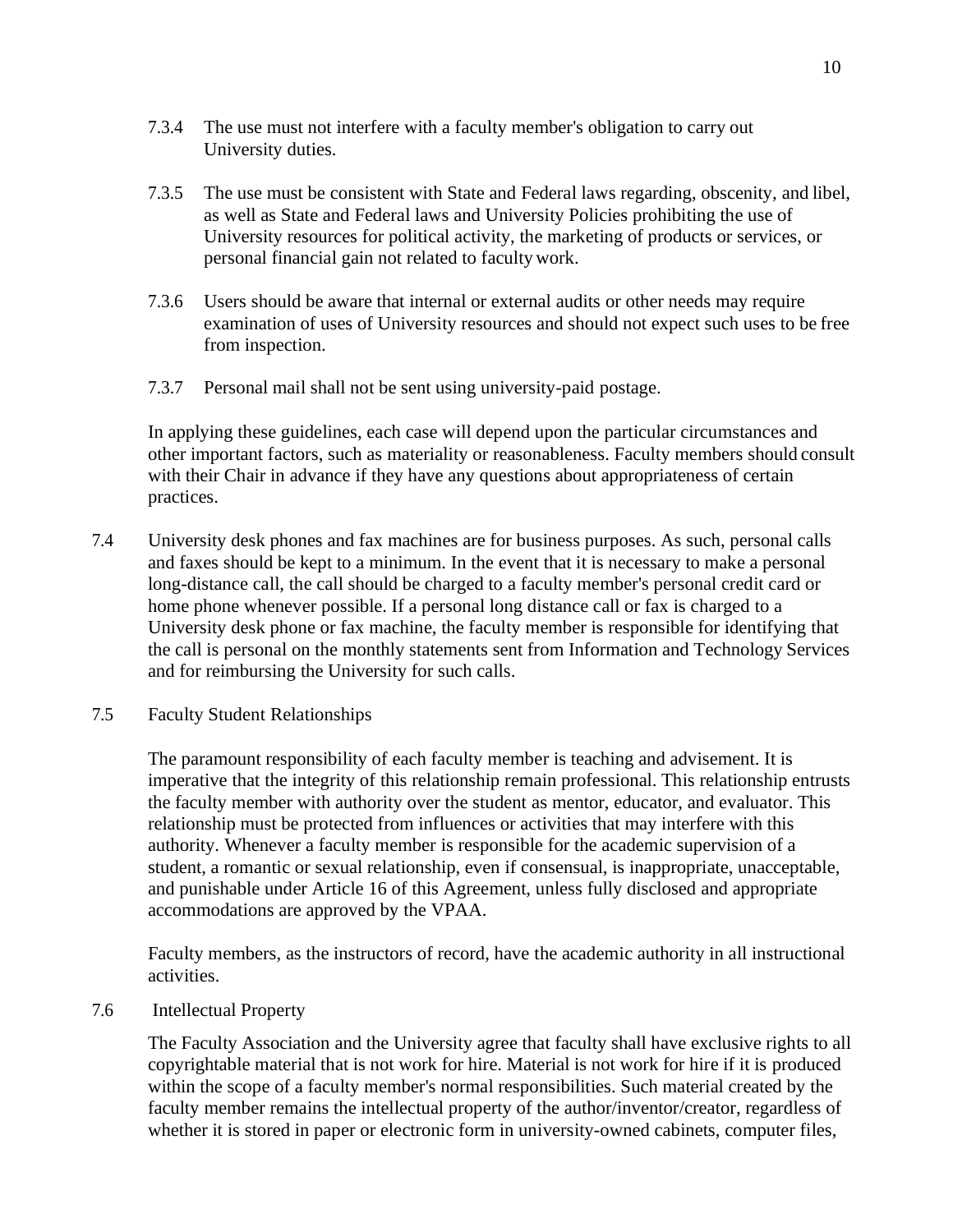7.3.4 The use must not interfere with a faculty member's obligation to carry out University duties.

7.3.5 The use must be consistent with State and Federal laws regarding, obscenity, and libel, as well as State and Federal laws and University Policies prohibiting the use of University resources for political activity, the marketing of products or services, or personal financial gain not related to faculty work.

7.3.6 Users should be aware that internal or external audits or other needs may require examination of uses of University resources and should not expect such uses to be free from inspection.

7.3.7 Personal mail shall not be sent using university-paid postage.

In applying these guidelines, each case will depend upon the particular circumstances and other important factors, such as materiality or reasonableness. Faculty members should consult with their Chair in advance if they have any questions about appropriateness of certain practices.

7.4 University desk phones and fax machines are for business purposes. As such, personal calls and faxes should be kept to a minimum. In the event that it is necessary to make a personal long-distance call, the call should be charged to a faculty member's personal credit card or home phone whenever possible. If a personal long distance call or fax is charged to a University desk phone or fax machine, the faculty member is responsible for identifying that the call is personal on the monthly statements sent from Information and Technology Services and for reimbursing the University for such calls.

7.5 Faculty Student Relationships

The paramount responsibility of each faculty member is teaching and advisement. It is imperative that the integrity of this relationship remain professional. This relationship entrusts the faculty member with authority over the student as mentor, educator, and evaluator. This relationship must be protected from influences or activities that may interfere with this authority. Whenever a faculty member is responsible for the academic supervision of a student, a romantic or sexual relationship, even if consensual, is inappropriate, unacceptable, and punishable under Article 16 of this Agreement, unless fully disclosed and appropriate accommodations are approved by the VPAA.

Faculty members, as the instructors of record, have the academic authority in all instructional activities.

7.6 Intellectual Property

The Faculty Association and the University agree that faculty shall have exclusive rights to all copyrightable material that is not work for hire. Material is not work for hire if it is produced within the scope of a faculty member's normal responsibilities. Such material created by the faculty member remains the intellectual property of the author/inventor/creator, regardless of whether it is stored in paper or electronic form in university-owned cabinets, computer files,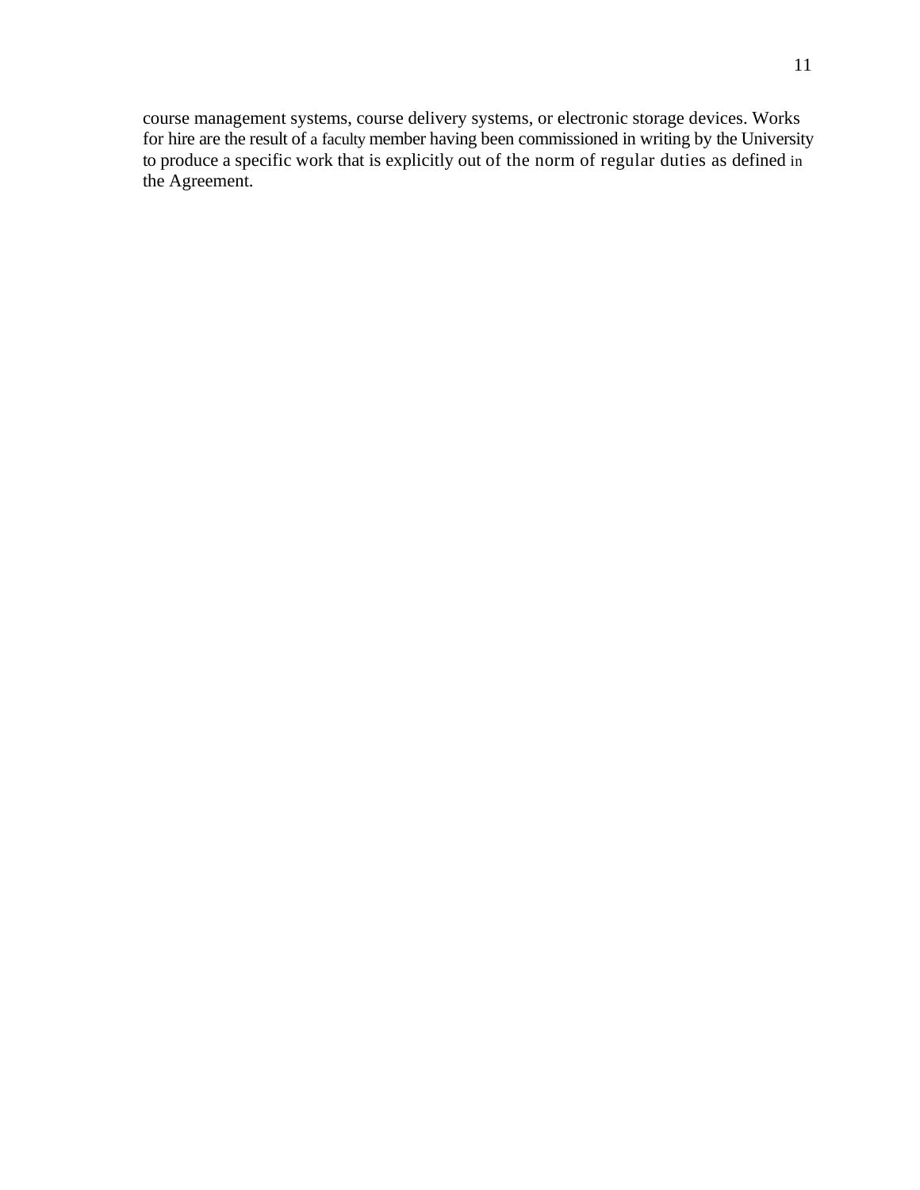course management systems, course delivery systems, or electronic storage devices. Works for hire are the result of a faculty member having been commissioned in writing by the University to produce a specific work that is explicitly out of the norm of regular duties as defined in the Agreement.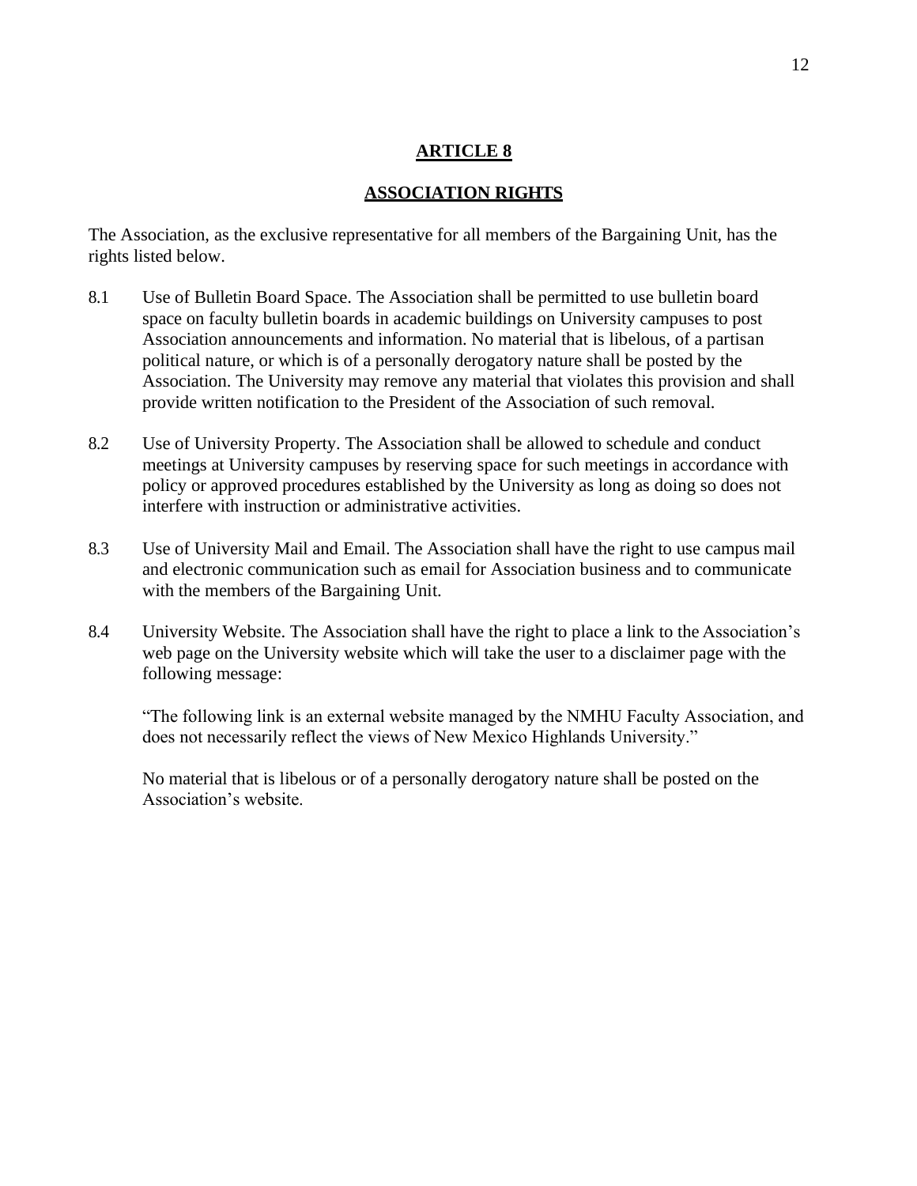# ARTICLE 8

## ASSOCIATION RIGHTS

The Association, as the exclusive representative for all members of the Bargaining Unit, has the rights listed below.

8.1 Use of Bulletin Board Space. The Association shall be permitted to use bulletin board space on faculty bulletin boards in academic buildings on University campuses to post Association announcements and information. No material that is libelous, of a partisan political nature, or which is of a personally derogatory nature shall be posted by the Association. The University may remove any material that violates this provision and shall provide written notification to the President of the Association of such removal.

8.2 Use of University Property. The Association shall be allowed to schedule and conduct meetings at University campuses by reserving space for such meetings in accordance with policy or approved procedures established by the University as long as doing so does not interfere with instruction or administrative activities.

8.3 Use of University Mail and Email. The Association shall have the right to use campus mail and electronic communication such as email for Association business and to communicate with the members of the Bargaining Unit.

8.4 University Website. The Association shall have the right to place a link to the Association's web page on the University website which will take the user to a disclaimer page with the following message:

"The following link is an external website managed by the NMHU Faculty Association, and does not necessarily reflect the views of New Mexico Highlands University."

No material that is libelous or of a personally derogatory nature shall be posted on the Association's website.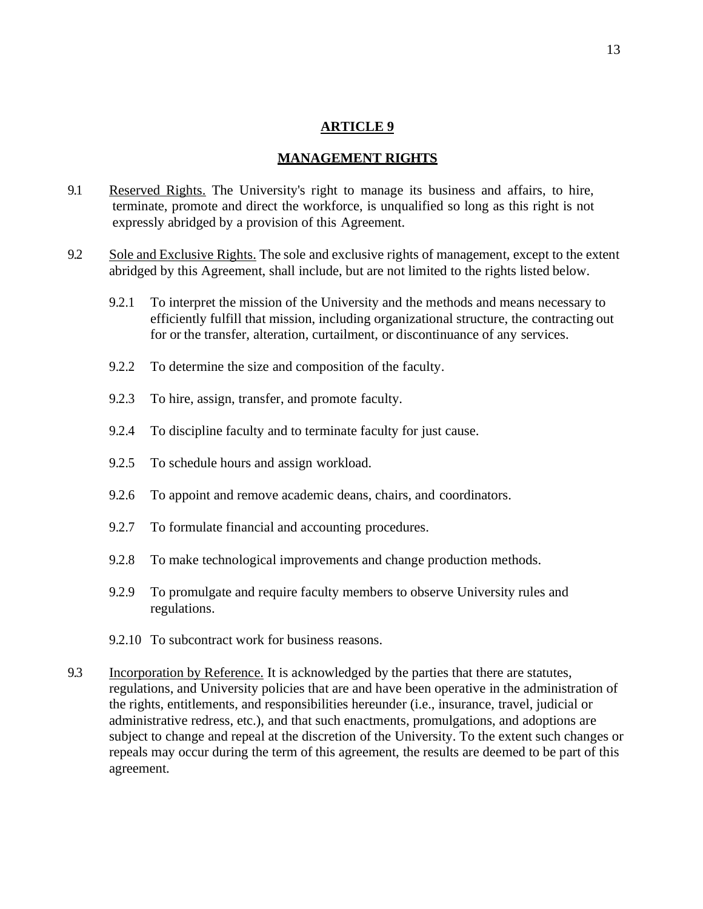## ARTICLE 9

## MANAGEMENT RIGHTS

9.1 Reserved Rights. The University's right to manage its business and affairs, to hire, terminate, promote and direct the workforce, is unqualified so long as this right is not expressly abridged by a provision of this Agreement.

9.2 Sole and Exclusive Rights. The sole and exclusive rights of management, except to the extent abridged by this Agreement, shall include, but are not limited to the rights listed below.

- 9.2.1 To interpret the mission of the University and the methods and means necessary to efficiently fulfill that mission, including organizational structure, the contracting out for or the transfer, alteration, curtailment, or discontinuance of any services.
- 9.2.2 To determine the size and composition of the faculty.
- 9.2.3 To hire, assign, transfer, and promote faculty.
- 9.2.4 To discipline faculty and to terminate faculty for just cause.
- 9.2.5 To schedule hours and assign workload.
- 9.2.6 To appoint and remove academic deans, chairs, and coordinators.
- 9.2.7 To formulate financial and accounting procedures.
- 9.2.8 To make technological improvements and change production methods.
- 9.2.9 To promulgate and require faculty members to observe University rules and regulations.
- 9.2.10 To subcontract work for business reasons.

9.3 Incorporation by Reference. It is acknowledged by the parties that there are statutes, regulations, and University policies that are and have been operative in the administration of the rights, entitlements, and responsibilities hereunder (i.e., insurance, travel, judicial or administrative redress, etc.), and that such enactments, promulgations, and adoptions are subject to change and repeal at the discretion of the University. To the extent such changes or repeals may occur during the term of this agreement, the results are deemed to be part of this agreement.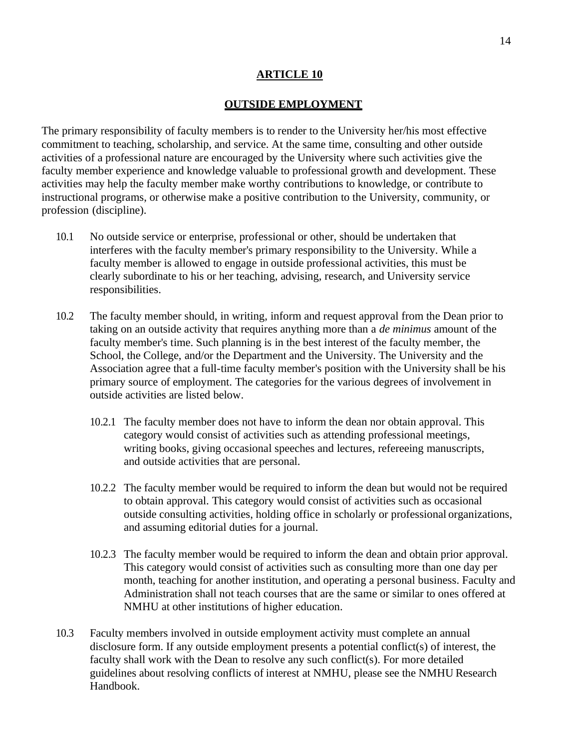# ARTICLE 10

## OUTSIDE EMPLOYMENT

The primary responsibility of faculty members is to render to the University her/his most effective commitment to teaching, scholarship, and service. At the same time, consulting and other outside activities of a professional nature are encouraged by the University where such activities give the faculty member experience and knowledge valuable to professional growth and development. These activities may help the faculty member make worthy contributions to knowledge, or contribute to instructional programs, or otherwise make a positive contribution to the University, community, or profession (discipline).

10.1 No outside service or enterprise, professional or other, should be undertaken that interferes with the faculty member's primary responsibility to the University. While a faculty member is allowed to engage in outside professional activities, this must be clearly subordinate to his or her teaching, advising, research, and University service responsibilities.

10.2 The faculty member should, in writing, inform and request approval from the Dean prior to taking on an outside activity that requires anything more than a *de minimus* amount of the faculty member's time. Such planning is in the best interest of the faculty member, the School, the College, and/or the Department and the University. The University and the Association agree that a full-time faculty member's position with the University shall be his primary source of employment. The categories for the various degrees of involvement in outside activities are listed below.

10.2.1 The faculty member does not have to inform the dean nor obtain approval. This category would consist of activities such as attending professional meetings, writing books, giving occasional speeches and lectures, refereeing manuscripts, and outside activities that are personal.

10.2.2 The faculty member would be required to inform the dean but would not be required to obtain approval. This category would consist of activities such as occasional outside consulting activities, holding office in scholarly or professional organizations, and assuming editorial duties for a journal.

10.2.3 The faculty member would be required to inform the dean and obtain prior approval. This category would consist of activities such as consulting more than one day per month, teaching for another institution, and operating a personal business. Faculty and Administration shall not teach courses that are the same or similar to ones offered at NMHU at other institutions of higher education.

10.3 Faculty members involved in outside employment activity must complete an annual disclosure form. If any outside employment presents a potential conflict(s) of interest, the faculty shall work with the Dean to resolve any such conflict(s). For more detailed guidelines about resolving conflicts of interest at NMHU, please see the NMHU Research Handbook.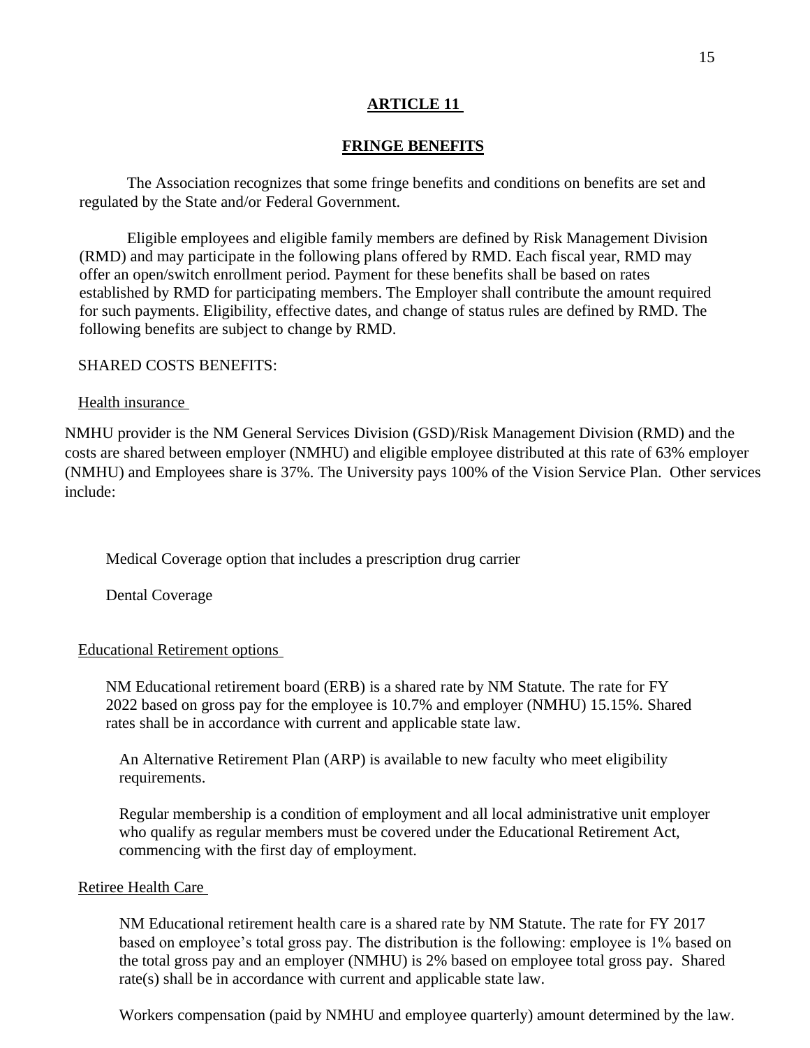## ARTICLE 11

## FRINGE BENEFITS

The Association recognizes that some fringe benefits and conditions on benefits are set and regulated by the State and/or Federal Government.

Eligible employees and eligible family members are defined by Risk Management Division (RMD) and may participate in the following plans offered by RMD. Each fiscal year, RMD may offer an open/switch enrollment period. Payment for these benefits shall be based on rates established by RMD for participating members. The Employer shall contribute the amount required for such payments. Eligibility, effective dates, and change of status rules are defined by RMD. The following benefits are subject to change by RMD.

SHARED COSTS BENEFITS:

Health insurance

NMHU provider is the NM General Services Division (GSD)/Risk Management Division (RMD) and the costs are shared between employer (NMHU) and eligible employee distributed at this rate of 63% employer (NMHU) and Employees share is 37%. The University pays 100% of the Vision Service Plan. Other services include:

Medical Coverage option that includes a prescription drug carrier

Dental Coverage

Educational Retirement options

NM Educational retirement board (ERB) is a shared rate by NM Statute. The rate for FY 2022 based on gross pay for the employee is 10.7% and employer (NMHU) 15.15%. Shared rates shall be in accordance with current and applicable state law.

An Alternative Retirement Plan (ARP) is available to new faculty who meet eligibility requirements.

Regular membership is a condition of employment and all local administrative unit employer who qualify as regular members must be covered under the Educational Retirement Act, commencing with the first day of employment.

Retiree Health Care

NM Educational retirement health care is a shared rate by NM Statute. The rate for FY 2017 based on employee's total gross pay. The distribution is the following: employee is 1% based on the total gross pay and an employer (NMHU) is 2% based on employee total gross pay. Shared rate(s) shall be in accordance with current and applicable state law.

Workers compensation (paid by NMHU and employee quarterly) amount determined by the law.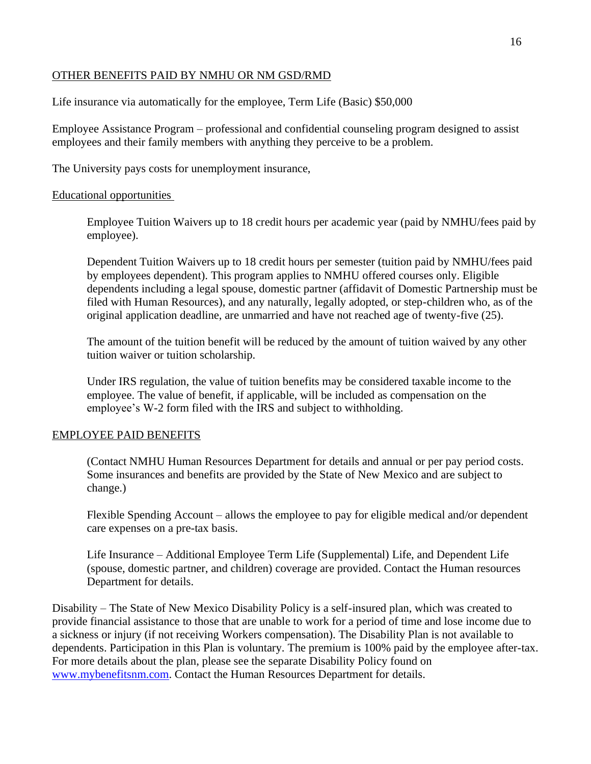<u>OTHER BENEFITS PAID BY NMHU OR NM GSD/RMD</u>

Life insurance via automatically for the employee, Term Life (Basic) $50,000

Employee Assistance Program – professional and confidential counseling program designed to assist employees and their family members with anything they perceive to be a problem.

The University pays costs for unemployment insurance,

<u>Educational opportunities</u>

> Employee Tuition Waivers up to 18 credit hours per academic year (paid by NMHU/fees paid by employee).
>
> Dependent Tuition Waivers up to 18 credit hours per semester (tuition paid by NMHU/fees paid by employees dependent). This program applies to NMHU offered courses only. Eligible dependents including a legal spouse, domestic partner (affidavit of Domestic Partnership must be filed with Human Resources), and any naturally, legally adopted, or step-children who, as of the original application deadline, are unmarried and have not reached age of twenty-five (25).
>
> The amount of the tuition benefit will be reduced by the amount of tuition waived by any other tuition waiver or tuition scholarship.
>
> Under IRS regulation, the value of tuition benefits may be considered taxable income to the employee. The value of benefit, if applicable, will be included as compensation on the employee's W-2 form filed with the IRS and subject to withholding.

<u>EMPLOYEE PAID BENEFITS</u>

> (Contact NMHU Human Resources Department for details and annual or per pay period costs. Some insurances and benefits are provided by the State of New Mexico and are subject to change.)
>
> Flexible Spending Account – allows the employee to pay for eligible medical and/or dependent care expenses on a pre-tax basis.
>
> Life Insurance – Additional Employee Term Life (Supplemental) Life, and Dependent Life (spouse, domestic partner, and children) coverage are provided. Contact the Human resources Department for details.

Disability – The State of New Mexico Disability Policy is a self-insured plan, which was created to provide financial assistance to those that are unable to work for a period of time and lose income due to a sickness or injury (if not receiving Workers compensation). The Disability Plan is not available to dependents. Participation in this Plan is voluntary. The premium is 100% paid by the employee after-tax. For more details about the plan, please see the separate Disability Policy found on [www.mybenefitsnm.com](http://www.mybenefitsnm.com). Contact the Human Resources Department for details.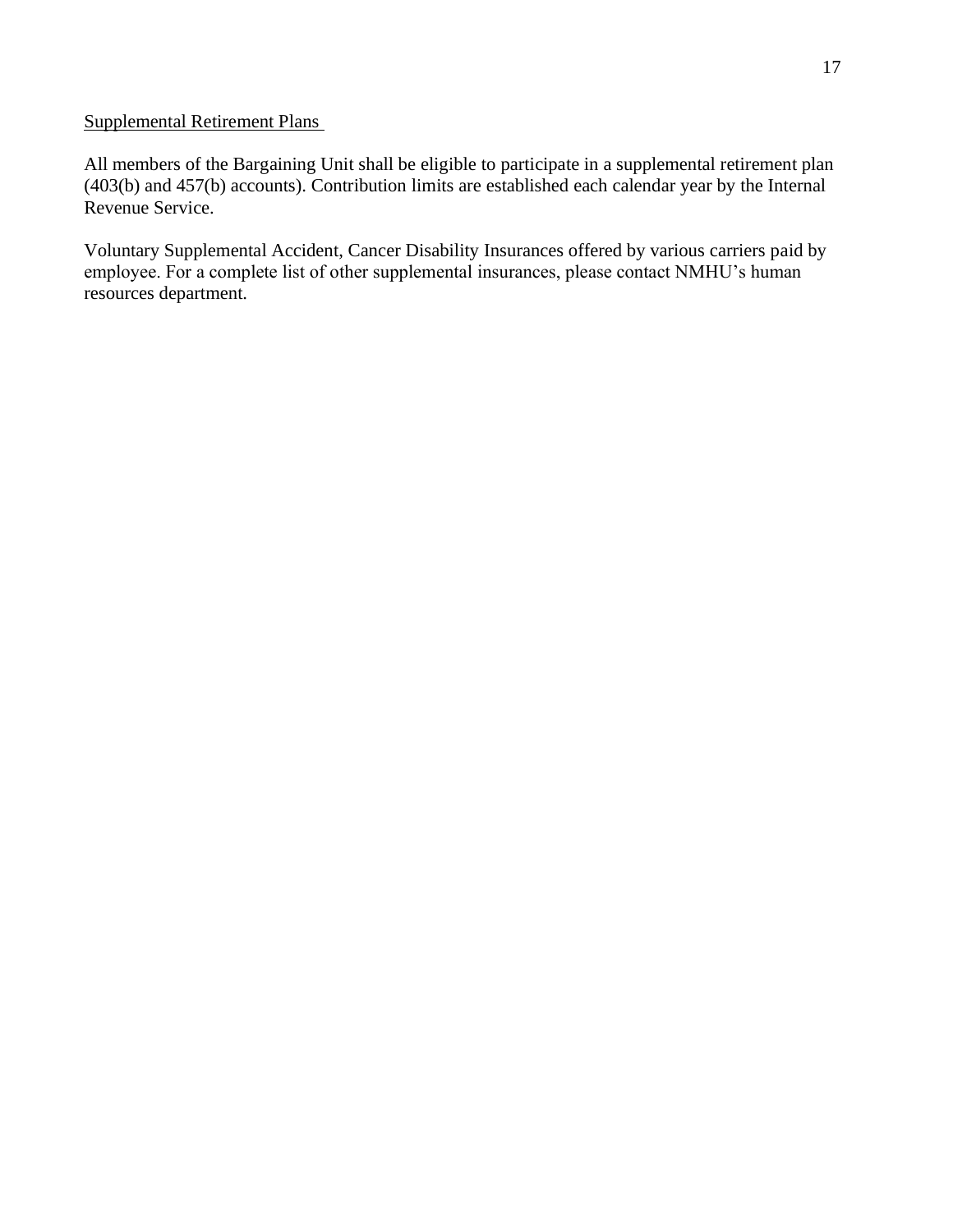<u>Supplemental Retirement Plans</u>

All members of the Bargaining Unit shall be eligible to participate in a supplemental retirement plan (403(b) and 457(b) accounts). Contribution limits are established each calendar year by the Internal Revenue Service.

Voluntary Supplemental Accident, Cancer Disability Insurances offered by various carriers paid by employee. For a complete list of other supplemental insurances, please contact NMHU's human resources department.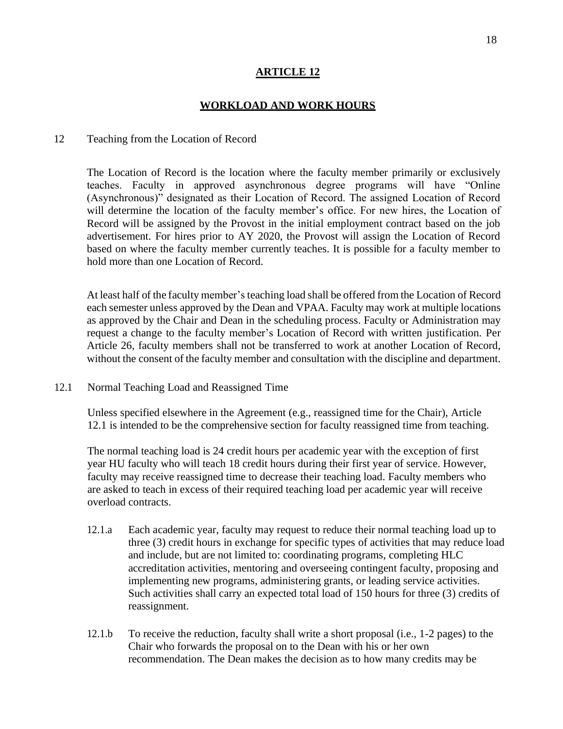## ARTICLE 12

## WORKLOAD AND WORK HOURS

### 12 Teaching from the Location of Record

The Location of Record is the location where the faculty member primarily or exclusively teaches. Faculty in approved asynchronous degree programs will have "Online (Asynchronous)" designated as their Location of Record. The assigned Location of Record will determine the location of the faculty member's office. For new hires, the Location of Record will be assigned by the Provost in the initial employment contract based on the job advertisement. For hires prior to AY 2020, the Provost will assign the Location of Record based on where the faculty member currently teaches. It is possible for a faculty member to hold more than one Location of Record.

At least half of the faculty member's teaching load shall be offered from the Location of Record each semester unless approved by the Dean and VPAA. Faculty may work at multiple locations as approved by the Chair and Dean in the scheduling process. Faculty or Administration may request a change to the faculty member's Location of Record with written justification. Per Article 26, faculty members shall not be transferred to work at another Location of Record, without the consent of the faculty member and consultation with the discipline and department.

### 12.1 Normal Teaching Load and Reassigned Time

Unless specified elsewhere in the Agreement (e.g., reassigned time for the Chair), Article 12.1 is intended to be the comprehensive section for faculty reassigned time from teaching.

The normal teaching load is 24 credit hours per academic year with the exception of first year HU faculty who will teach 18 credit hours during their first year of service. However, faculty may receive reassigned time to decrease their teaching load. Faculty members who are asked to teach in excess of their required teaching load per academic year will receive overload contracts.

12.1.a Each academic year, faculty may request to reduce their normal teaching load up to three (3) credit hours in exchange for specific types of activities that may reduce load and include, but are not limited to: coordinating programs, completing HLC accreditation activities, mentoring and overseeing contingent faculty, proposing and implementing new programs, administering grants, or leading service activities. Such activities shall carry an expected total load of 150 hours for three (3) credits of reassignment.

12.1.b To receive the reduction, faculty shall write a short proposal (i.e., 1-2 pages) to the Chair who forwards the proposal on to the Dean with his or her own recommendation. The Dean makes the decision as to how many credits may be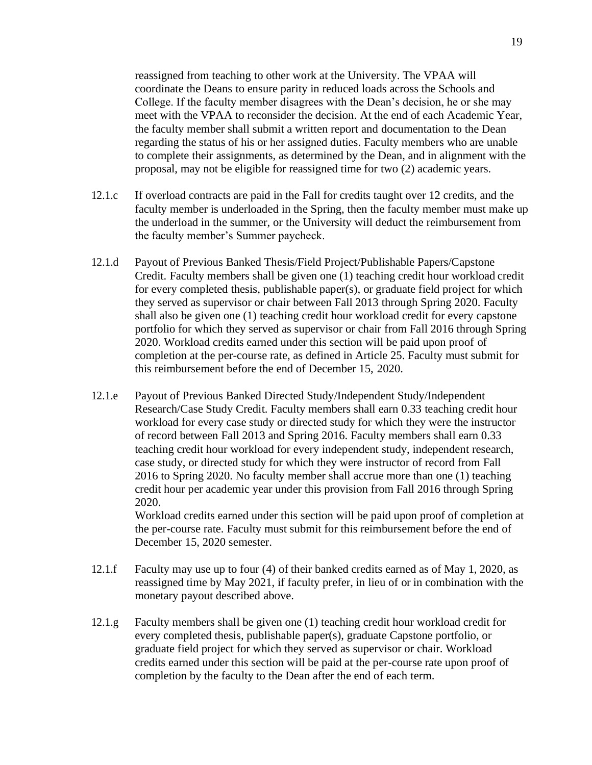reassigned from teaching to other work at the University. The VPAA will coordinate the Deans to ensure parity in reduced loads across the Schools and College. If the faculty member disagrees with the Dean's decision, he or she may meet with the VPAA to reconsider the decision. At the end of each Academic Year, the faculty member shall submit a written report and documentation to the Dean regarding the status of his or her assigned duties. Faculty members who are unable to complete their assignments, as determined by the Dean, and in alignment with the proposal, may not be eligible for reassigned time for two (2) academic years.

12.1.c If overload contracts are paid in the Fall for credits taught over 12 credits, and the faculty member is underloaded in the Spring, then the faculty member must make up the underload in the summer, or the University will deduct the reimbursement from the faculty member's Summer paycheck.

12.1.d Payout of Previous Banked Thesis/Field Project/Publishable Papers/Capstone Credit. Faculty members shall be given one (1) teaching credit hour workload credit for every completed thesis, publishable paper(s), or graduate field project for which they served as supervisor or chair between Fall 2013 through Spring 2020. Faculty shall also be given one (1) teaching credit hour workload credit for every capstone portfolio for which they served as supervisor or chair from Fall 2016 through Spring 2020. Workload credits earned under this section will be paid upon proof of completion at the per-course rate, as defined in Article 25. Faculty must submit for this reimbursement before the end of December 15, 2020.

12.1.e Payout of Previous Banked Directed Study/Independent Study/Independent Research/Case Study Credit. Faculty members shall earn 0.33 teaching credit hour workload for every case study or directed study for which they were the instructor of record between Fall 2013 and Spring 2016. Faculty members shall earn 0.33 teaching credit hour workload for every independent study, independent research, case study, or directed study for which they were instructor of record from Fall 2016 to Spring 2020. No faculty member shall accrue more than one (1) teaching credit hour per academic year under this provision from Fall 2016 through Spring 2020.
Workload credits earned under this section will be paid upon proof of completion at the per-course rate. Faculty must submit for this reimbursement before the end of December 15, 2020 semester.

12.1.f Faculty may use up to four (4) of their banked credits earned as of May 1, 2020, as reassigned time by May 2021, if faculty prefer, in lieu of or in combination with the monetary payout described above.

12.1.g Faculty members shall be given one (1) teaching credit hour workload credit for every completed thesis, publishable paper(s), graduate Capstone portfolio, or graduate field project for which they served as supervisor or chair. Workload credits earned under this section will be paid at the per-course rate upon proof of completion by the faculty to the Dean after the end of each term.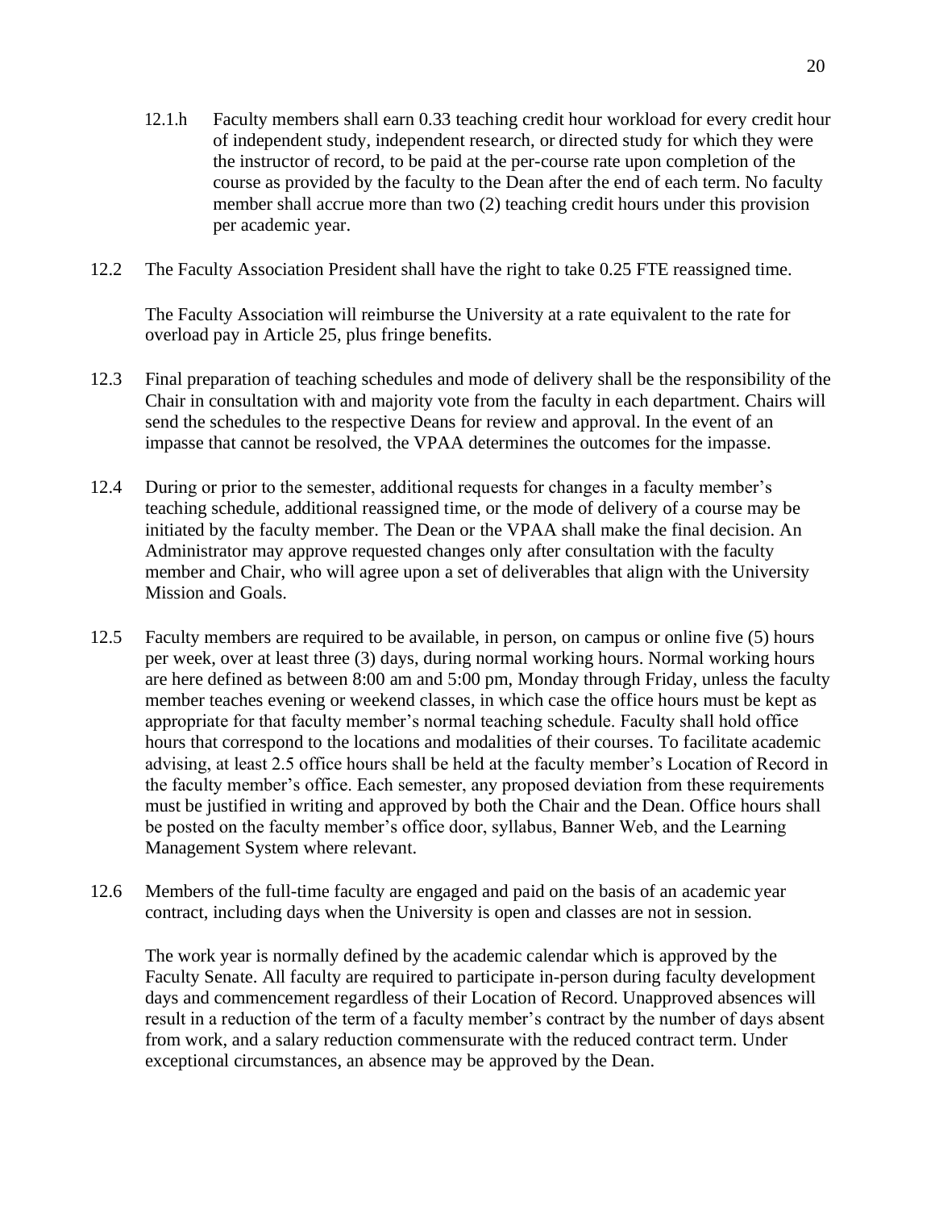12.1.h Faculty members shall earn 0.33 teaching credit hour workload for every credit hour of independent study, independent research, or directed study for which they were the instructor of record, to be paid at the per-course rate upon completion of the course as provided by the faculty to the Dean after the end of each term. No faculty member shall accrue more than two (2) teaching credit hours under this provision per academic year.

12.2 The Faculty Association President shall have the right to take 0.25 FTE reassigned time.

The Faculty Association will reimburse the University at a rate equivalent to the rate for overload pay in Article 25, plus fringe benefits.

12.3 Final preparation of teaching schedules and mode of delivery shall be the responsibility of the Chair in consultation with and majority vote from the faculty in each department. Chairs will send the schedules to the respective Deans for review and approval. In the event of an impasse that cannot be resolved, the VPAA determines the outcomes for the impasse.

12.4 During or prior to the semester, additional requests for changes in a faculty member's teaching schedule, additional reassigned time, or the mode of delivery of a course may be initiated by the faculty member. The Dean or the VPAA shall make the final decision. An Administrator may approve requested changes only after consultation with the faculty member and Chair, who will agree upon a set of deliverables that align with the University Mission and Goals.

12.5 Faculty members are required to be available, in person, on campus or online five (5) hours per week, over at least three (3) days, during normal working hours. Normal working hours are here defined as between 8:00 am and 5:00 pm, Monday through Friday, unless the faculty member teaches evening or weekend classes, in which case the office hours must be kept as appropriate for that faculty member's normal teaching schedule. Faculty shall hold office hours that correspond to the locations and modalities of their courses. To facilitate academic advising, at least 2.5 office hours shall be held at the faculty member's Location of Record in the faculty member's office. Each semester, any proposed deviation from these requirements must be justified in writing and approved by both the Chair and the Dean. Office hours shall be posted on the faculty member's office door, syllabus, Banner Web, and the Learning Management System where relevant.

12.6 Members of the full-time faculty are engaged and paid on the basis of an academic year contract, including days when the University is open and classes are not in session.

The work year is normally defined by the academic calendar which is approved by the Faculty Senate. All faculty are required to participate in-person during faculty development days and commencement regardless of their Location of Record. Unapproved absences will result in a reduction of the term of a faculty member's contract by the number of days absent from work, and a salary reduction commensurate with the reduced contract term. Under exceptional circumstances, an absence may be approved by the Dean.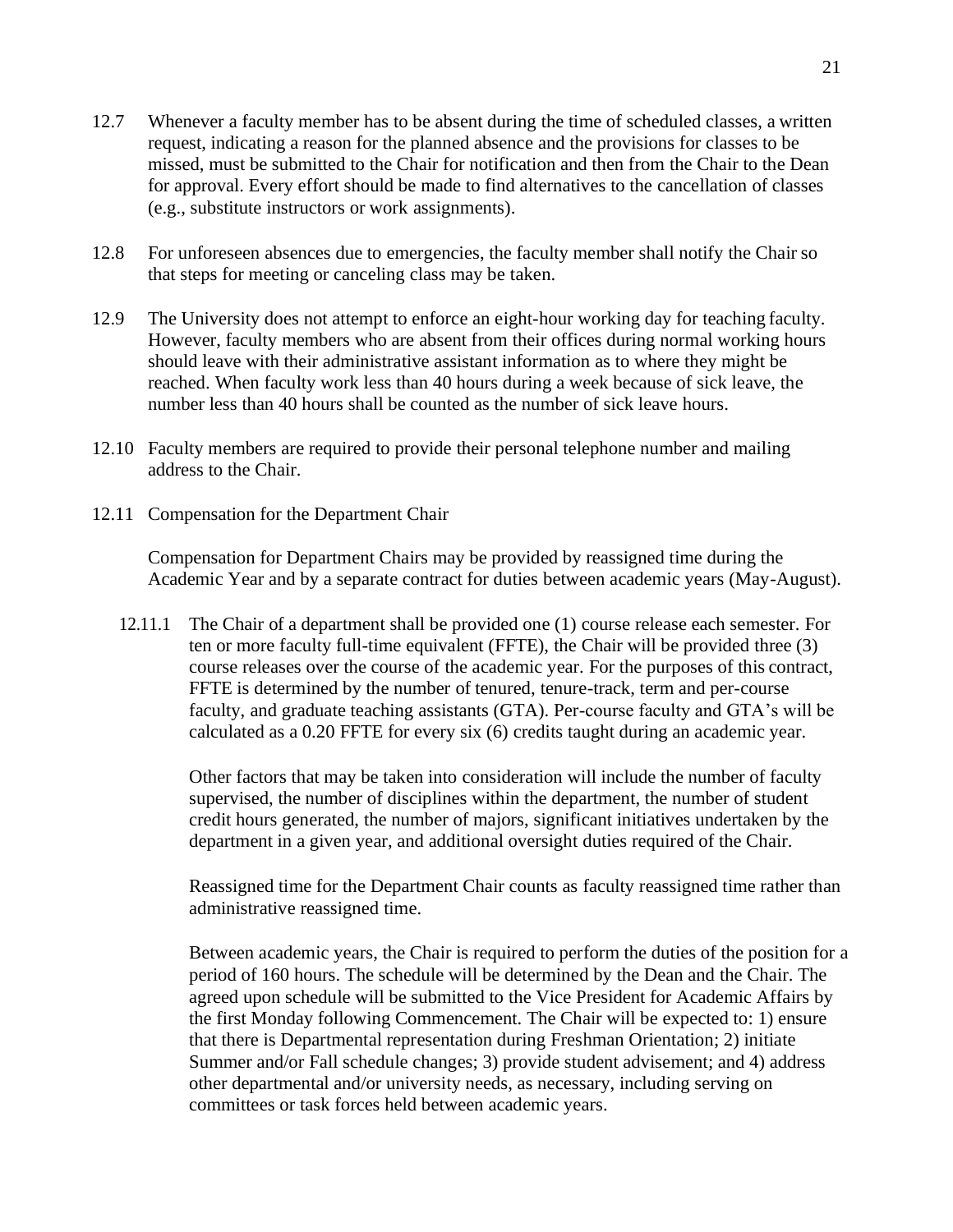12.7 Whenever a faculty member has to be absent during the time of scheduled classes, a written request, indicating a reason for the planned absence and the provisions for classes to be missed, must be submitted to the Chair for notification and then from the Chair to the Dean for approval. Every effort should be made to find alternatives to the cancellation of classes (e.g., substitute instructors or work assignments).

12.8 For unforeseen absences due to emergencies, the faculty member shall notify the Chair so that steps for meeting or canceling class may be taken.

12.9 The University does not attempt to enforce an eight-hour working day for teaching faculty. However, faculty members who are absent from their offices during normal working hours should leave with their administrative assistant information as to where they might be reached. When faculty work less than 40 hours during a week because of sick leave, the number less than 40 hours shall be counted as the number of sick leave hours.

12.10 Faculty members are required to provide their personal telephone number and mailing address to the Chair.

12.11 Compensation for the Department Chair

Compensation for Department Chairs may be provided by reassigned time during the Academic Year and by a separate contract for duties between academic years (May-August).

12.11.1 The Chair of a department shall be provided one (1) course release each semester. For ten or more faculty full-time equivalent (FFTE), the Chair will be provided three (3) course releases over the course of the academic year. For the purposes of this contract, FFTE is determined by the number of tenured, tenure-track, term and per-course faculty, and graduate teaching assistants (GTA). Per-course faculty and GTA's will be calculated as a 0.20 FFTE for every six (6) credits taught during an academic year.

Other factors that may be taken into consideration will include the number of faculty supervised, the number of disciplines within the department, the number of student credit hours generated, the number of majors, significant initiatives undertaken by the department in a given year, and additional oversight duties required of the Chair.

Reassigned time for the Department Chair counts as faculty reassigned time rather than administrative reassigned time.

Between academic years, the Chair is required to perform the duties of the position for a period of 160 hours. The schedule will be determined by the Dean and the Chair. The agreed upon schedule will be submitted to the Vice President for Academic Affairs by the first Monday following Commencement. The Chair will be expected to: 1) ensure that there is Departmental representation during Freshman Orientation; 2) initiate Summer and/or Fall schedule changes; 3) provide student advisement; and 4) address other departmental and/or university needs, as necessary, including serving on committees or task forces held between academic years.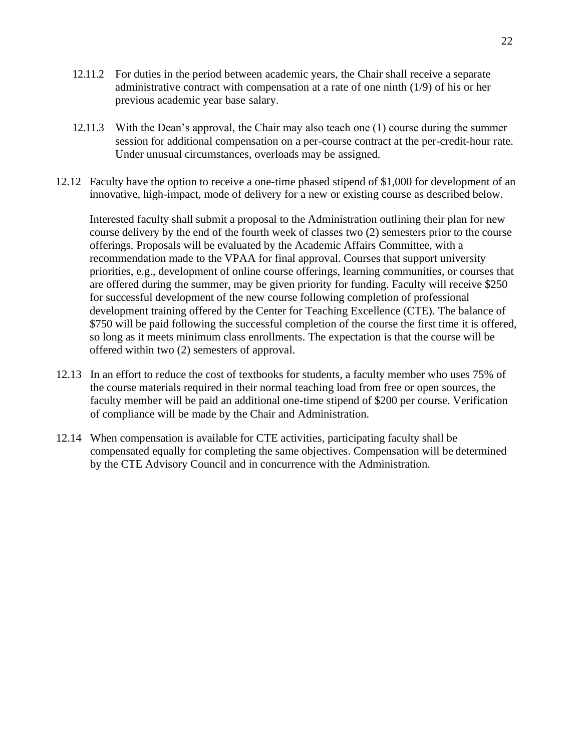12.11.2 For duties in the period between academic years, the Chair shall receive a separate administrative contract with compensation at a rate of one ninth (1/9) of his or her previous academic year base salary.

12.11.3 With the Dean's approval, the Chair may also teach one (1) course during the summer session for additional compensation on a per-course contract at the per-credit-hour rate. Under unusual circumstances, overloads may be assigned.

12.12 Faculty have the option to receive a one-time phased stipend of $1,000 for development of an innovative, high-impact, mode of delivery for a new or existing course as described below.

Interested faculty shall submit a proposal to the Administration outlining their plan for new course delivery by the end of the fourth week of classes two (2) semesters prior to the course offerings. Proposals will be evaluated by the Academic Affairs Committee, with a recommendation made to the VPAA for final approval. Courses that support university priorities, e.g., development of online course offerings, learning communities, or courses that are offered during the summer, may be given priority for funding. Faculty will receive $250 for successful development of the new course following completion of professional development training offered by the Center for Teaching Excellence (CTE). The balance of $750 will be paid following the successful completion of the course the first time it is offered, so long as it meets minimum class enrollments. The expectation is that the course will be offered within two (2) semesters of approval.

12.13 In an effort to reduce the cost of textbooks for students, a faculty member who uses 75% of the course materials required in their normal teaching load from free or open sources, the faculty member will be paid an additional one-time stipend of $200 per course. Verification of compliance will be made by the Chair and Administration.

12.14 When compensation is available for CTE activities, participating faculty shall be compensated equally for completing the same objectives. Compensation will be determined by the CTE Advisory Council and in concurrence with the Administration.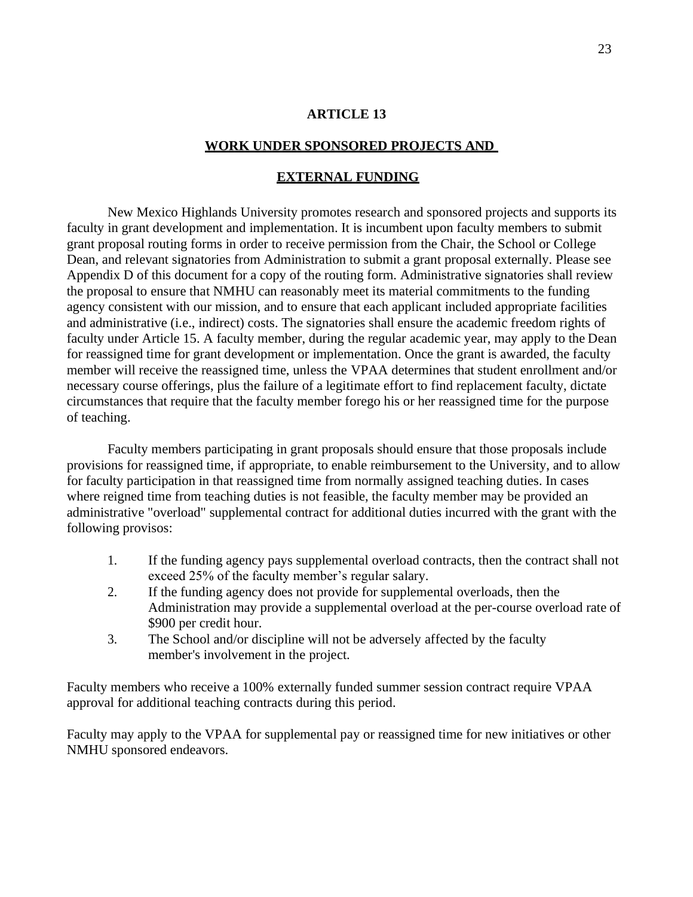## ARTICLE 13

## WORK UNDER SPONSORED PROJECTS AND EXTERNAL FUNDING

New Mexico Highlands University promotes research and sponsored projects and supports its faculty in grant development and implementation. It is incumbent upon faculty members to submit grant proposal routing forms in order to receive permission from the Chair, the School or College Dean, and relevant signatories from Administration to submit a grant proposal externally. Please see Appendix D of this document for a copy of the routing form. Administrative signatories shall review the proposal to ensure that NMHU can reasonably meet its material commitments to the funding agency consistent with our mission, and to ensure that each applicant included appropriate facilities and administrative (i.e., indirect) costs. The signatories shall ensure the academic freedom rights of faculty under Article 15. A faculty member, during the regular academic year, may apply to the Dean for reassigned time for grant development or implementation. Once the grant is awarded, the faculty member will receive the reassigned time, unless the VPAA determines that student enrollment and/or necessary course offerings, plus the failure of a legitimate effort to find replacement faculty, dictate circumstances that require that the faculty member forego his or her reassigned time for the purpose of teaching.

Faculty members participating in grant proposals should ensure that those proposals include provisions for reassigned time, if appropriate, to enable reimbursement to the University, and to allow for faculty participation in that reassigned time from normally assigned teaching duties. In cases where reigned time from teaching duties is not feasible, the faculty member may be provided an administrative "overload" supplemental contract for additional duties incurred with the grant with the following provisos:

1. If the funding agency pays supplemental overload contracts, then the contract shall not exceed 25% of the faculty member's regular salary.
2. If the funding agency does not provide for supplemental overloads, then the Administration may provide a supplemental overload at the per-course overload rate of $900 per credit hour.
3. The School and/or discipline will not be adversely affected by the faculty member's involvement in the project.

Faculty members who receive a 100% externally funded summer session contract require VPAA approval for additional teaching contracts during this period.

Faculty may apply to the VPAA for supplemental pay or reassigned time for new initiatives or other NMHU sponsored endeavors.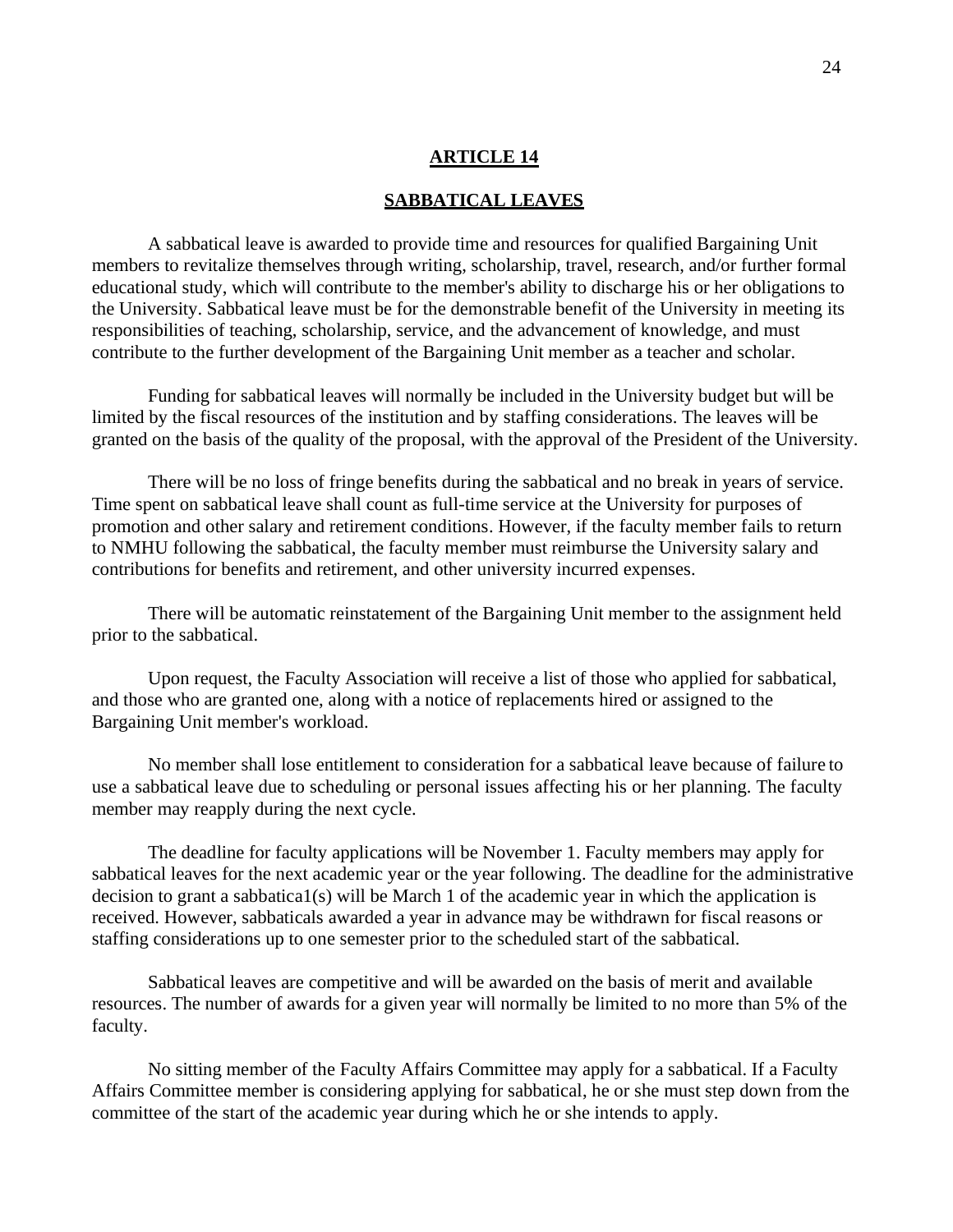## ARTICLE 14

## SABBATICAL LEAVES

A sabbatical leave is awarded to provide time and resources for qualified Bargaining Unit members to revitalize themselves through writing, scholarship, travel, research, and/or further formal educational study, which will contribute to the member's ability to discharge his or her obligations to the University. Sabbatical leave must be for the demonstrable benefit of the University in meeting its responsibilities of teaching, scholarship, service, and the advancement of knowledge, and must contribute to the further development of the Bargaining Unit member as a teacher and scholar.

Funding for sabbatical leaves will normally be included in the University budget but will be limited by the fiscal resources of the institution and by staffing considerations. The leaves will be granted on the basis of the quality of the proposal, with the approval of the President of the University.

There will be no loss of fringe benefits during the sabbatical and no break in years of service. Time spent on sabbatical leave shall count as full-time service at the University for purposes of promotion and other salary and retirement conditions. However, if the faculty member fails to return to NMHU following the sabbatical, the faculty member must reimburse the University salary and contributions for benefits and retirement, and other university incurred expenses.

There will be automatic reinstatement of the Bargaining Unit member to the assignment held prior to the sabbatical.

Upon request, the Faculty Association will receive a list of those who applied for sabbatical, and those who are granted one, along with a notice of replacements hired or assigned to the Bargaining Unit member's workload.

No member shall lose entitlement to consideration for a sabbatical leave because of failure to use a sabbatical leave due to scheduling or personal issues affecting his or her planning. The faculty member may reapply during the next cycle.

The deadline for faculty applications will be November 1. Faculty members may apply for sabbatical leaves for the next academic year or the year following. The deadline for the administrative decision to grant a sabbatica1(s) will be March 1 of the academic year in which the application is received. However, sabbaticals awarded a year in advance may be withdrawn for fiscal reasons or staffing considerations up to one semester prior to the scheduled start of the sabbatical.

Sabbatical leaves are competitive and will be awarded on the basis of merit and available resources. The number of awards for a given year will normally be limited to no more than 5% of the faculty.

No sitting member of the Faculty Affairs Committee may apply for a sabbatical. If a Faculty Affairs Committee member is considering applying for sabbatical, he or she must step down from the committee of the start of the academic year during which he or she intends to apply.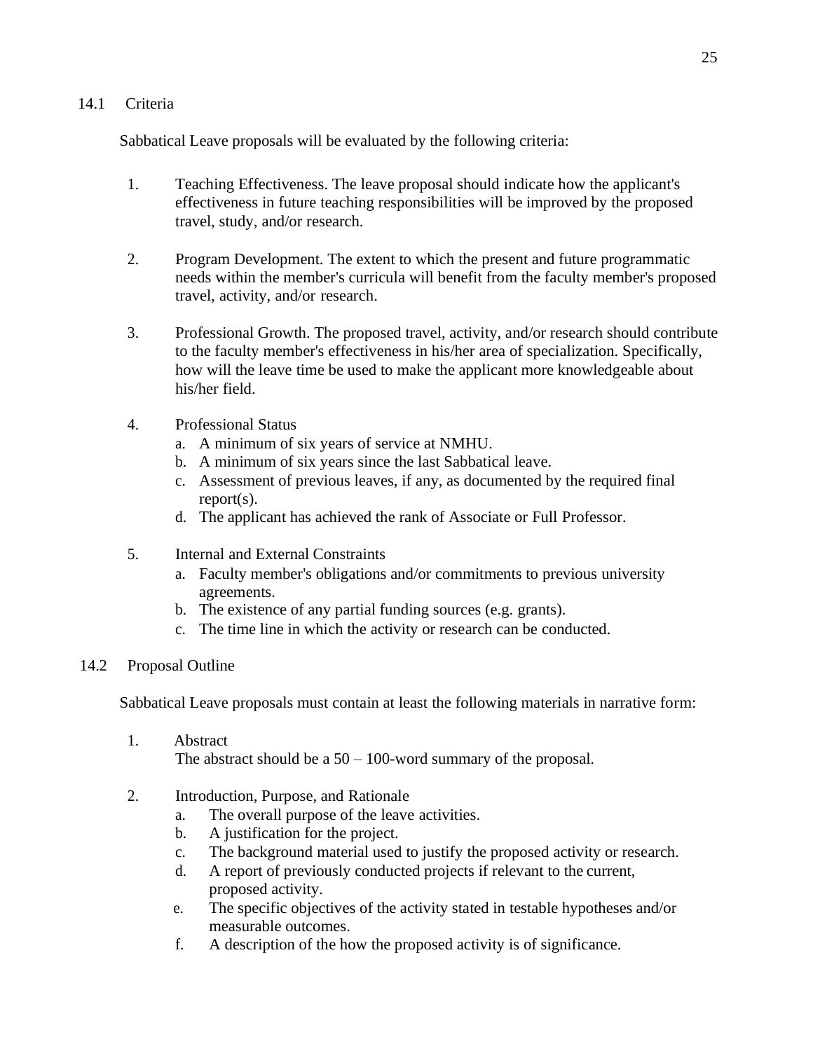### 14.1 Criteria

Sabbatical Leave proposals will be evaluated by the following criteria:

1. Teaching Effectiveness. The leave proposal should indicate how the applicant's effectiveness in future teaching responsibilities will be improved by the proposed travel, study, and/or research.

2. Program Development. The extent to which the present and future programmatic needs within the member's curricula will benefit from the faculty member's proposed travel, activity, and/or research.

3. Professional Growth. The proposed travel, activity, and/or research should contribute to the faculty member's effectiveness in his/her area of specialization. Specifically, how will the leave time be used to make the applicant more knowledgeable about his/her field.

4. Professional Status
   a. A minimum of six years of service at NMHU.
   b. A minimum of six years since the last Sabbatical leave.
   c. Assessment of previous leaves, if any, as documented by the required final report(s).
   d. The applicant has achieved the rank of Associate or Full Professor.

5. Internal and External Constraints
   a. Faculty member's obligations and/or commitments to previous university agreements.
   b. The existence of any partial funding sources (e.g. grants).
   c. The time line in which the activity or research can be conducted.

### 14.2 Proposal Outline

Sabbatical Leave proposals must contain at least the following materials in narrative form:

1. Abstract
   The abstract should be a 50 – 100-word summary of the proposal.

2. Introduction, Purpose, and Rationale
   a. The overall purpose of the leave activities.
   b. A justification for the project.
   c. The background material used to justify the proposed activity or research.
   d. A report of previously conducted projects if relevant to the current, proposed activity.
   e. The specific objectives of the activity stated in testable hypotheses and/or measurable outcomes.
   f. A description of the how the proposed activity is of significance.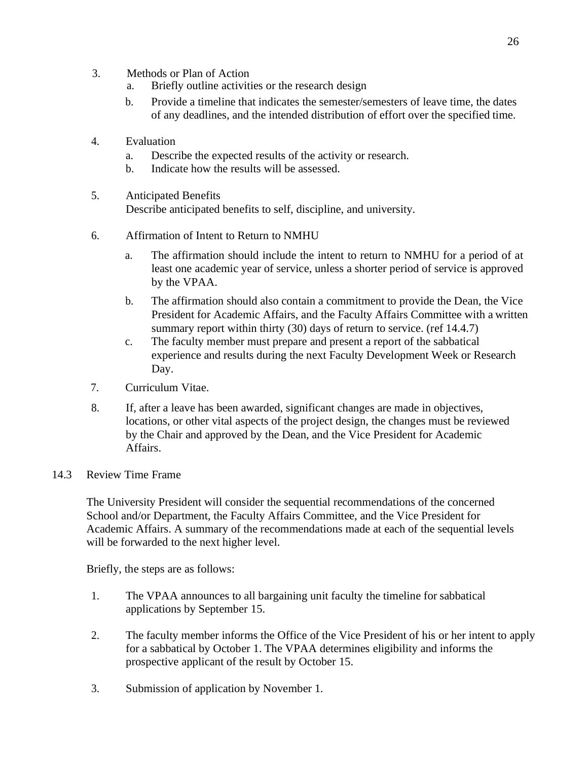3. Methods or Plan of Action
    a. Briefly outline activities or the research design
    b. Provide a timeline that indicates the semester/semesters of leave time, the dates of any deadlines, and the intended distribution of effort over the specified time.

4. Evaluation
    a. Describe the expected results of the activity or research.
    b. Indicate how the results will be assessed.

5. Anticipated Benefits
   Describe anticipated benefits to self, discipline, and university.

6. Affirmation of Intent to Return to NMHU
    a. The affirmation should include the intent to return to NMHU for a period of at least one academic year of service, unless a shorter period of service is approved by the VPAA.
    b. The affirmation should also contain a commitment to provide the Dean, the Vice President for Academic Affairs, and the Faculty Affairs Committee with a written summary report within thirty (30) days of return to service. (ref 14.4.7)
    c. The faculty member must prepare and present a report of the sabbatical experience and results during the next Faculty Development Week or Research Day.

7. Curriculum Vitae.

8. If, after a leave has been awarded, significant changes are made in objectives, locations, or other vital aspects of the project design, the changes must be reviewed by the Chair and approved by the Dean, and the Vice President for Academic Affairs.

## 14.3 Review Time Frame

The University President will consider the sequential recommendations of the concerned School and/or Department, the Faculty Affairs Committee, and the Vice President for Academic Affairs. A summary of the recommendations made at each of the sequential levels will be forwarded to the next higher level.

Briefly, the steps are as follows:

1. The VPAA announces to all bargaining unit faculty the timeline for sabbatical applications by September 15.

2. The faculty member informs the Office of the Vice President of his or her intent to apply for a sabbatical by October 1. The VPAA determines eligibility and informs the prospective applicant of the result by October 15.

3. Submission of application by November 1.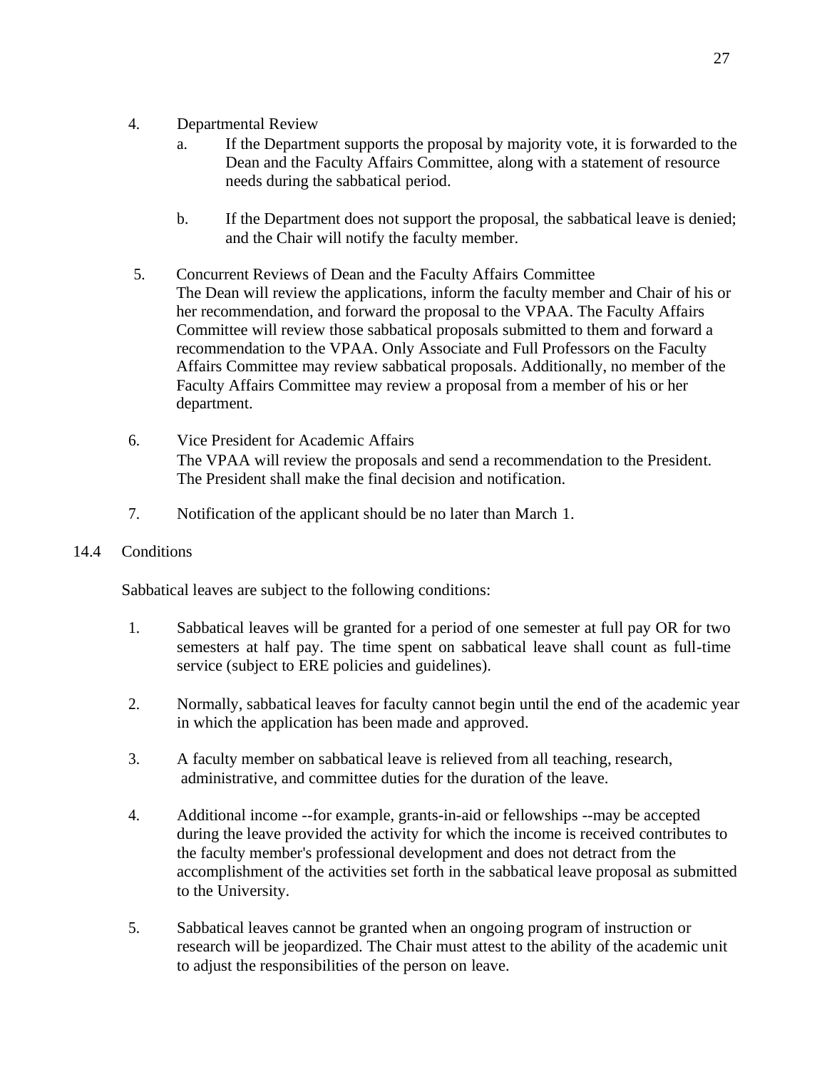4. Departmental Review
   a. If the Department supports the proposal by majority vote, it is forwarded to the Dean and the Faculty Affairs Committee, along with a statement of resource needs during the sabbatical period.

   b. If the Department does not support the proposal, the sabbatical leave is denied; and the Chair will notify the faculty member.

5. Concurrent Reviews of Dean and the Faculty Affairs Committee
   The Dean will review the applications, inform the faculty member and Chair of his or her recommendation, and forward the proposal to the VPAA. The Faculty Affairs Committee will review those sabbatical proposals submitted to them and forward a recommendation to the VPAA. Only Associate and Full Professors on the Faculty Affairs Committee may review sabbatical proposals. Additionally, no member of the Faculty Affairs Committee may review a proposal from a member of his or her department.

6. Vice President for Academic Affairs
   The VPAA will review the proposals and send a recommendation to the President. The President shall make the final decision and notification.

7. Notification of the applicant should be no later than March 1.

## 14.4 Conditions

Sabbatical leaves are subject to the following conditions:

1. Sabbatical leaves will be granted for a period of one semester at full pay OR for two semesters at half pay. The time spent on sabbatical leave shall count as full-time service (subject to ERE policies and guidelines).

2. Normally, sabbatical leaves for faculty cannot begin until the end of the academic year in which the application has been made and approved.

3. A faculty member on sabbatical leave is relieved from all teaching, research, administrative, and committee duties for the duration of the leave.

4. Additional income --for example, grants-in-aid or fellowships --may be accepted during the leave provided the activity for which the income is received contributes to the faculty member's professional development and does not detract from the accomplishment of the activities set forth in the sabbatical leave proposal as submitted to the University.

5. Sabbatical leaves cannot be granted when an ongoing program of instruction or research will be jeopardized. The Chair must attest to the ability of the academic unit to adjust the responsibilities of the person on leave.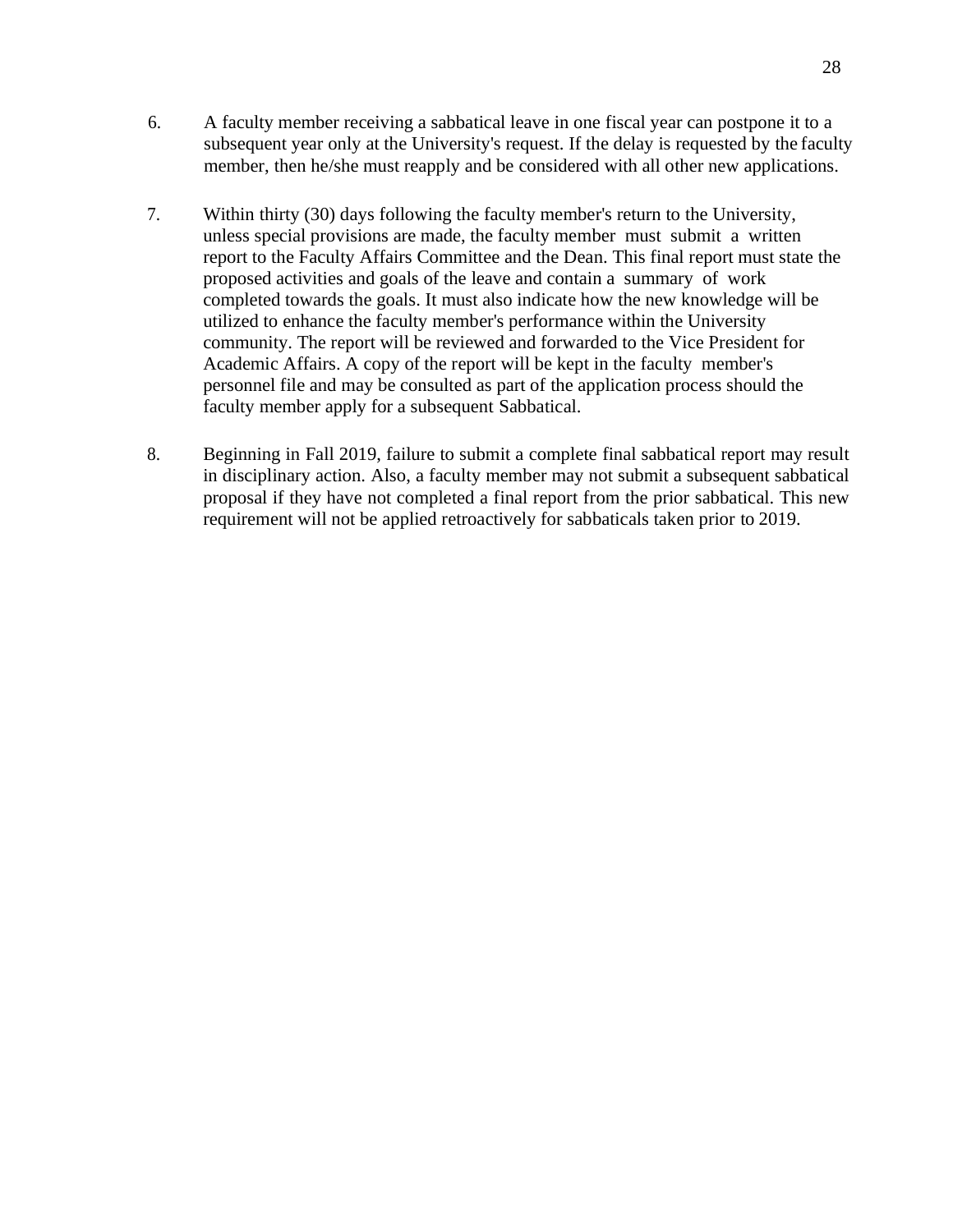6. A faculty member receiving a sabbatical leave in one fiscal year can postpone it to a subsequent year only at the University's request. If the delay is requested by the faculty member, then he/she must reapply and be considered with all other new applications.

7. Within thirty (30) days following the faculty member's return to the University, unless special provisions are made, the faculty member must submit a written report to the Faculty Affairs Committee and the Dean. This final report must state the proposed activities and goals of the leave and contain a summary of work completed towards the goals. It must also indicate how the new knowledge will be utilized to enhance the faculty member's performance within the University community. The report will be reviewed and forwarded to the Vice President for Academic Affairs. A copy of the report will be kept in the faculty member's personnel file and may be consulted as part of the application process should the faculty member apply for a subsequent Sabbatical.

8. Beginning in Fall 2019, failure to submit a complete final sabbatical report may result in disciplinary action. Also, a faculty member may not submit a subsequent sabbatical proposal if they have not completed a final report from the prior sabbatical. This new requirement will not be applied retroactively for sabbaticals taken prior to 2019.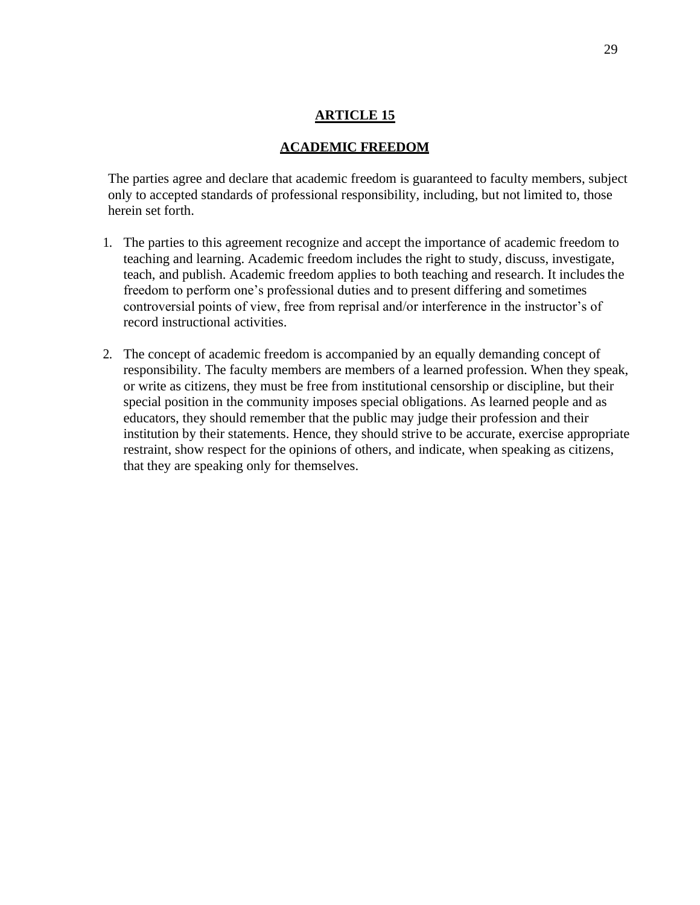# ARTICLE 15

## ACADEMIC FREEDOM

The parties agree and declare that academic freedom is guaranteed to faculty members, subject only to accepted standards of professional responsibility, including, but not limited to, those herein set forth.

1. The parties to this agreement recognize and accept the importance of academic freedom to teaching and learning. Academic freedom includes the right to study, discuss, investigate, teach, and publish. Academic freedom applies to both teaching and research. It includes the freedom to perform one's professional duties and to present differing and sometimes controversial points of view, free from reprisal and/or interference in the instructor's of record instructional activities.

2. The concept of academic freedom is accompanied by an equally demanding concept of responsibility. The faculty members are members of a learned profession. When they speak, or write as citizens, they must be free from institutional censorship or discipline, but their special position in the community imposes special obligations. As learned people and as educators, they should remember that the public may judge their profession and their institution by their statements. Hence, they should strive to be accurate, exercise appropriate restraint, show respect for the opinions of others, and indicate, when speaking as citizens, that they are speaking only for themselves.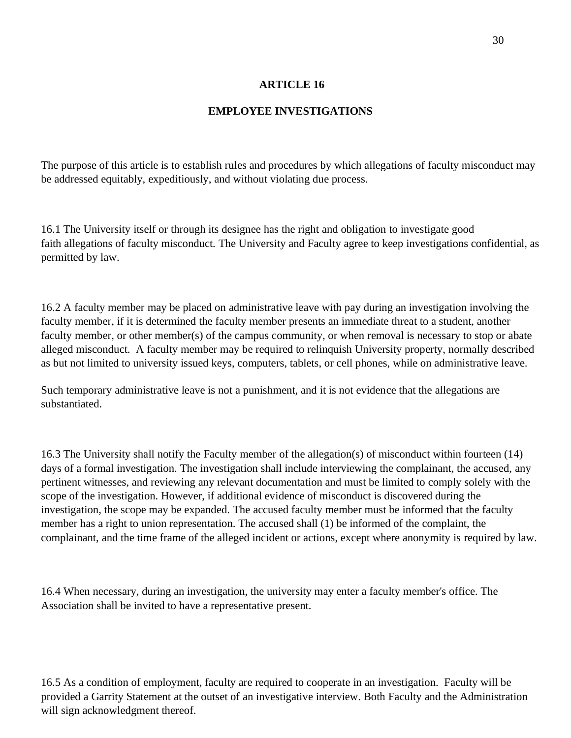# ARTICLE 16

## EMPLOYEE INVESTIGATIONS

The purpose of this article is to establish rules and procedures by which allegations of faculty misconduct may be addressed equitably, expeditiously, and without violating due process.

16.1 The University itself or through its designee has the right and obligation to investigate good faith allegations of faculty misconduct. The University and Faculty agree to keep investigations confidential, as permitted by law.

16.2 A faculty member may be placed on administrative leave with pay during an investigation involving the faculty member, if it is determined the faculty member presents an immediate threat to a student, another faculty member, or other member(s) of the campus community, or when removal is necessary to stop or abate alleged misconduct. A faculty member may be required to relinquish University property, normally described as but not limited to university issued keys, computers, tablets, or cell phones, while on administrative leave.

Such temporary administrative leave is not a punishment, and it is not evidence that the allegations are substantiated.

16.3 The University shall notify the Faculty member of the allegation(s) of misconduct within fourteen (14) days of a formal investigation. The investigation shall include interviewing the complainant, the accused, any pertinent witnesses, and reviewing any relevant documentation and must be limited to comply solely with the scope of the investigation. However, if additional evidence of misconduct is discovered during the investigation, the scope may be expanded. The accused faculty member must be informed that the faculty member has a right to union representation. The accused shall (1) be informed of the complaint, the complainant, and the time frame of the alleged incident or actions, except where anonymity is required by law.

16.4 When necessary, during an investigation, the university may enter a faculty member's office. The Association shall be invited to have a representative present.

16.5 As a condition of employment, faculty are required to cooperate in an investigation. Faculty will be provided a Garrity Statement at the outset of an investigative interview. Both Faculty and the Administration will sign acknowledgment thereof.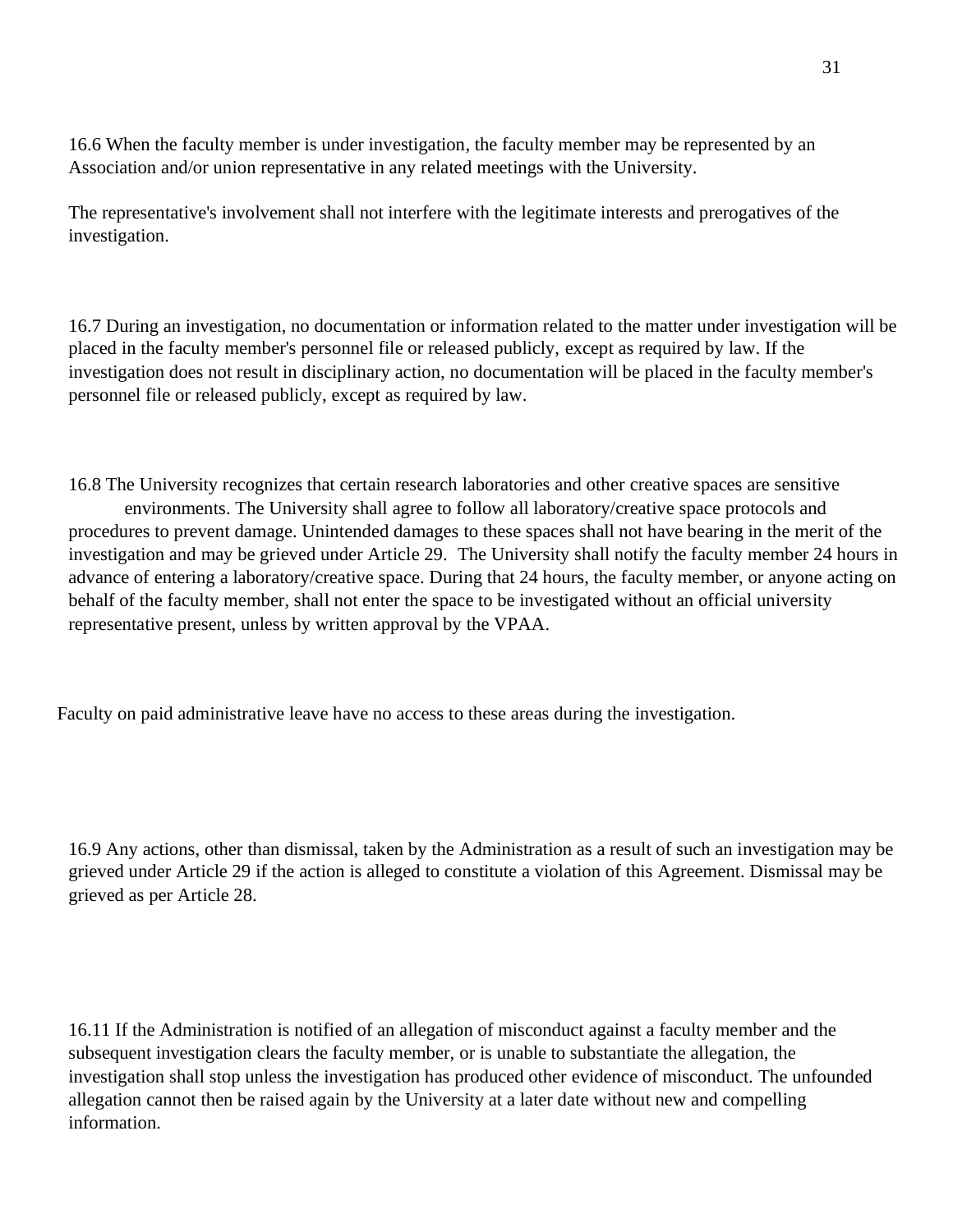16.6 When the faculty member is under investigation, the faculty member may be represented by an Association and/or union representative in any related meetings with the University.

The representative's involvement shall not interfere with the legitimate interests and prerogatives of the investigation.

16.7 During an investigation, no documentation or information related to the matter under investigation will be placed in the faculty member's personnel file or released publicly, except as required by law. If the investigation does not result in disciplinary action, no documentation will be placed in the faculty member's personnel file or released publicly, except as required by law.

16.8 The University recognizes that certain research laboratories and other creative spaces are sensitive environments. The University shall agree to follow all laboratory/creative space protocols and procedures to prevent damage. Unintended damages to these spaces shall not have bearing in the merit of the investigation and may be grieved under Article 29. The University shall notify the faculty member 24 hours in advance of entering a laboratory/creative space. During that 24 hours, the faculty member, or anyone acting on behalf of the faculty member, shall not enter the space to be investigated without an official university representative present, unless by written approval by the VPAA.

Faculty on paid administrative leave have no access to these areas during the investigation.

16.9 Any actions, other than dismissal, taken by the Administration as a result of such an investigation may be grieved under Article 29 if the action is alleged to constitute a violation of this Agreement. Dismissal may be grieved as per Article 28.

16.11 If the Administration is notified of an allegation of misconduct against a faculty member and the subsequent investigation clears the faculty member, or is unable to substantiate the allegation, the investigation shall stop unless the investigation has produced other evidence of misconduct. The unfounded allegation cannot then be raised again by the University at a later date without new and compelling information.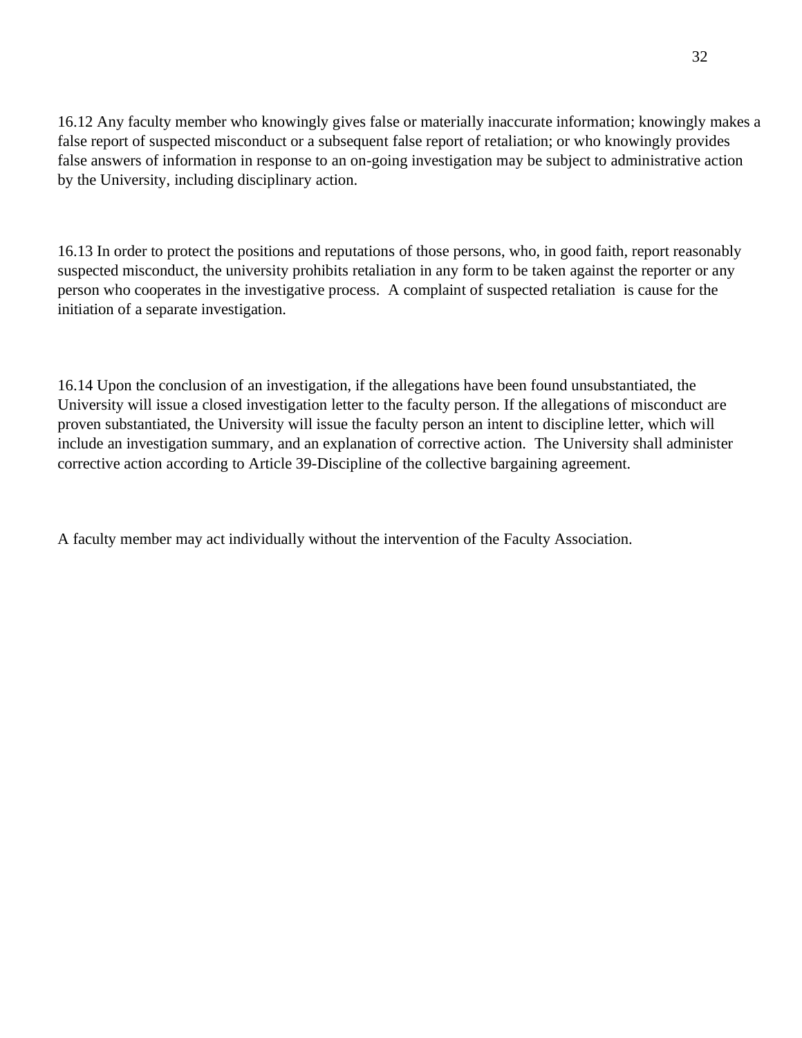16.12 Any faculty member who knowingly gives false or materially inaccurate information; knowingly makes a false report of suspected misconduct or a subsequent false report of retaliation; or who knowingly provides false answers of information in response to an on-going investigation may be subject to administrative action by the University, including disciplinary action.

16.13 In order to protect the positions and reputations of those persons, who, in good faith, report reasonably suspected misconduct, the university prohibits retaliation in any form to be taken against the reporter or any person who cooperates in the investigative process. A complaint of suspected retaliation is cause for the initiation of a separate investigation.

16.14 Upon the conclusion of an investigation, if the allegations have been found unsubstantiated, the University will issue a closed investigation letter to the faculty person. If the allegations of misconduct are proven substantiated, the University will issue the faculty person an intent to discipline letter, which will include an investigation summary, and an explanation of corrective action. The University shall administer corrective action according to Article 39-Discipline of the collective bargaining agreement.

A faculty member may act individually without the intervention of the Faculty Association.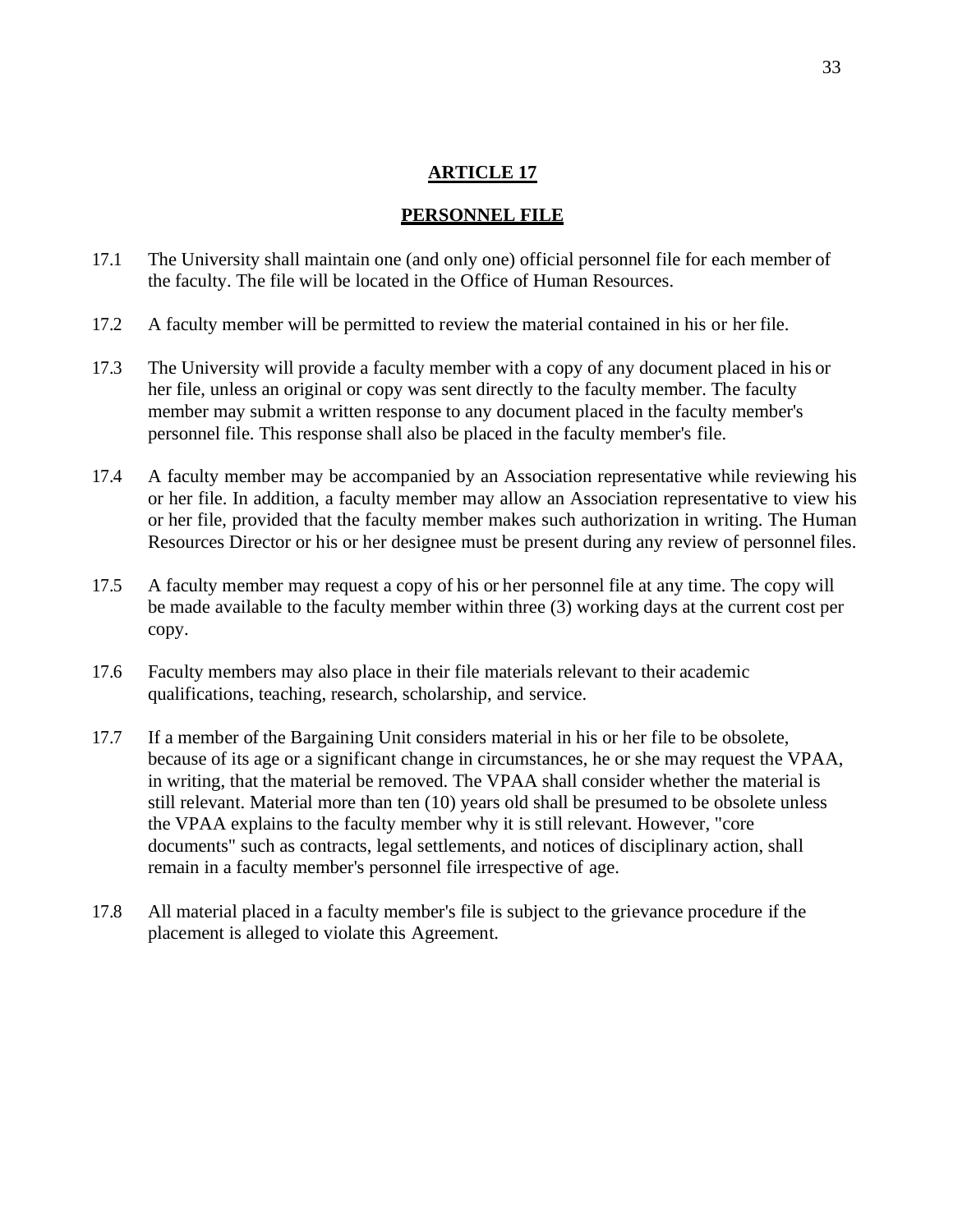# ARTICLE 17

## PERSONNEL FILE

17.1 The University shall maintain one (and only one) official personnel file for each member of the faculty. The file will be located in the Office of Human Resources.

17.2 A faculty member will be permitted to review the material contained in his or her file.

17.3 The University will provide a faculty member with a copy of any document placed in his or her file, unless an original or copy was sent directly to the faculty member. The faculty member may submit a written response to any document placed in the faculty member's personnel file. This response shall also be placed in the faculty member's file.

17.4 A faculty member may be accompanied by an Association representative while reviewing his or her file. In addition, a faculty member may allow an Association representative to view his or her file, provided that the faculty member makes such authorization in writing. The Human Resources Director or his or her designee must be present during any review of personnel files.

17.5 A faculty member may request a copy of his or her personnel file at any time. The copy will be made available to the faculty member within three (3) working days at the current cost per copy.

17.6 Faculty members may also place in their file materials relevant to their academic qualifications, teaching, research, scholarship, and service.

17.7 If a member of the Bargaining Unit considers material in his or her file to be obsolete, because of its age or a significant change in circumstances, he or she may request the VPAA, in writing, that the material be removed. The VPAA shall consider whether the material is still relevant. Material more than ten (10) years old shall be presumed to be obsolete unless the VPAA explains to the faculty member why it is still relevant. However, "core documents" such as contracts, legal settlements, and notices of disciplinary action, shall remain in a faculty member's personnel file irrespective of age.

17.8 All material placed in a faculty member's file is subject to the grievance procedure if the placement is alleged to violate this Agreement.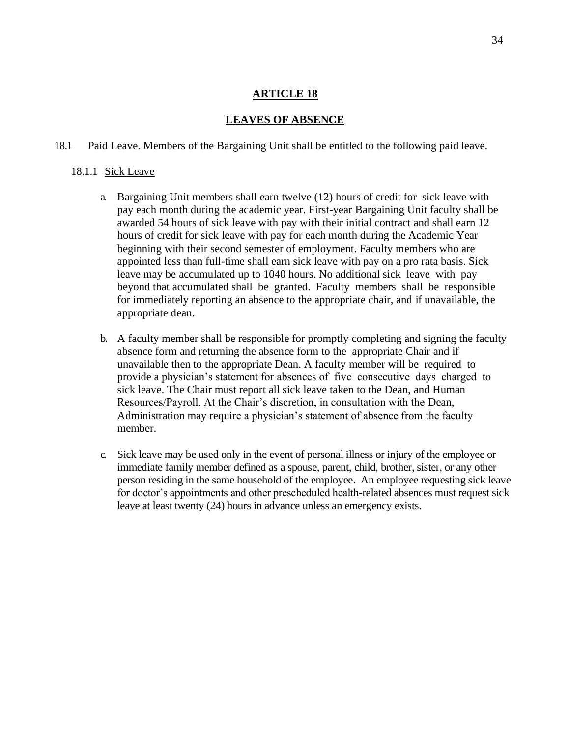## ARTICLE 18

## LEAVES OF ABSENCE

18.1 Paid Leave. Members of the Bargaining Unit shall be entitled to the following paid leave.

18.1.1 Sick Leave

a. Bargaining Unit members shall earn twelve (12) hours of credit for sick leave with pay each month during the academic year. First-year Bargaining Unit faculty shall be awarded 54 hours of sick leave with pay with their initial contract and shall earn 12 hours of credit for sick leave with pay for each month during the Academic Year beginning with their second semester of employment. Faculty members who are appointed less than full-time shall earn sick leave with pay on a pro rata basis. Sick leave may be accumulated up to 1040 hours. No additional sick leave with pay beyond that accumulated shall be granted. Faculty members shall be responsible for immediately reporting an absence to the appropriate chair, and if unavailable, the appropriate dean.

b. A faculty member shall be responsible for promptly completing and signing the faculty absence form and returning the absence form to the appropriate Chair and if unavailable then to the appropriate Dean. A faculty member will be required to provide a physician's statement for absences of five consecutive days charged to sick leave. The Chair must report all sick leave taken to the Dean, and Human Resources/Payroll. At the Chair's discretion, in consultation with the Dean, Administration may require a physician's statement of absence from the faculty member.

c. Sick leave may be used only in the event of personal illness or injury of the employee or immediate family member defined as a spouse, parent, child, brother, sister, or any other person residing in the same household of the employee. An employee requesting sick leave for doctor's appointments and other prescheduled health-related absences must request sick leave at least twenty (24) hours in advance unless an emergency exists.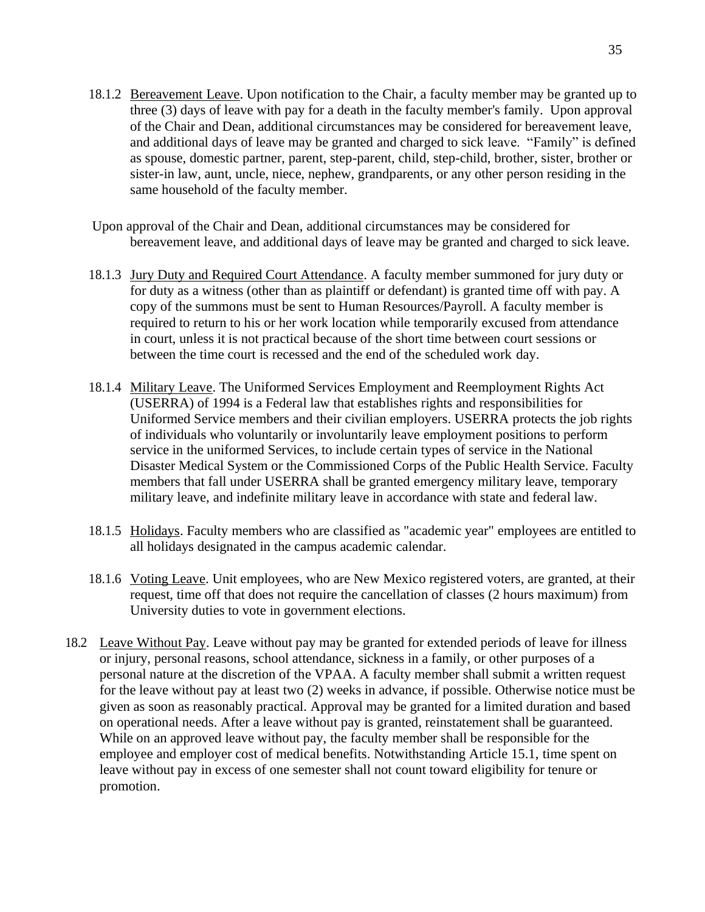18.1.2 Bereavement Leave. Upon notification to the Chair, a faculty member may be granted up to three (3) days of leave with pay for a death in the faculty member's family. Upon approval of the Chair and Dean, additional circumstances may be considered for bereavement leave, and additional days of leave may be granted and charged to sick leave. "Family" is defined as spouse, domestic partner, parent, step-parent, child, step-child, brother, sister, brother or sister-in law, aunt, uncle, niece, nephew, grandparents, or any other person residing in the same household of the faculty member.

Upon approval of the Chair and Dean, additional circumstances may be considered for bereavement leave, and additional days of leave may be granted and charged to sick leave.

18.1.3 Jury Duty and Required Court Attendance. A faculty member summoned for jury duty or for duty as a witness (other than as plaintiff or defendant) is granted time off with pay. A copy of the summons must be sent to Human Resources/Payroll. A faculty member is required to return to his or her work location while temporarily excused from attendance in court, unless it is not practical because of the short time between court sessions or between the time court is recessed and the end of the scheduled work day.

18.1.4 Military Leave. The Uniformed Services Employment and Reemployment Rights Act (USERRA) of 1994 is a Federal law that establishes rights and responsibilities for Uniformed Service members and their civilian employers. USERRA protects the job rights of individuals who voluntarily or involuntarily leave employment positions to perform service in the uniformed Services, to include certain types of service in the National Disaster Medical System or the Commissioned Corps of the Public Health Service. Faculty members that fall under USERRA shall be granted emergency military leave, temporary military leave, and indefinite military leave in accordance with state and federal law.

18.1.5 Holidays. Faculty members who are classified as "academic year" employees are entitled to all holidays designated in the campus academic calendar.

18.1.6 Voting Leave. Unit employees, who are New Mexico registered voters, are granted, at their request, time off that does not require the cancellation of classes (2 hours maximum) from University duties to vote in government elections.

18.2 Leave Without Pay. Leave without pay may be granted for extended periods of leave for illness or injury, personal reasons, school attendance, sickness in a family, or other purposes of a personal nature at the discretion of the VPAA. A faculty member shall submit a written request for the leave without pay at least two (2) weeks in advance, if possible. Otherwise notice must be given as soon as reasonably practical. Approval may be granted for a limited duration and based on operational needs. After a leave without pay is granted, reinstatement shall be guaranteed. While on an approved leave without pay, the faculty member shall be responsible for the employee and employer cost of medical benefits. Notwithstanding Article 15.1, time spent on leave without pay in excess of one semester shall not count toward eligibility for tenure or promotion.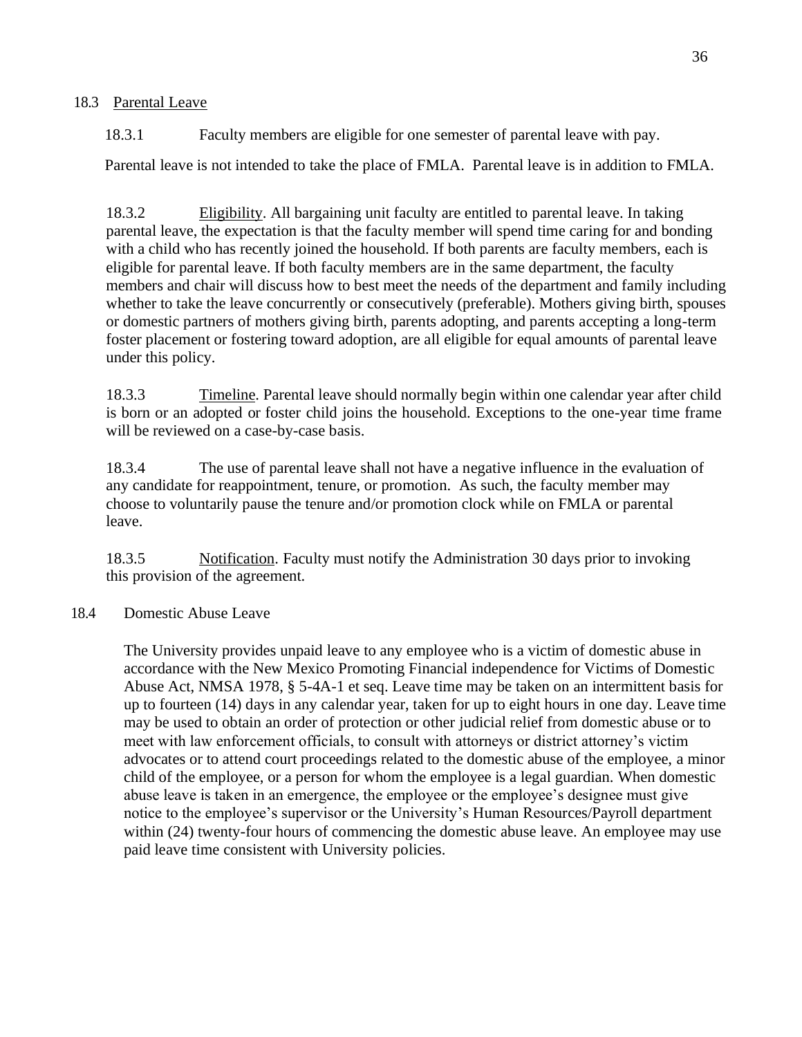## 18.3 Parental Leave

18.3.1 Faculty members are eligible for one semester of parental leave with pay.

Parental leave is not intended to take the place of FMLA. Parental leave is in addition to FMLA.

18.3.2 Eligibility. All bargaining unit faculty are entitled to parental leave. In taking parental leave, the expectation is that the faculty member will spend time caring for and bonding with a child who has recently joined the household. If both parents are faculty members, each is eligible for parental leave. If both faculty members are in the same department, the faculty members and chair will discuss how to best meet the needs of the department and family including whether to take the leave concurrently or consecutively (preferable). Mothers giving birth, spouses or domestic partners of mothers giving birth, parents adopting, and parents accepting a long-term foster placement or fostering toward adoption, are all eligible for equal amounts of parental leave under this policy.

18.3.3 Timeline. Parental leave should normally begin within one calendar year after child is born or an adopted or foster child joins the household. Exceptions to the one-year time frame will be reviewed on a case-by-case basis.

18.3.4 The use of parental leave shall not have a negative influence in the evaluation of any candidate for reappointment, tenure, or promotion. As such, the faculty member may choose to voluntarily pause the tenure and/or promotion clock while on FMLA or parental leave.

18.3.5 Notification. Faculty must notify the Administration 30 days prior to invoking this provision of the agreement.

## 18.4 Domestic Abuse Leave

The University provides unpaid leave to any employee who is a victim of domestic abuse in accordance with the New Mexico Promoting Financial independence for Victims of Domestic Abuse Act, NMSA 1978, § 5-4A-1 et seq. Leave time may be taken on an intermittent basis for up to fourteen (14) days in any calendar year, taken for up to eight hours in one day. Leave time may be used to obtain an order of protection or other judicial relief from domestic abuse or to meet with law enforcement officials, to consult with attorneys or district attorney's victim advocates or to attend court proceedings related to the domestic abuse of the employee, a minor child of the employee, or a person for whom the employee is a legal guardian. When domestic abuse leave is taken in an emergence, the employee or the employee's designee must give notice to the employee's supervisor or the University's Human Resources/Payroll department within (24) twenty-four hours of commencing the domestic abuse leave. An employee may use paid leave time consistent with University policies.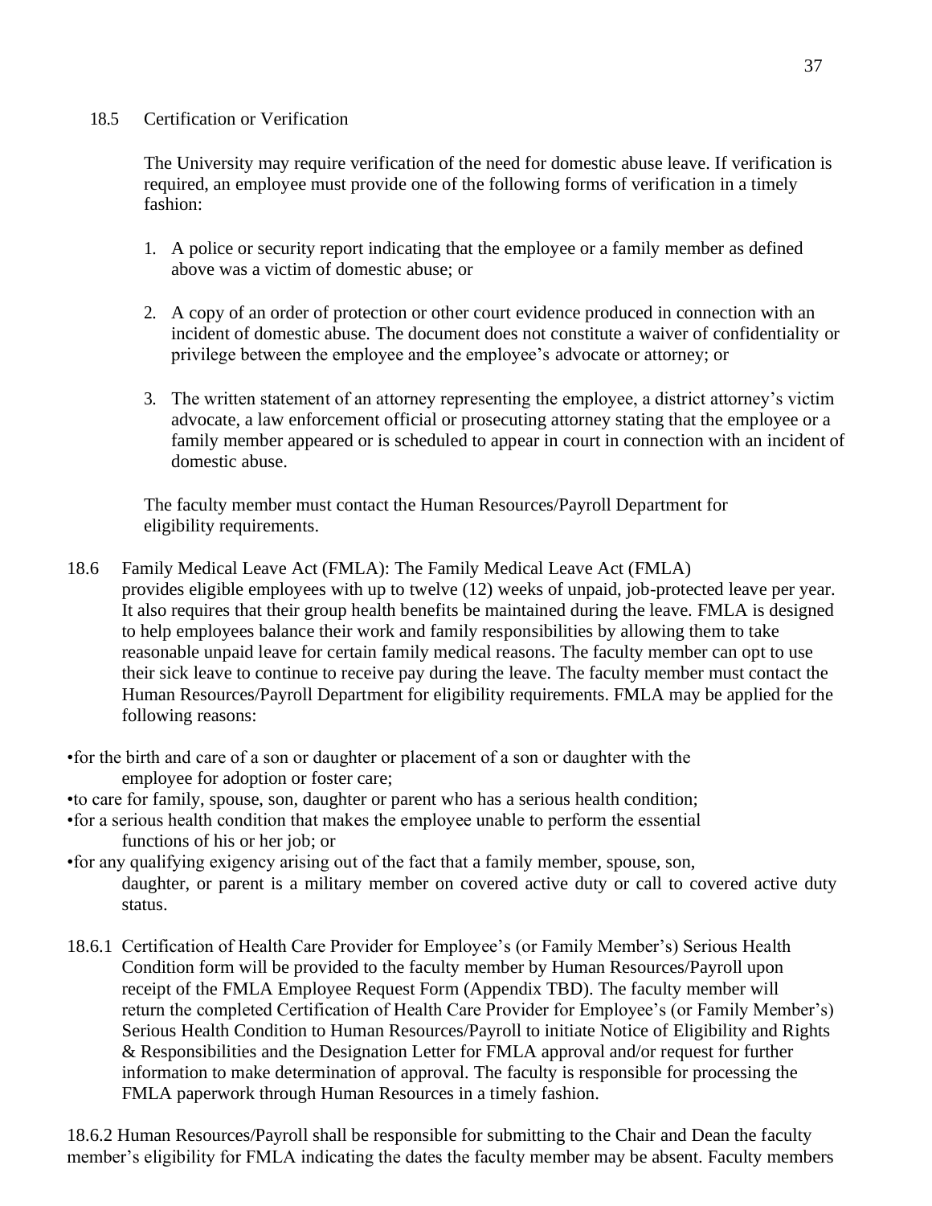18.5 Certification or Verification

The University may require verification of the need for domestic abuse leave. If verification is required, an employee must provide one of the following forms of verification in a timely fashion:

1. A police or security report indicating that the employee or a family member as defined above was a victim of domestic abuse; or

2. A copy of an order of protection or other court evidence produced in connection with an incident of domestic abuse. The document does not constitute a waiver of confidentiality or privilege between the employee and the employee's advocate or attorney; or

3. The written statement of an attorney representing the employee, a district attorney's victim advocate, a law enforcement official or prosecuting attorney stating that the employee or a family member appeared or is scheduled to appear in court in connection with an incident of domestic abuse.

The faculty member must contact the Human Resources/Payroll Department for eligibility requirements.

18.6 Family Medical Leave Act (FMLA): The Family Medical Leave Act (FMLA) provides eligible employees with up to twelve (12) weeks of unpaid, job-protected leave per year. It also requires that their group health benefits be maintained during the leave. FMLA is designed to help employees balance their work and family responsibilities by allowing them to take reasonable unpaid leave for certain family medical reasons. The faculty member can opt to use their sick leave to continue to receive pay during the leave. The faculty member must contact the Human Resources/Payroll Department for eligibility requirements. FMLA may be applied for the following reasons:

- for the birth and care of a son or daughter or placement of a son or daughter with the employee for adoption or foster care;
- to care for family, spouse, son, daughter or parent who has a serious health condition;
- for a serious health condition that makes the employee unable to perform the essential functions of his or her job; or
- for any qualifying exigency arising out of the fact that a family member, spouse, son, daughter, or parent is a military member on covered active duty or call to covered active duty status.

18.6.1 Certification of Health Care Provider for Employee's (or Family Member's) Serious Health Condition form will be provided to the faculty member by Human Resources/Payroll upon receipt of the FMLA Employee Request Form (Appendix TBD). The faculty member will return the completed Certification of Health Care Provider for Employee's (or Family Member's) Serious Health Condition to Human Resources/Payroll to initiate Notice of Eligibility and Rights & Responsibilities and the Designation Letter for FMLA approval and/or request for further information to make determination of approval. The faculty is responsible for processing the FMLA paperwork through Human Resources in a timely fashion.

18.6.2 Human Resources/Payroll shall be responsible for submitting to the Chair and Dean the faculty member's eligibility for FMLA indicating the dates the faculty member may be absent. Faculty members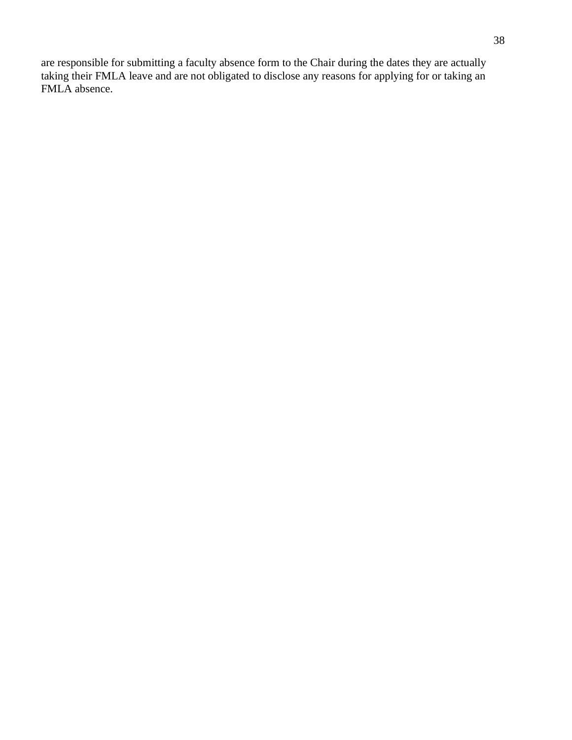are responsible for submitting a faculty absence form to the Chair during the dates they are actually taking their FMLA leave and are not obligated to disclose any reasons for applying for or taking an FMLA absence.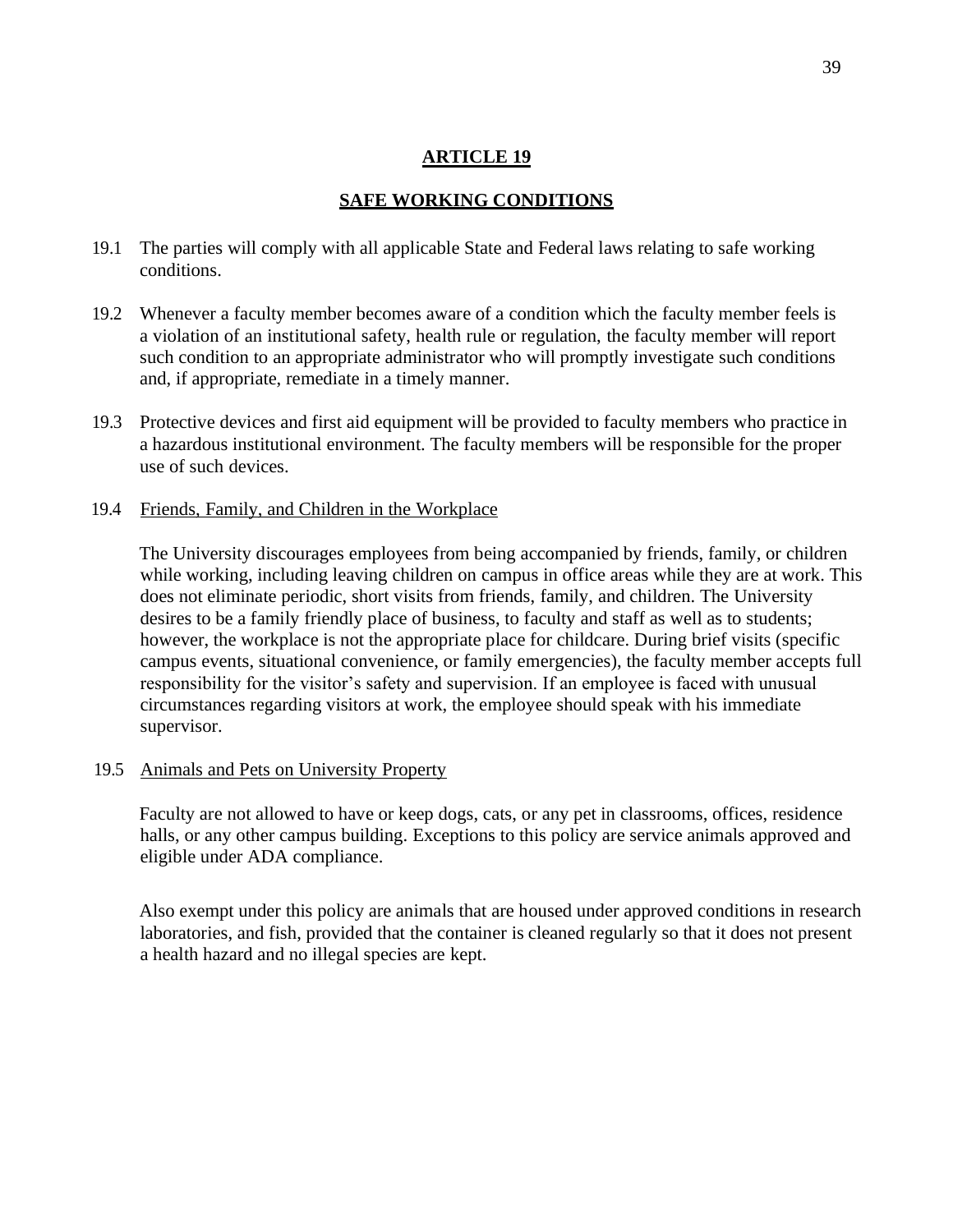## ARTICLE 19

## SAFE WORKING CONDITIONS

19.1 The parties will comply with all applicable State and Federal laws relating to safe working conditions.

19.2 Whenever a faculty member becomes aware of a condition which the faculty member feels is a violation of an institutional safety, health rule or regulation, the faculty member will report such condition to an appropriate administrator who will promptly investigate such conditions and, if appropriate, remediate in a timely manner.

19.3 Protective devices and first aid equipment will be provided to faculty members who practice in a hazardous institutional environment. The faculty members will be responsible for the proper use of such devices.

19.4 Friends, Family, and Children in the Workplace

The University discourages employees from being accompanied by friends, family, or children while working, including leaving children on campus in office areas while they are at work. This does not eliminate periodic, short visits from friends, family, and children. The University desires to be a family friendly place of business, to faculty and staff as well as to students; however, the workplace is not the appropriate place for childcare. During brief visits (specific campus events, situational convenience, or family emergencies), the faculty member accepts full responsibility for the visitor's safety and supervision. If an employee is faced with unusual circumstances regarding visitors at work, the employee should speak with his immediate supervisor.

19.5 Animals and Pets on University Property

Faculty are not allowed to have or keep dogs, cats, or any pet in classrooms, offices, residence halls, or any other campus building. Exceptions to this policy are service animals approved and eligible under ADA compliance.

Also exempt under this policy are animals that are housed under approved conditions in research laboratories, and fish, provided that the container is cleaned regularly so that it does not present a health hazard and no illegal species are kept.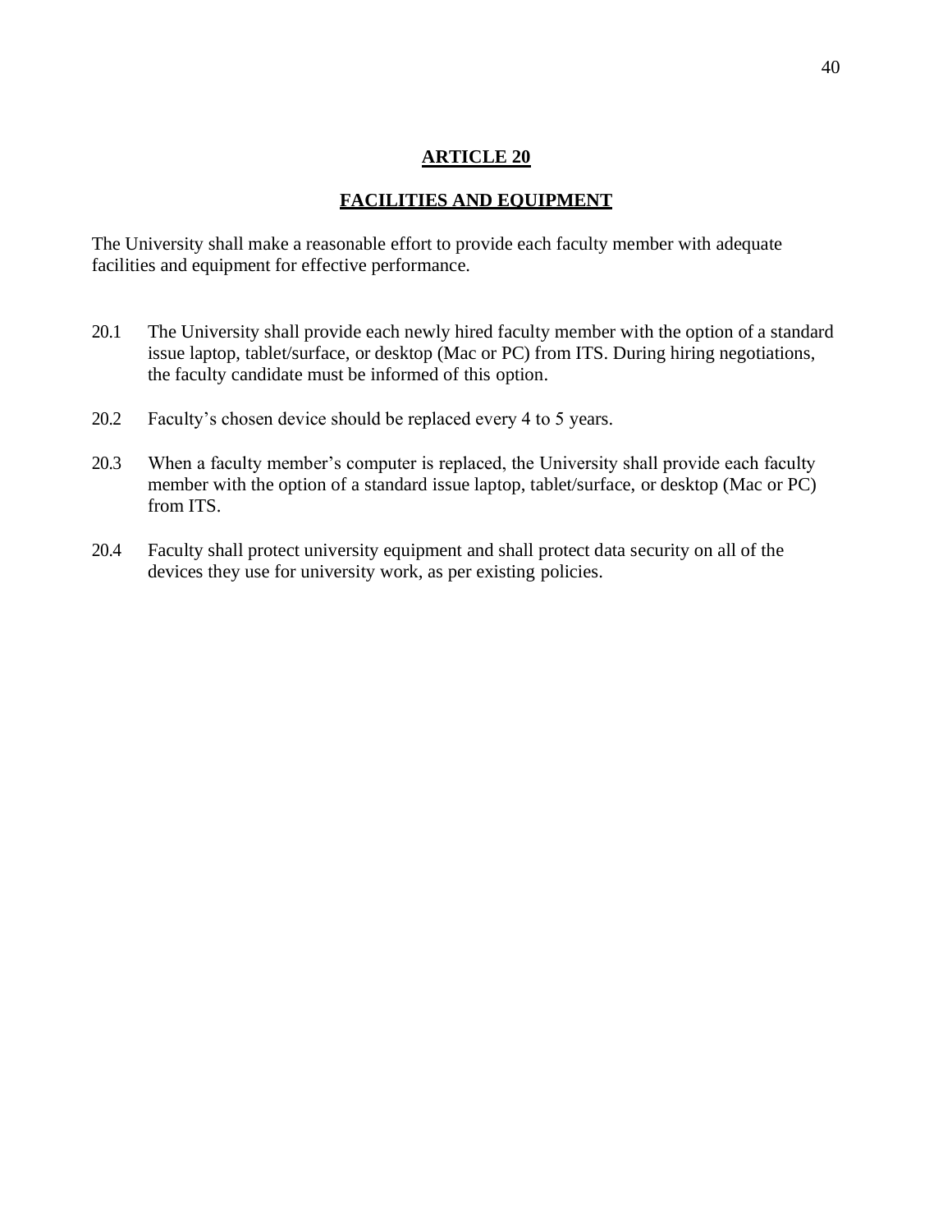# ARTICLE 20

## FACILITIES AND EQUIPMENT

The University shall make a reasonable effort to provide each faculty member with adequate facilities and equipment for effective performance.

20.1 The University shall provide each newly hired faculty member with the option of a standard issue laptop, tablet/surface, or desktop (Mac or PC) from ITS. During hiring negotiations, the faculty candidate must be informed of this option.

20.2 Faculty's chosen device should be replaced every 4 to 5 years.

20.3 When a faculty member's computer is replaced, the University shall provide each faculty member with the option of a standard issue laptop, tablet/surface, or desktop (Mac or PC) from ITS.

20.4 Faculty shall protect university equipment and shall protect data security on all of the devices they use for university work, as per existing policies.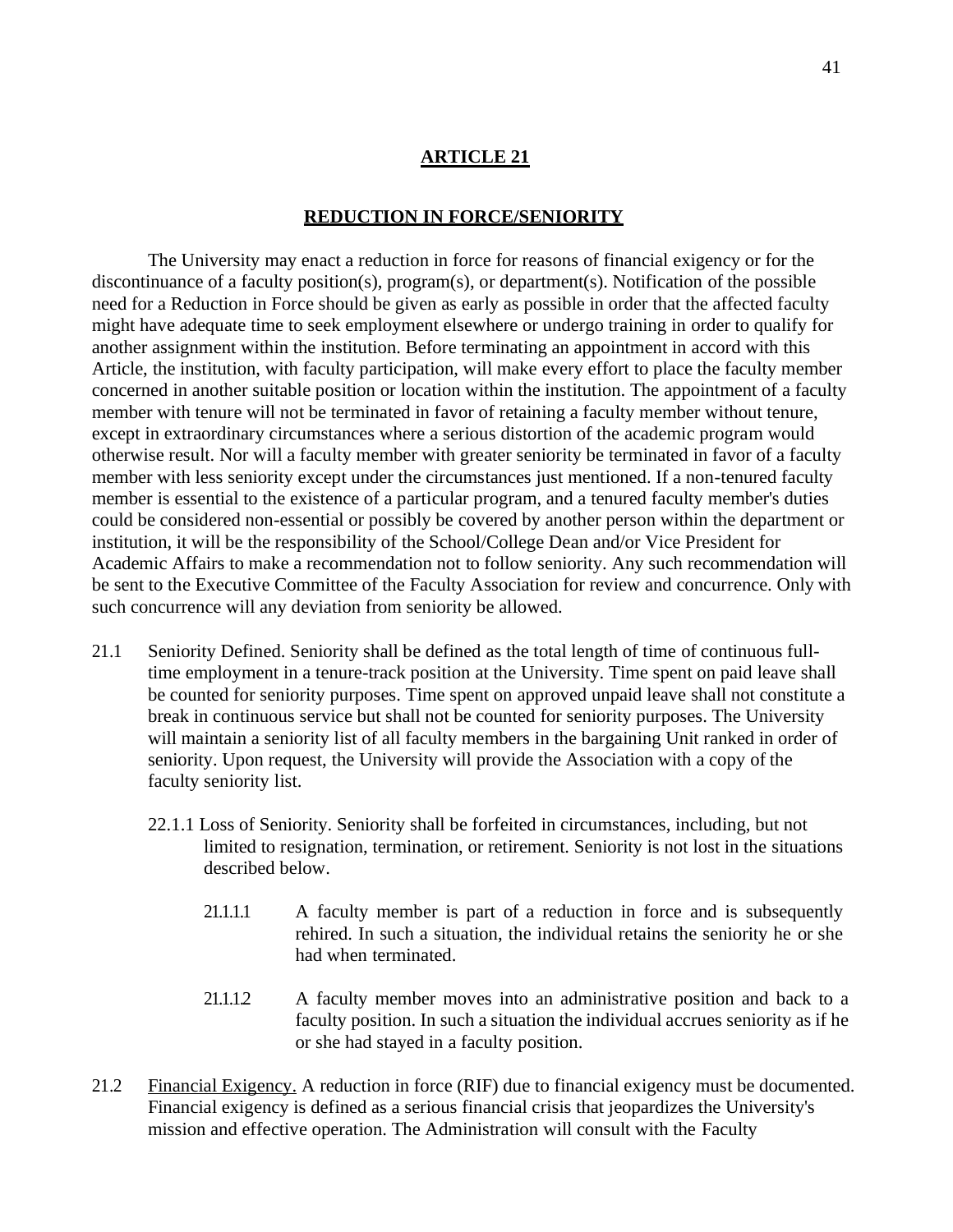## ARTICLE 21

## REDUCTION IN FORCE/SENIORITY

The University may enact a reduction in force for reasons of financial exigency or for the discontinuance of a faculty position(s), program(s), or department(s). Notification of the possible need for a Reduction in Force should be given as early as possible in order that the affected faculty might have adequate time to seek employment elsewhere or undergo training in order to qualify for another assignment within the institution. Before terminating an appointment in accord with this Article, the institution, with faculty participation, will make every effort to place the faculty member concerned in another suitable position or location within the institution. The appointment of a faculty member with tenure will not be terminated in favor of retaining a faculty member without tenure, except in extraordinary circumstances where a serious distortion of the academic program would otherwise result. Nor will a faculty member with greater seniority be terminated in favor of a faculty member with less seniority except under the circumstances just mentioned. If a non-tenured faculty member is essential to the existence of a particular program, and a tenured faculty member's duties could be considered non-essential or possibly be covered by another person within the department or institution, it will be the responsibility of the School/College Dean and/or Vice President for Academic Affairs to make a recommendation not to follow seniority. Any such recommendation will be sent to the Executive Committee of the Faculty Association for review and concurrence. Only with such concurrence will any deviation from seniority be allowed.

21.1 Seniority Defined. Seniority shall be defined as the total length of time of continuous full-time employment in a tenure-track position at the University. Time spent on paid leave shall be counted for seniority purposes. Time spent on approved unpaid leave shall not constitute a break in continuous service but shall not be counted for seniority purposes. The University will maintain a seniority list of all faculty members in the bargaining Unit ranked in order of seniority. Upon request, the University will provide the Association with a copy of the faculty seniority list.

22.1.1 Loss of Seniority. Seniority shall be forfeited in circumstances, including, but not limited to resignation, termination, or retirement. Seniority is not lost in the situations described below.

21.1.1.1 A faculty member is part of a reduction in force and is subsequently rehired. In such a situation, the individual retains the seniority he or she had when terminated.

21.1.1.2 A faculty member moves into an administrative position and back to a faculty position. In such a situation the individual accrues seniority as if he or she had stayed in a faculty position.

21.2 Financial Exigency. A reduction in force (RIF) due to financial exigency must be documented. Financial exigency is defined as a serious financial crisis that jeopardizes the University's mission and effective operation. The Administration will consult with the Faculty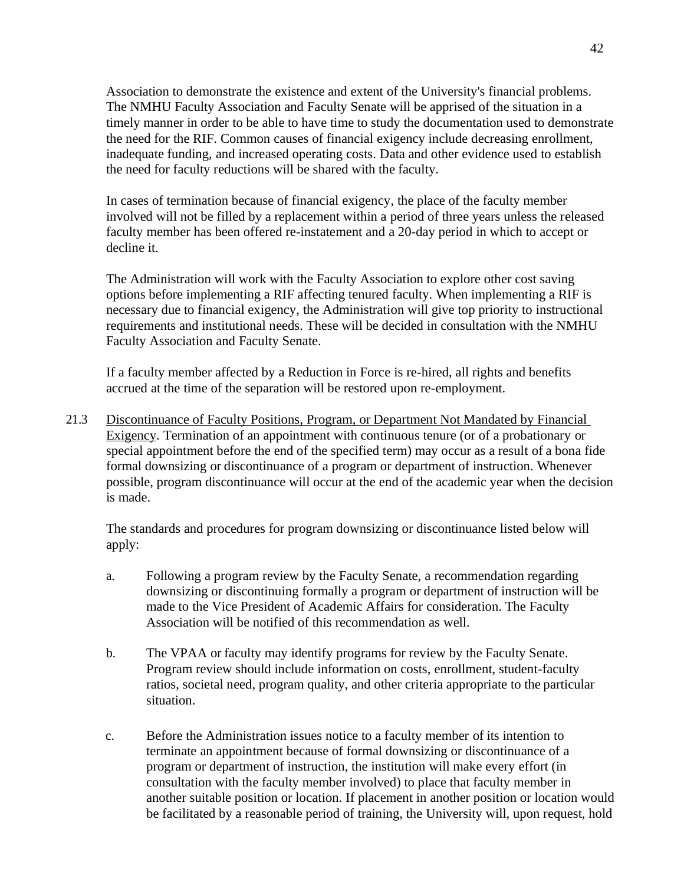Association to demonstrate the existence and extent of the University's financial problems. The NMHU Faculty Association and Faculty Senate will be apprised of the situation in a timely manner in order to be able to have time to study the documentation used to demonstrate the need for the RIF. Common causes of financial exigency include decreasing enrollment, inadequate funding, and increased operating costs. Data and other evidence used to establish the need for faculty reductions will be shared with the faculty.

In cases of termination because of financial exigency, the place of the faculty member involved will not be filled by a replacement within a period of three years unless the released faculty member has been offered re-instatement and a 20-day period in which to accept or decline it.

The Administration will work with the Faculty Association to explore other cost saving options before implementing a RIF affecting tenured faculty. When implementing a RIF is necessary due to financial exigency, the Administration will give top priority to instructional requirements and institutional needs. These will be decided in consultation with the NMHU Faculty Association and Faculty Senate.

If a faculty member affected by a Reduction in Force is re-hired, all rights and benefits accrued at the time of the separation will be restored upon re-employment.

21.3 Discontinuance of Faculty Positions, Program, or Department Not Mandated by Financial Exigency. Termination of an appointment with continuous tenure (or of a probationary or special appointment before the end of the specified term) may occur as a result of a bona fide formal downsizing or discontinuance of a program or department of instruction. Whenever possible, program discontinuance will occur at the end of the academic year when the decision is made.

The standards and procedures for program downsizing or discontinuance listed below will apply:

a. Following a program review by the Faculty Senate, a recommendation regarding downsizing or discontinuing formally a program or department of instruction will be made to the Vice President of Academic Affairs for consideration. The Faculty Association will be notified of this recommendation as well.

b. The VPAA or faculty may identify programs for review by the Faculty Senate. Program review should include information on costs, enrollment, student-faculty ratios, societal need, program quality, and other criteria appropriate to the particular situation.

c. Before the Administration issues notice to a faculty member of its intention to terminate an appointment because of formal downsizing or discontinuance of a program or department of instruction, the institution will make every effort (in consultation with the faculty member involved) to place that faculty member in another suitable position or location. If placement in another position or location would be facilitated by a reasonable period of training, the University will, upon request, hold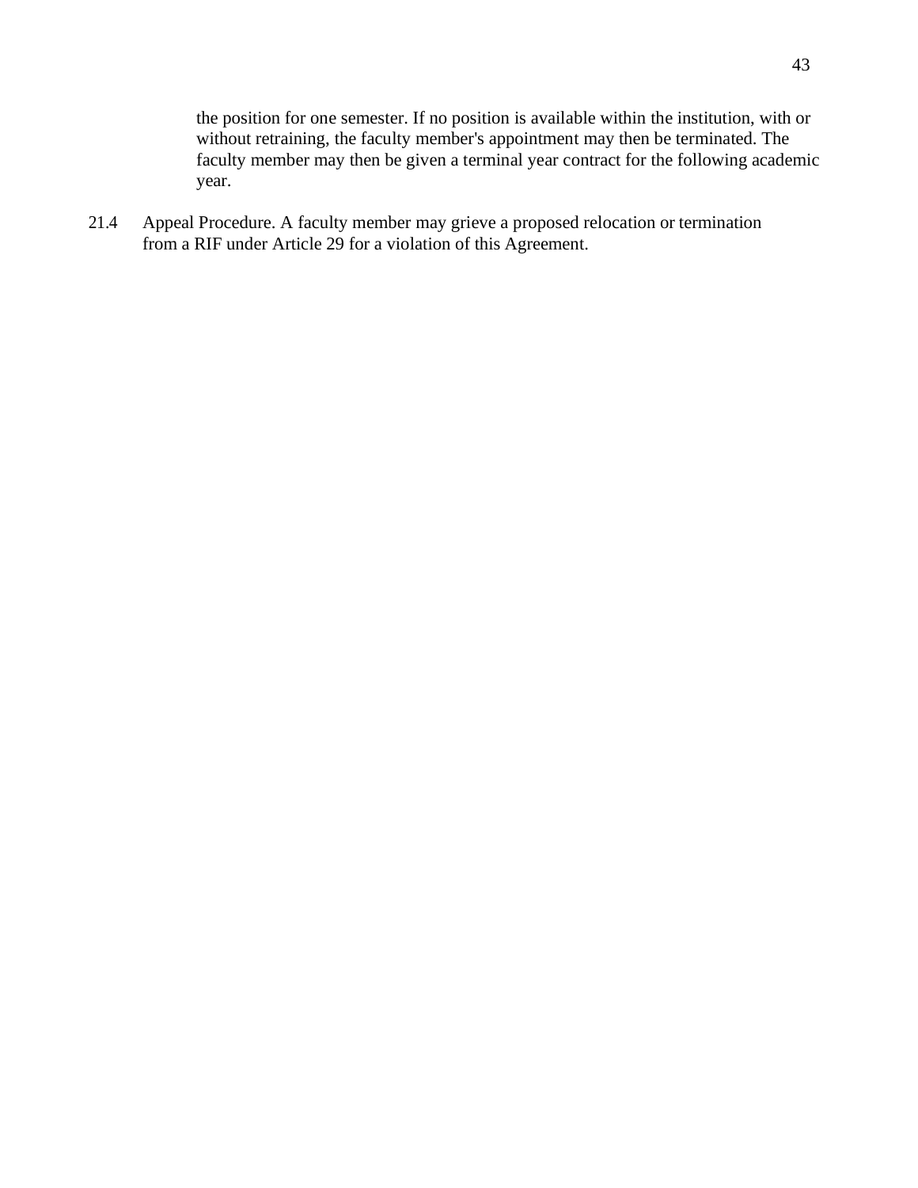the position for one semester. If no position is available within the institution, with or without retraining, the faculty member's appointment may then be terminated. The faculty member may then be given a terminal year contract for the following academic year.

21.4 Appeal Procedure. A faculty member may grieve a proposed relocation or termination from a RIF under Article 29 for a violation of this Agreement.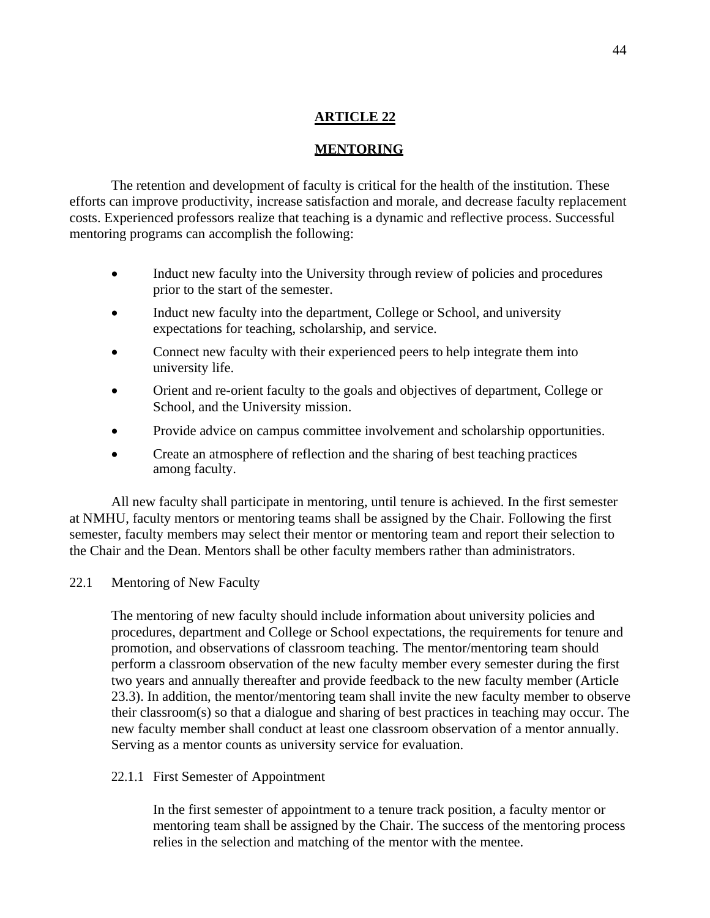## ARTICLE 22

## MENTORING

The retention and development of faculty is critical for the health of the institution. These efforts can improve productivity, increase satisfaction and morale, and decrease faculty replacement costs. Experienced professors realize that teaching is a dynamic and reflective process. Successful mentoring programs can accomplish the following:

- Induct new faculty into the University through review of policies and procedures prior to the start of the semester.
- Induct new faculty into the department, College or School, and university expectations for teaching, scholarship, and service.
- Connect new faculty with their experienced peers to help integrate them into university life.
- Orient and re-orient faculty to the goals and objectives of department, College or School, and the University mission.
- Provide advice on campus committee involvement and scholarship opportunities.
- Create an atmosphere of reflection and the sharing of best teaching practices among faculty.

All new faculty shall participate in mentoring, until tenure is achieved. In the first semester at NMHU, faculty mentors or mentoring teams shall be assigned by the Chair. Following the first semester, faculty members may select their mentor or mentoring team and report their selection to the Chair and the Dean. Mentors shall be other faculty members rather than administrators.

### 22.1 Mentoring of New Faculty

The mentoring of new faculty should include information about university policies and procedures, department and College or School expectations, the requirements for tenure and promotion, and observations of classroom teaching. The mentor/mentoring team should perform a classroom observation of the new faculty member every semester during the first two years and annually thereafter and provide feedback to the new faculty member (Article 23.3). In addition, the mentor/mentoring team shall invite the new faculty member to observe their classroom(s) so that a dialogue and sharing of best practices in teaching may occur. The new faculty member shall conduct at least one classroom observation of a mentor annually. Serving as a mentor counts as university service for evaluation.

#### 22.1.1 First Semester of Appointment

In the first semester of appointment to a tenure track position, a faculty mentor or mentoring team shall be assigned by the Chair. The success of the mentoring process relies in the selection and matching of the mentor with the mentee.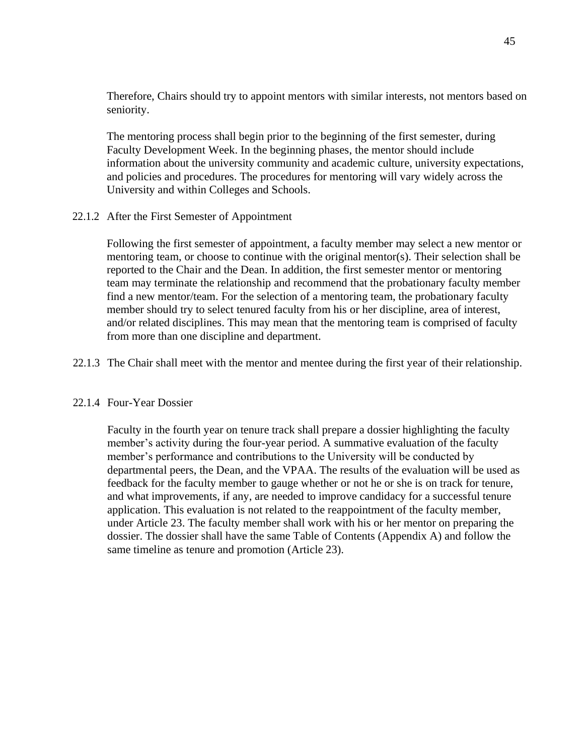Therefore, Chairs should try to appoint mentors with similar interests, not mentors based on seniority.

The mentoring process shall begin prior to the beginning of the first semester, during Faculty Development Week. In the beginning phases, the mentor should include information about the university community and academic culture, university expectations, and policies and procedures. The procedures for mentoring will vary widely across the University and within Colleges and Schools.

#### 22.1.2 After the First Semester of Appointment

Following the first semester of appointment, a faculty member may select a new mentor or mentoring team, or choose to continue with the original mentor(s). Their selection shall be reported to the Chair and the Dean. In addition, the first semester mentor or mentoring team may terminate the relationship and recommend that the probationary faculty member find a new mentor/team. For the selection of a mentoring team, the probationary faculty member should try to select tenured faculty from his or her discipline, area of interest, and/or related disciplines. This may mean that the mentoring team is comprised of faculty from more than one discipline and department.

#### 22.1.3 The Chair shall meet with the mentor and mentee during the first year of their relationship.

#### 22.1.4 Four-Year Dossier

Faculty in the fourth year on tenure track shall prepare a dossier highlighting the faculty member's activity during the four-year period. A summative evaluation of the faculty member's performance and contributions to the University will be conducted by departmental peers, the Dean, and the VPAA. The results of the evaluation will be used as feedback for the faculty member to gauge whether or not he or she is on track for tenure, and what improvements, if any, are needed to improve candidacy for a successful tenure application. This evaluation is not related to the reappointment of the faculty member, under Article 23. The faculty member shall work with his or her mentor on preparing the dossier. The dossier shall have the same Table of Contents (Appendix A) and follow the same timeline as tenure and promotion (Article 23).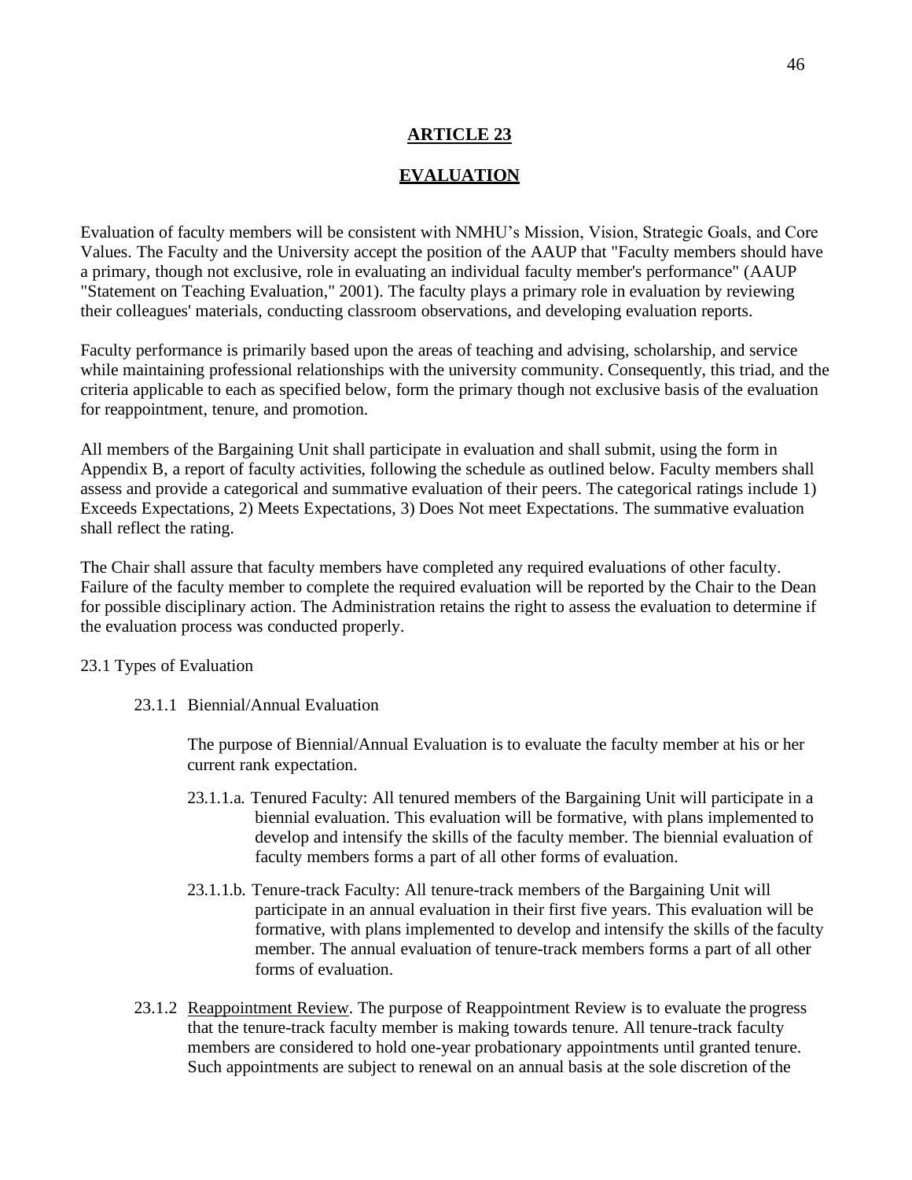# ARTICLE 23

## EVALUATION

Evaluation of faculty members will be consistent with NMHU's Mission, Vision, Strategic Goals, and Core Values. The Faculty and the University accept the position of the AAUP that "Faculty members should have a primary, though not exclusive, role in evaluating an individual faculty member's performance" (AAUP "Statement on Teaching Evaluation," 2001). The faculty plays a primary role in evaluation by reviewing their colleagues' materials, conducting classroom observations, and developing evaluation reports.

Faculty performance is primarily based upon the areas of teaching and advising, scholarship, and service while maintaining professional relationships with the university community. Consequently, this triad, and the criteria applicable to each as specified below, form the primary though not exclusive basis of the evaluation for reappointment, tenure, and promotion.

All members of the Bargaining Unit shall participate in evaluation and shall submit, using the form in Appendix B, a report of faculty activities, following the schedule as outlined below. Faculty members shall assess and provide a categorical and summative evaluation of their peers. The categorical ratings include 1) Exceeds Expectations, 2) Meets Expectations, 3) Does Not meet Expectations. The summative evaluation shall reflect the rating.

The Chair shall assure that faculty members have completed any required evaluations of other faculty. Failure of the faculty member to complete the required evaluation will be reported by the Chair to the Dean for possible disciplinary action. The Administration retains the right to assess the evaluation to determine if the evaluation process was conducted properly.

23.1 Types of Evaluation

23.1.1 Biennial/Annual Evaluation

The purpose of Biennial/Annual Evaluation is to evaluate the faculty member at his or her current rank expectation.

23.1.1.a. Tenured Faculty: All tenured members of the Bargaining Unit will participate in a biennial evaluation. This evaluation will be formative, with plans implemented to develop and intensify the skills of the faculty member. The biennial evaluation of faculty members forms a part of all other forms of evaluation.

23.1.1.b. Tenure-track Faculty: All tenure-track members of the Bargaining Unit will participate in an annual evaluation in their first five years. This evaluation will be formative, with plans implemented to develop and intensify the skills of the faculty member. The annual evaluation of tenure-track members forms a part of all other forms of evaluation.

23.1.2 Reappointment Review. The purpose of Reappointment Review is to evaluate the progress that the tenure-track faculty member is making towards tenure. All tenure-track faculty members are considered to hold one-year probationary appointments until granted tenure. Such appointments are subject to renewal on an annual basis at the sole discretion of the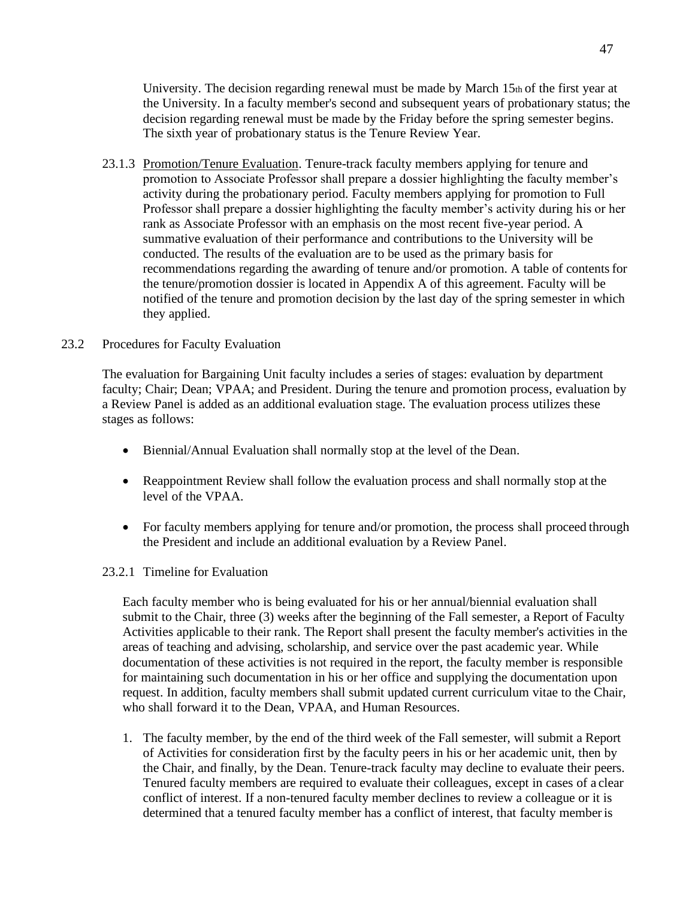University. The decision regarding renewal must be made by March 15th of the first year at the University. In a faculty member's second and subsequent years of probationary status; the decision regarding renewal must be made by the Friday before the spring semester begins. The sixth year of probationary status is the Tenure Review Year.

23.1.3 Promotion/Tenure Evaluation. Tenure-track faculty members applying for tenure and promotion to Associate Professor shall prepare a dossier highlighting the faculty member's activity during the probationary period. Faculty members applying for promotion to Full Professor shall prepare a dossier highlighting the faculty member's activity during his or her rank as Associate Professor with an emphasis on the most recent five-year period. A summative evaluation of their performance and contributions to the University will be conducted. The results of the evaluation are to be used as the primary basis for recommendations regarding the awarding of tenure and/or promotion. A table of contents for the tenure/promotion dossier is located in Appendix A of this agreement. Faculty will be notified of the tenure and promotion decision by the last day of the spring semester in which they applied.

23.2 Procedures for Faculty Evaluation

The evaluation for Bargaining Unit faculty includes a series of stages: evaluation by department faculty; Chair; Dean; VPAA; and President. During the tenure and promotion process, evaluation by a Review Panel is added as an additional evaluation stage. The evaluation process utilizes these stages as follows:

- Biennial/Annual Evaluation shall normally stop at the level of the Dean.
- Reappointment Review shall follow the evaluation process and shall normally stop at the level of the VPAA.
- For faculty members applying for tenure and/or promotion, the process shall proceed through the President and include an additional evaluation by a Review Panel.

23.2.1 Timeline for Evaluation

Each faculty member who is being evaluated for his or her annual/biennial evaluation shall submit to the Chair, three (3) weeks after the beginning of the Fall semester, a Report of Faculty Activities applicable to their rank. The Report shall present the faculty member's activities in the areas of teaching and advising, scholarship, and service over the past academic year. While documentation of these activities is not required in the report, the faculty member is responsible for maintaining such documentation in his or her office and supplying the documentation upon request. In addition, faculty members shall submit updated current curriculum vitae to the Chair, who shall forward it to the Dean, VPAA, and Human Resources.

1. The faculty member, by the end of the third week of the Fall semester, will submit a Report of Activities for consideration first by the faculty peers in his or her academic unit, then by the Chair, and finally, by the Dean. Tenure-track faculty may decline to evaluate their peers. Tenured faculty members are required to evaluate their colleagues, except in cases of a clear conflict of interest. If a non-tenured faculty member declines to review a colleague or it is determined that a tenured faculty member has a conflict of interest, that faculty member is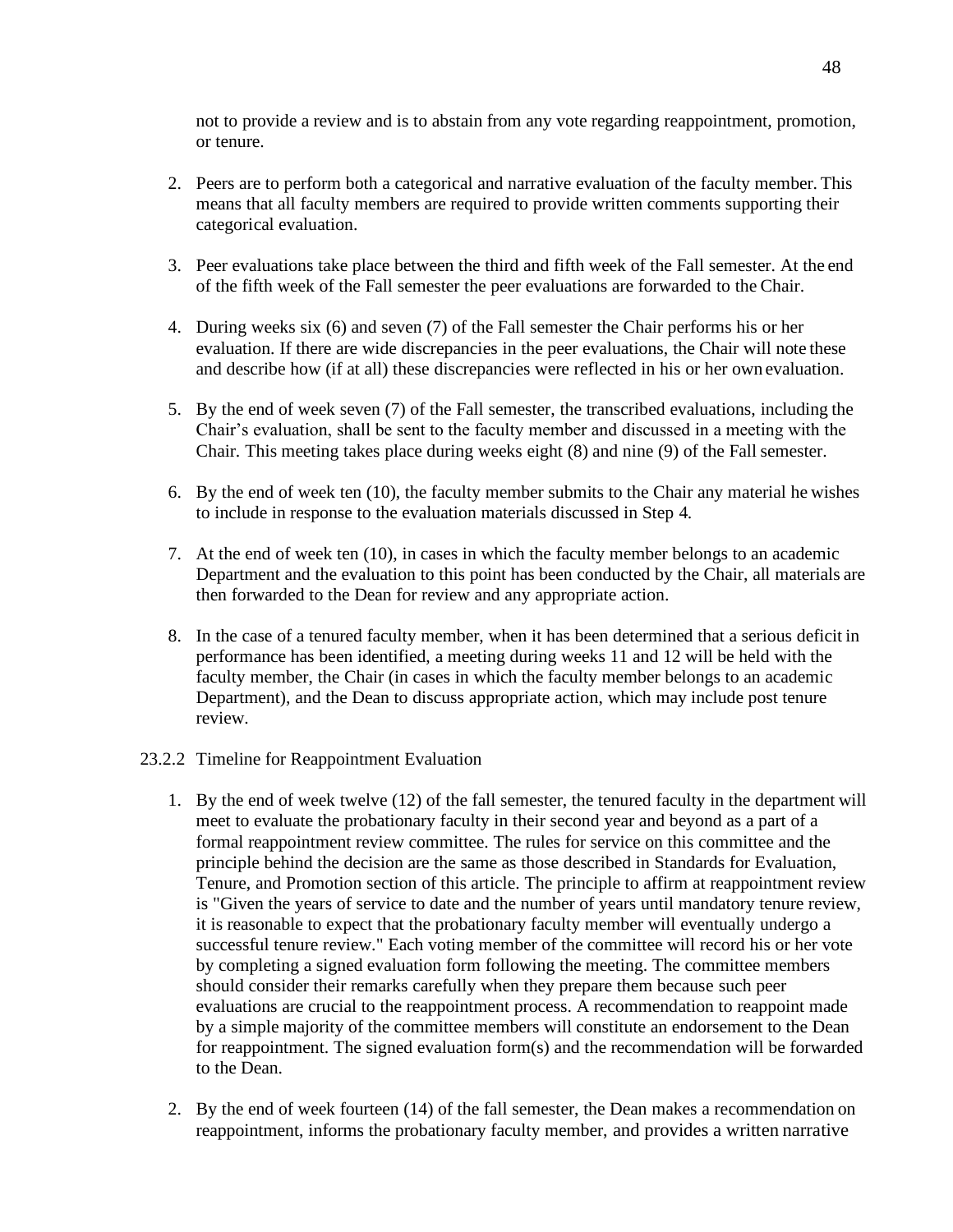not to provide a review and is to abstain from any vote regarding reappointment, promotion, or tenure.

2. Peers are to perform both a categorical and narrative evaluation of the faculty member. This means that all faculty members are required to provide written comments supporting their categorical evaluation.

3. Peer evaluations take place between the third and fifth week of the Fall semester. At the end of the fifth week of the Fall semester the peer evaluations are forwarded to the Chair.

4. During weeks six (6) and seven (7) of the Fall semester the Chair performs his or her evaluation. If there are wide discrepancies in the peer evaluations, the Chair will note these and describe how (if at all) these discrepancies were reflected in his or her own evaluation.

5. By the end of week seven (7) of the Fall semester, the transcribed evaluations, including the Chair's evaluation, shall be sent to the faculty member and discussed in a meeting with the Chair. This meeting takes place during weeks eight (8) and nine (9) of the Fall semester.

6. By the end of week ten (10), the faculty member submits to the Chair any material he wishes to include in response to the evaluation materials discussed in Step 4.

7. At the end of week ten (10), in cases in which the faculty member belongs to an academic Department and the evaluation to this point has been conducted by the Chair, all materials are then forwarded to the Dean for review and any appropriate action.

8. In the case of a tenured faculty member, when it has been determined that a serious deficit in performance has been identified, a meeting during weeks 11 and 12 will be held with the faculty member, the Chair (in cases in which the faculty member belongs to an academic Department), and the Dean to discuss appropriate action, which may include post tenure review.

23.2.2 Timeline for Reappointment Evaluation

1. By the end of week twelve (12) of the fall semester, the tenured faculty in the department will meet to evaluate the probationary faculty in their second year and beyond as a part of a formal reappointment review committee. The rules for service on this committee and the principle behind the decision are the same as those described in Standards for Evaluation, Tenure, and Promotion section of this article. The principle to affirm at reappointment review is "Given the years of service to date and the number of years until mandatory tenure review, it is reasonable to expect that the probationary faculty member will eventually undergo a successful tenure review." Each voting member of the committee will record his or her vote by completing a signed evaluation form following the meeting. The committee members should consider their remarks carefully when they prepare them because such peer evaluations are crucial to the reappointment process. A recommendation to reappoint made by a simple majority of the committee members will constitute an endorsement to the Dean for reappointment. The signed evaluation form(s) and the recommendation will be forwarded to the Dean.

2. By the end of week fourteen (14) of the fall semester, the Dean makes a recommendation on reappointment, informs the probationary faculty member, and provides a written narrative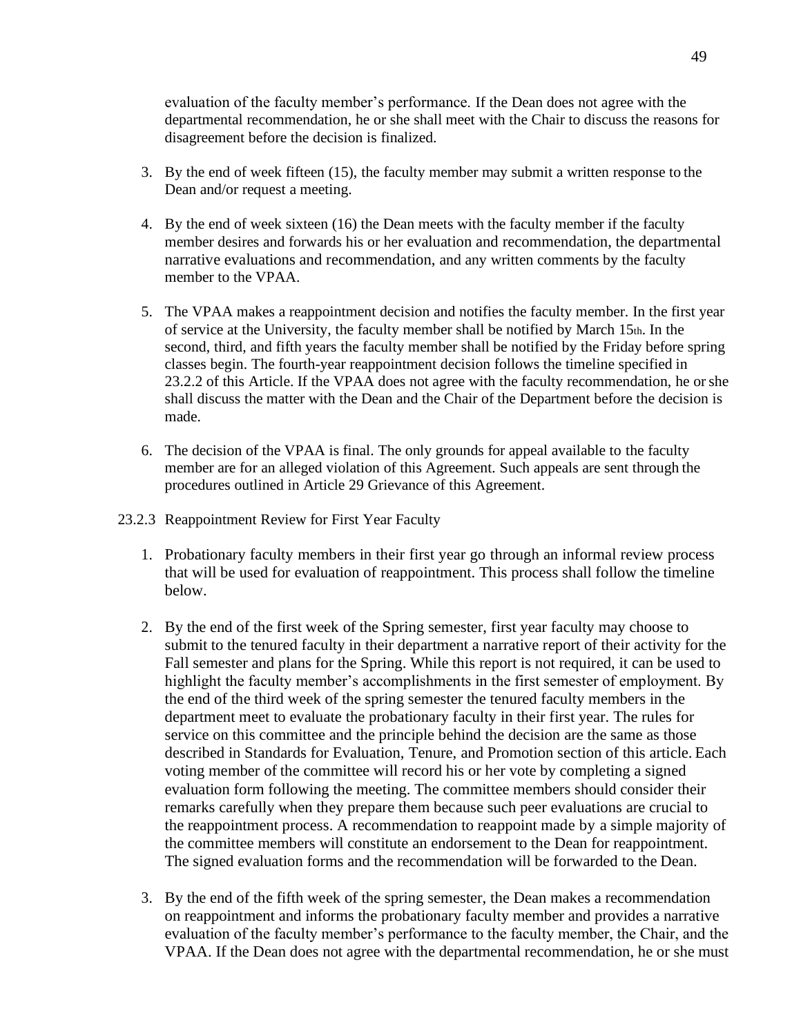evaluation of the faculty member's performance. If the Dean does not agree with the departmental recommendation, he or she shall meet with the Chair to discuss the reasons for disagreement before the decision is finalized.

3. By the end of week fifteen (15), the faculty member may submit a written response to the Dean and/or request a meeting.

4. By the end of week sixteen (16) the Dean meets with the faculty member if the faculty member desires and forwards his or her evaluation and recommendation, the departmental narrative evaluations and recommendation, and any written comments by the faculty member to the VPAA.

5. The VPAA makes a reappointment decision and notifies the faculty member. In the first year of service at the University, the faculty member shall be notified by March 15th. In the second, third, and fifth years the faculty member shall be notified by the Friday before spring classes begin. The fourth-year reappointment decision follows the timeline specified in 23.2.2 of this Article. If the VPAA does not agree with the faculty recommendation, he or she shall discuss the matter with the Dean and the Chair of the Department before the decision is made.

6. The decision of the VPAA is final. The only grounds for appeal available to the faculty member are for an alleged violation of this Agreement. Such appeals are sent through the procedures outlined in Article 29 Grievance of this Agreement.

23.2.3 Reappointment Review for First Year Faculty

1. Probationary faculty members in their first year go through an informal review process that will be used for evaluation of reappointment. This process shall follow the timeline below.

2. By the end of the first week of the Spring semester, first year faculty may choose to submit to the tenured faculty in their department a narrative report of their activity for the Fall semester and plans for the Spring. While this report is not required, it can be used to highlight the faculty member's accomplishments in the first semester of employment. By the end of the third week of the spring semester the tenured faculty members in the department meet to evaluate the probationary faculty in their first year. The rules for service on this committee and the principle behind the decision are the same as those described in Standards for Evaluation, Tenure, and Promotion section of this article. Each voting member of the committee will record his or her vote by completing a signed evaluation form following the meeting. The committee members should consider their remarks carefully when they prepare them because such peer evaluations are crucial to the reappointment process. A recommendation to reappoint made by a simple majority of the committee members will constitute an endorsement to the Dean for reappointment. The signed evaluation forms and the recommendation will be forwarded to the Dean.

3. By the end of the fifth week of the spring semester, the Dean makes a recommendation on reappointment and informs the probationary faculty member and provides a narrative evaluation of the faculty member's performance to the faculty member, the Chair, and the VPAA. If the Dean does not agree with the departmental recommendation, he or she must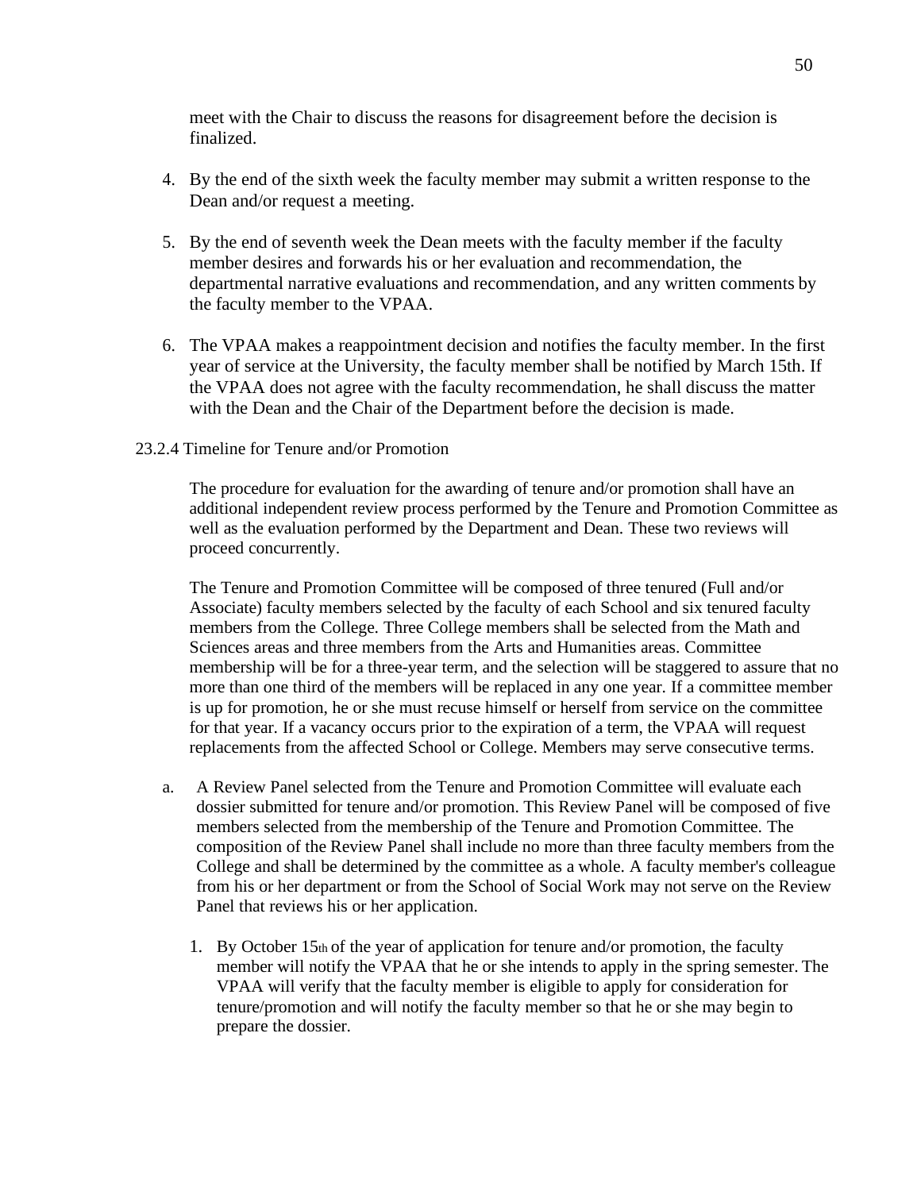meet with the Chair to discuss the reasons for disagreement before the decision is finalized.

4. By the end of the sixth week the faculty member may submit a written response to the Dean and/or request a meeting.

5. By the end of seventh week the Dean meets with the faculty member if the faculty member desires and forwards his or her evaluation and recommendation, the departmental narrative evaluations and recommendation, and any written comments by the faculty member to the VPAA.

6. The VPAA makes a reappointment decision and notifies the faculty member. In the first year of service at the University, the faculty member shall be notified by March 15th. If the VPAA does not agree with the faculty recommendation, he shall discuss the matter with the Dean and the Chair of the Department before the decision is made.

23.2.4 Timeline for Tenure and/or Promotion

The procedure for evaluation for the awarding of tenure and/or promotion shall have an additional independent review process performed by the Tenure and Promotion Committee as well as the evaluation performed by the Department and Dean. These two reviews will proceed concurrently.

The Tenure and Promotion Committee will be composed of three tenured (Full and/or Associate) faculty members selected by the faculty of each School and six tenured faculty members from the College. Three College members shall be selected from the Math and Sciences areas and three members from the Arts and Humanities areas. Committee membership will be for a three-year term, and the selection will be staggered to assure that no more than one third of the members will be replaced in any one year. If a committee member is up for promotion, he or she must recuse himself or herself from service on the committee for that year. If a vacancy occurs prior to the expiration of a term, the VPAA will request replacements from the affected School or College. Members may serve consecutive terms.

a. A Review Panel selected from the Tenure and Promotion Committee will evaluate each dossier submitted for tenure and/or promotion. This Review Panel will be composed of five members selected from the membership of the Tenure and Promotion Committee. The composition of the Review Panel shall include no more than three faculty members from the College and shall be determined by the committee as a whole. A faculty member's colleague from his or her department or from the School of Social Work may not serve on the Review Panel that reviews his or her application.

   1. By October 15th of the year of application for tenure and/or promotion, the faculty member will notify the VPAA that he or she intends to apply in the spring semester. The VPAA will verify that the faculty member is eligible to apply for consideration for tenure/promotion and will notify the faculty member so that he or she may begin to prepare the dossier.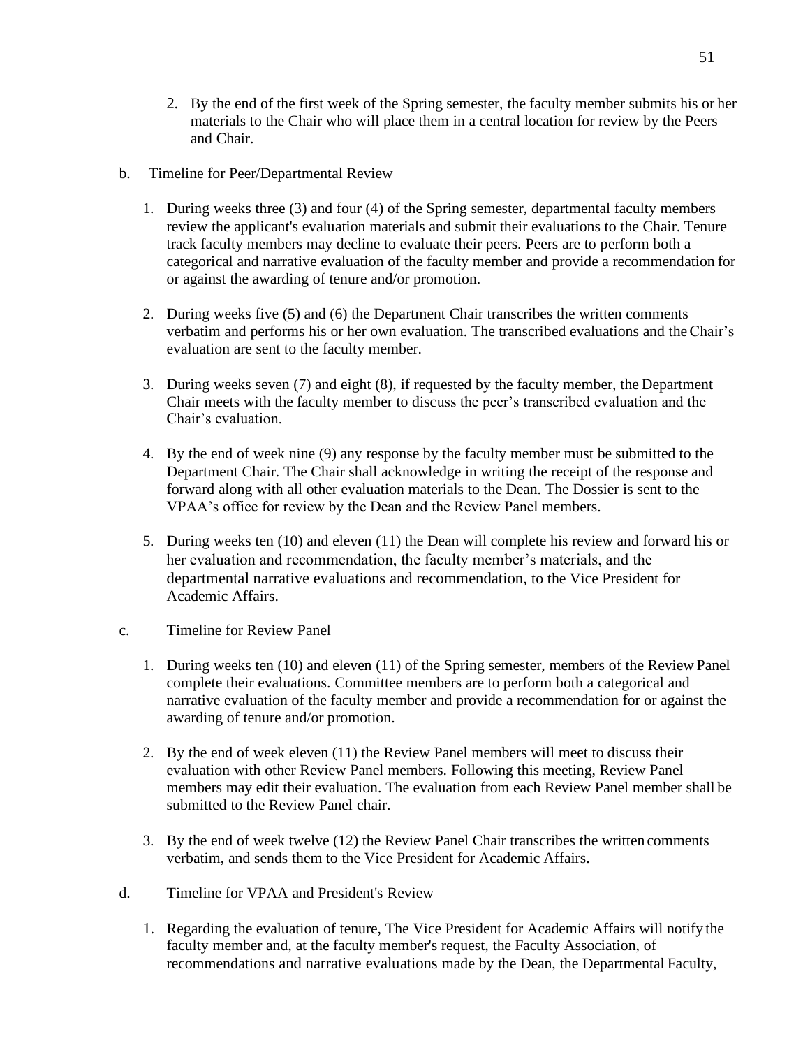2. By the end of the first week of the Spring semester, the faculty member submits his or her materials to the Chair who will place them in a central location for review by the Peers and Chair.

b. Timeline for Peer/Departmental Review

1. During weeks three (3) and four (4) of the Spring semester, departmental faculty members review the applicant's evaluation materials and submit their evaluations to the Chair. Tenure track faculty members may decline to evaluate their peers. Peers are to perform both a categorical and narrative evaluation of the faculty member and provide a recommendation for or against the awarding of tenure and/or promotion.

2. During weeks five (5) and (6) the Department Chair transcribes the written comments verbatim and performs his or her own evaluation. The transcribed evaluations and the Chair's evaluation are sent to the faculty member.

3. During weeks seven (7) and eight (8), if requested by the faculty member, the Department Chair meets with the faculty member to discuss the peer's transcribed evaluation and the Chair's evaluation.

4. By the end of week nine (9) any response by the faculty member must be submitted to the Department Chair. The Chair shall acknowledge in writing the receipt of the response and forward along with all other evaluation materials to the Dean. The Dossier is sent to the VPAA's office for review by the Dean and the Review Panel members.

5. During weeks ten (10) and eleven (11) the Dean will complete his review and forward his or her evaluation and recommendation, the faculty member's materials, and the departmental narrative evaluations and recommendation, to the Vice President for Academic Affairs.

c. Timeline for Review Panel

1. During weeks ten (10) and eleven (11) of the Spring semester, members of the Review Panel complete their evaluations. Committee members are to perform both a categorical and narrative evaluation of the faculty member and provide a recommendation for or against the awarding of tenure and/or promotion.

2. By the end of week eleven (11) the Review Panel members will meet to discuss their evaluation with other Review Panel members. Following this meeting, Review Panel members may edit their evaluation. The evaluation from each Review Panel member shall be submitted to the Review Panel chair.

3. By the end of week twelve (12) the Review Panel Chair transcribes the written comments verbatim, and sends them to the Vice President for Academic Affairs.

d. Timeline for VPAA and President's Review

1. Regarding the evaluation of tenure, The Vice President for Academic Affairs will notify the faculty member and, at the faculty member's request, the Faculty Association, of recommendations and narrative evaluations made by the Dean, the Departmental Faculty,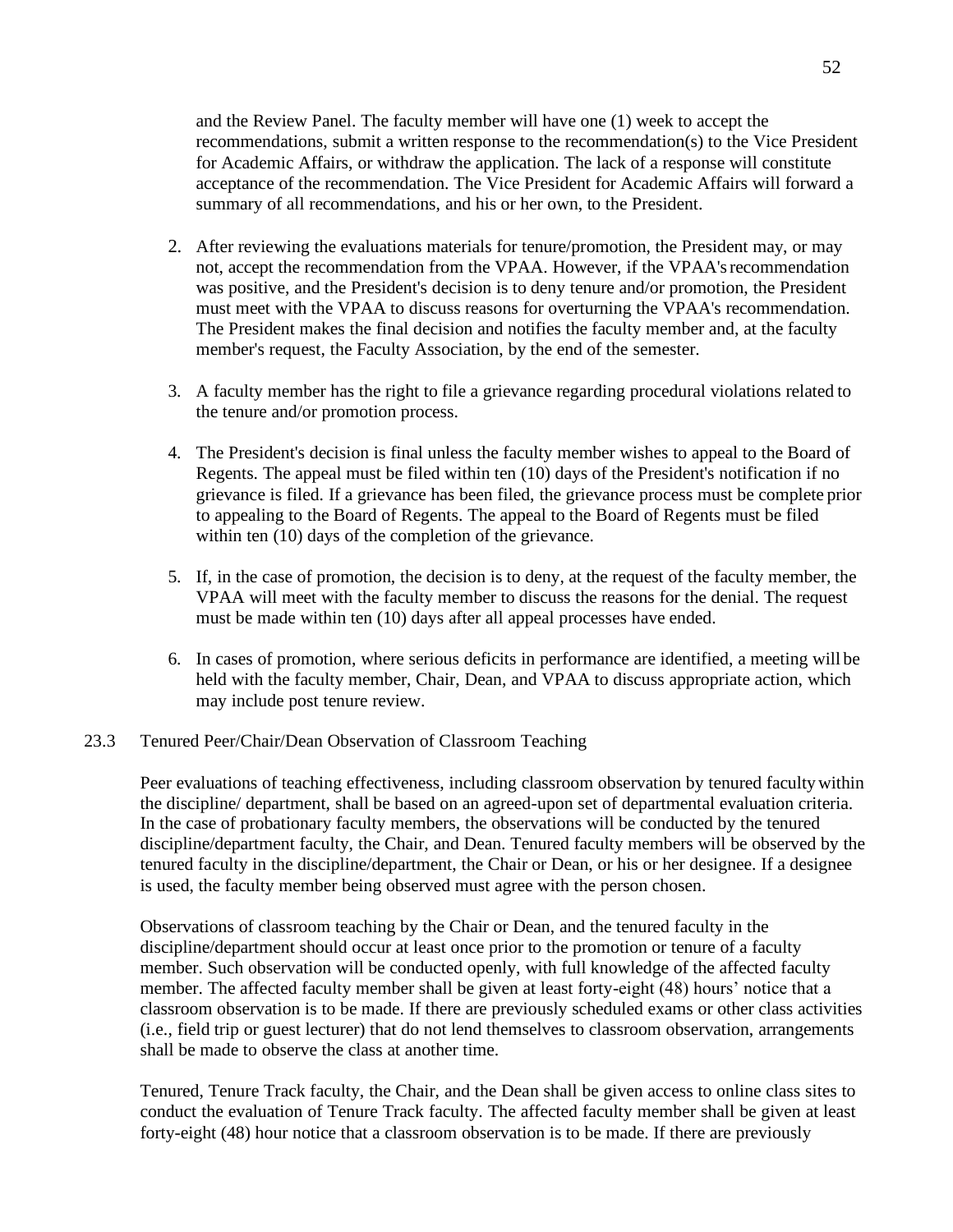and the Review Panel. The faculty member will have one (1) week to accept the recommendations, submit a written response to the recommendation(s) to the Vice President for Academic Affairs, or withdraw the application. The lack of a response will constitute acceptance of the recommendation. The Vice President for Academic Affairs will forward a summary of all recommendations, and his or her own, to the President.

2. After reviewing the evaluations materials for tenure/promotion, the President may, or may not, accept the recommendation from the VPAA. However, if the VPAA's recommendation was positive, and the President's decision is to deny tenure and/or promotion, the President must meet with the VPAA to discuss reasons for overturning the VPAA's recommendation. The President makes the final decision and notifies the faculty member and, at the faculty member's request, the Faculty Association, by the end of the semester.

3. A faculty member has the right to file a grievance regarding procedural violations related to the tenure and/or promotion process.

4. The President's decision is final unless the faculty member wishes to appeal to the Board of Regents. The appeal must be filed within ten (10) days of the President's notification if no grievance is filed. If a grievance has been filed, the grievance process must be complete prior to appealing to the Board of Regents. The appeal to the Board of Regents must be filed within ten (10) days of the completion of the grievance.

5. If, in the case of promotion, the decision is to deny, at the request of the faculty member, the VPAA will meet with the faculty member to discuss the reasons for the denial. The request must be made within ten (10) days after all appeal processes have ended.

6. In cases of promotion, where serious deficits in performance are identified, a meeting will be held with the faculty member, Chair, Dean, and VPAA to discuss appropriate action, which may include post tenure review.

## 23.3 Tenured Peer/Chair/Dean Observation of Classroom Teaching

Peer evaluations of teaching effectiveness, including classroom observation by tenured faculty within the discipline/ department, shall be based on an agreed-upon set of departmental evaluation criteria. In the case of probationary faculty members, the observations will be conducted by the tenured discipline/department faculty, the Chair, and Dean. Tenured faculty members will be observed by the tenured faculty in the discipline/department, the Chair or Dean, or his or her designee. If a designee is used, the faculty member being observed must agree with the person chosen.

Observations of classroom teaching by the Chair or Dean, and the tenured faculty in the discipline/department should occur at least once prior to the promotion or tenure of a faculty member. Such observation will be conducted openly, with full knowledge of the affected faculty member. The affected faculty member shall be given at least forty-eight (48) hours' notice that a classroom observation is to be made. If there are previously scheduled exams or other class activities (i.e., field trip or guest lecturer) that do not lend themselves to classroom observation, arrangements shall be made to observe the class at another time.

Tenured, Tenure Track faculty, the Chair, and the Dean shall be given access to online class sites to conduct the evaluation of Tenure Track faculty. The affected faculty member shall be given at least forty-eight (48) hour notice that a classroom observation is to be made. If there are previously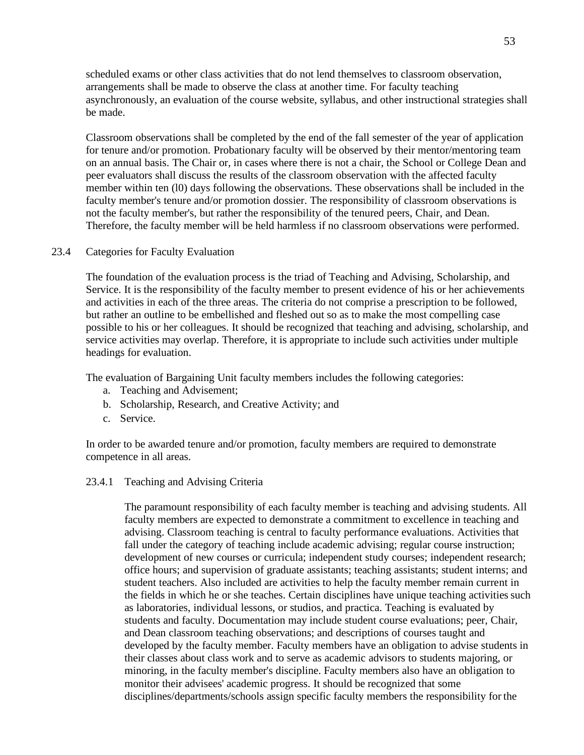scheduled exams or other class activities that do not lend themselves to classroom observation, arrangements shall be made to observe the class at another time. For faculty teaching asynchronously, an evaluation of the course website, syllabus, and other instructional strategies shall be made.

Classroom observations shall be completed by the end of the fall semester of the year of application for tenure and/or promotion. Probationary faculty will be observed by their mentor/mentoring team on an annual basis. The Chair or, in cases where there is not a chair, the School or College Dean and peer evaluators shall discuss the results of the classroom observation with the affected faculty member within ten (l0) days following the observations. These observations shall be included in the faculty member's tenure and/or promotion dossier. The responsibility of classroom observations is not the faculty member's, but rather the responsibility of the tenured peers, Chair, and Dean. Therefore, the faculty member will be held harmless if no classroom observations were performed.

## 23.4 Categories for Faculty Evaluation

The foundation of the evaluation process is the triad of Teaching and Advising, Scholarship, and Service. It is the responsibility of the faculty member to present evidence of his or her achievements and activities in each of the three areas. The criteria do not comprise a prescription to be followed, but rather an outline to be embellished and fleshed out so as to make the most compelling case possible to his or her colleagues. It should be recognized that teaching and advising, scholarship, and service activities may overlap. Therefore, it is appropriate to include such activities under multiple headings for evaluation.

The evaluation of Bargaining Unit faculty members includes the following categories:

a. Teaching and Advisement;
b. Scholarship, Research, and Creative Activity; and
c. Service.

In order to be awarded tenure and/or promotion, faculty members are required to demonstrate competence in all areas.

### 23.4.1 Teaching and Advising Criteria

The paramount responsibility of each faculty member is teaching and advising students. All faculty members are expected to demonstrate a commitment to excellence in teaching and advising. Classroom teaching is central to faculty performance evaluations. Activities that fall under the category of teaching include academic advising; regular course instruction; development of new courses or curricula; independent study courses; independent research; office hours; and supervision of graduate assistants; teaching assistants; student interns; and student teachers. Also included are activities to help the faculty member remain current in the fields in which he or she teaches. Certain disciplines have unique teaching activities such as laboratories, individual lessons, or studios, and practica. Teaching is evaluated by students and faculty. Documentation may include student course evaluations; peer, Chair, and Dean classroom teaching observations; and descriptions of courses taught and developed by the faculty member. Faculty members have an obligation to advise students in their classes about class work and to serve as academic advisors to students majoring, or minoring, in the faculty member's discipline. Faculty members also have an obligation to monitor their advisees' academic progress. It should be recognized that some disciplines/departments/schools assign specific faculty members the responsibility for the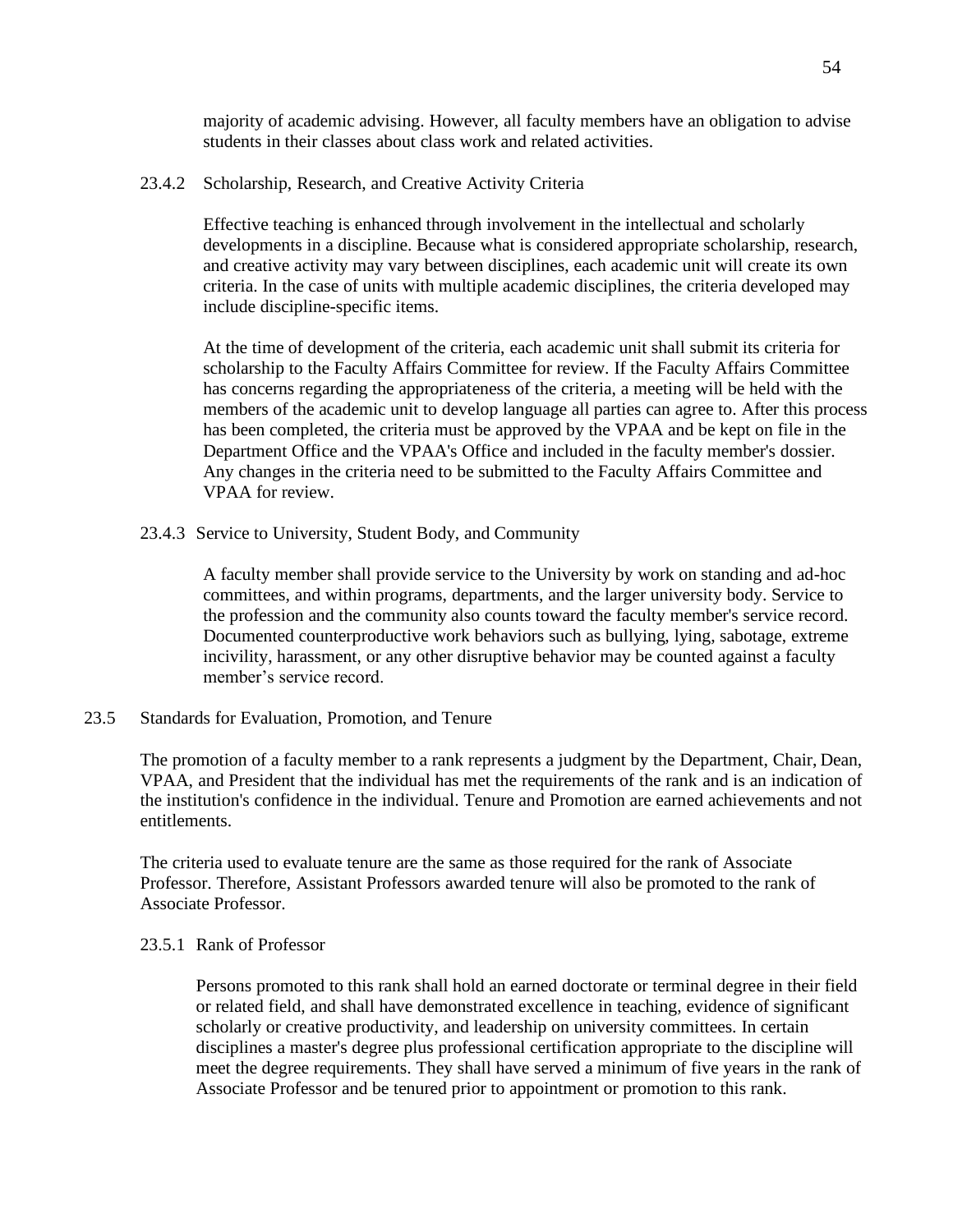majority of academic advising. However, all faculty members have an obligation to advise students in their classes about class work and related activities.

### 23.4.2 Scholarship, Research, and Creative Activity Criteria

Effective teaching is enhanced through involvement in the intellectual and scholarly developments in a discipline. Because what is considered appropriate scholarship, research, and creative activity may vary between disciplines, each academic unit will create its own criteria. In the case of units with multiple academic disciplines, the criteria developed may include discipline-specific items.

At the time of development of the criteria, each academic unit shall submit its criteria for scholarship to the Faculty Affairs Committee for review. If the Faculty Affairs Committee has concerns regarding the appropriateness of the criteria, a meeting will be held with the members of the academic unit to develop language all parties can agree to. After this process has been completed, the criteria must be approved by the VPAA and be kept on file in the Department Office and the VPAA's Office and included in the faculty member's dossier. Any changes in the criteria need to be submitted to the Faculty Affairs Committee and VPAA for review.

### 23.4.3 Service to University, Student Body, and Community

A faculty member shall provide service to the University by work on standing and ad-hoc committees, and within programs, departments, and the larger university body. Service to the profession and the community also counts toward the faculty member's service record. Documented counterproductive work behaviors such as bullying, lying, sabotage, extreme incivility, harassment, or any other disruptive behavior may be counted against a faculty member's service record.

## 23.5 Standards for Evaluation, Promotion, and Tenure

The promotion of a faculty member to a rank represents a judgment by the Department, Chair, Dean, VPAA, and President that the individual has met the requirements of the rank and is an indication of the institution's confidence in the individual. Tenure and Promotion are earned achievements and not entitlements.

The criteria used to evaluate tenure are the same as those required for the rank of Associate Professor. Therefore, Assistant Professors awarded tenure will also be promoted to the rank of Associate Professor.

### 23.5.1 Rank of Professor

Persons promoted to this rank shall hold an earned doctorate or terminal degree in their field or related field, and shall have demonstrated excellence in teaching, evidence of significant scholarly or creative productivity, and leadership on university committees. In certain disciplines a master's degree plus professional certification appropriate to the discipline will meet the degree requirements. They shall have served a minimum of five years in the rank of Associate Professor and be tenured prior to appointment or promotion to this rank.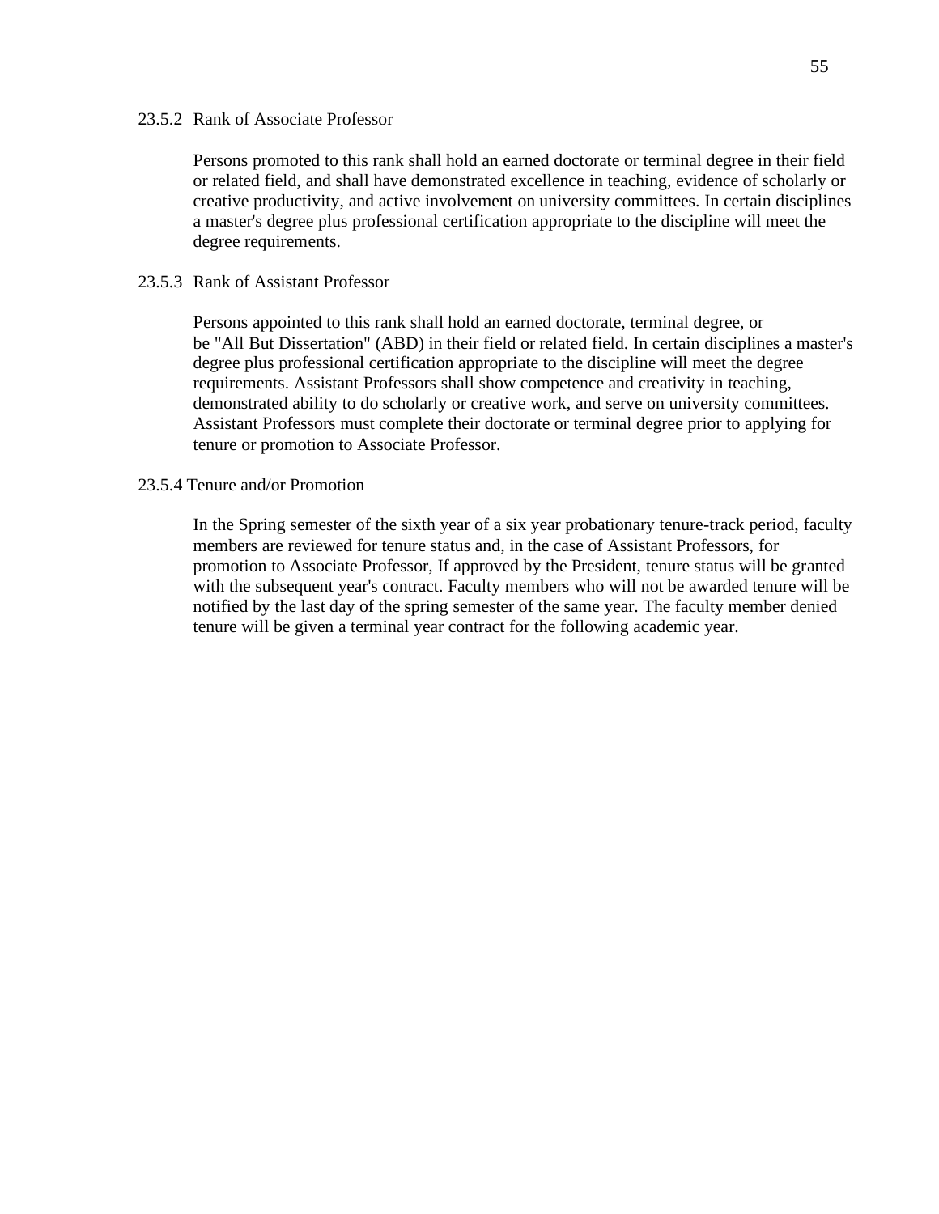#### 23.5.2 Rank of Associate Professor

Persons promoted to this rank shall hold an earned doctorate or terminal degree in their field or related field, and shall have demonstrated excellence in teaching, evidence of scholarly or creative productivity, and active involvement on university committees. In certain disciplines a master's degree plus professional certification appropriate to the discipline will meet the degree requirements.

#### 23.5.3 Rank of Assistant Professor

Persons appointed to this rank shall hold an earned doctorate, terminal degree, or be "All But Dissertation" (ABD) in their field or related field. In certain disciplines a master's degree plus professional certification appropriate to the discipline will meet the degree requirements. Assistant Professors shall show competence and creativity in teaching, demonstrated ability to do scholarly or creative work, and serve on university committees. Assistant Professors must complete their doctorate or terminal degree prior to applying for tenure or promotion to Associate Professor.

#### 23.5.4 Tenure and/or Promotion

In the Spring semester of the sixth year of a six year probationary tenure-track period, faculty members are reviewed for tenure status and, in the case of Assistant Professors, for promotion to Associate Professor, If approved by the President, tenure status will be granted with the subsequent year's contract. Faculty members who will not be awarded tenure will be notified by the last day of the spring semester of the same year. The faculty member denied tenure will be given a terminal year contract for the following academic year.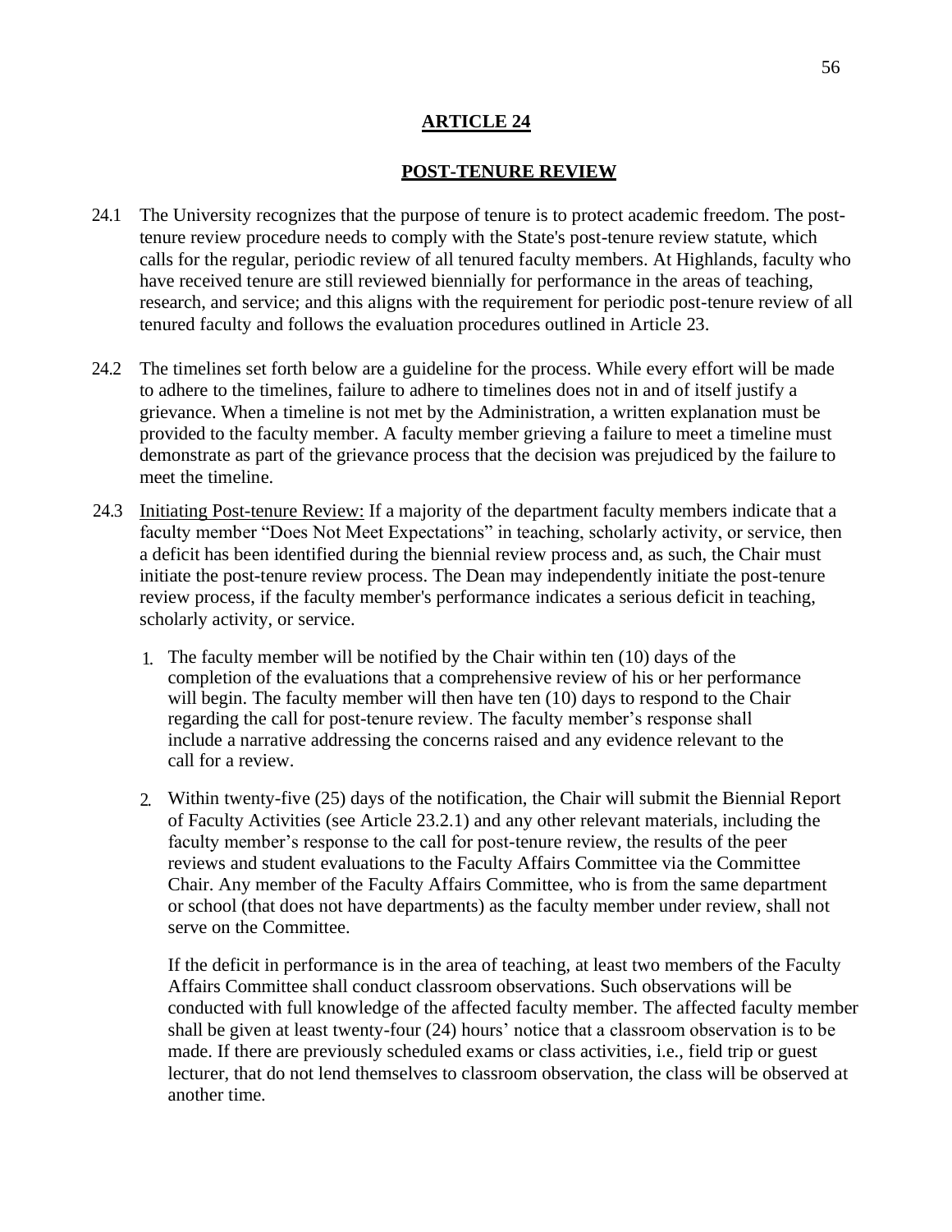# ARTICLE 24

## POST-TENURE REVIEW

24.1 The University recognizes that the purpose of tenure is to protect academic freedom. The post-tenure review procedure needs to comply with the State's post-tenure review statute, which calls for the regular, periodic review of all tenured faculty members. At Highlands, faculty who have received tenure are still reviewed biennially for performance in the areas of teaching, research, and service; and this aligns with the requirement for periodic post-tenure review of all tenured faculty and follows the evaluation procedures outlined in Article 23.

24.2 The timelines set forth below are a guideline for the process. While every effort will be made to adhere to the timelines, failure to adhere to timelines does not in and of itself justify a grievance. When a timeline is not met by the Administration, a written explanation must be provided to the faculty member. A faculty member grieving a failure to meet a timeline must demonstrate as part of the grievance process that the decision was prejudiced by the failure to meet the timeline.

24.3 <u>Initiating Post-tenure Review:</u> If a majority of the department faculty members indicate that a faculty member "Does Not Meet Expectations" in teaching, scholarly activity, or service, then a deficit has been identified during the biennial review process and, as such, the Chair must initiate the post-tenure review process. The Dean may independently initiate the post-tenure review process, if the faculty member's performance indicates a serious deficit in teaching, scholarly activity, or service.

1. The faculty member will be notified by the Chair within ten (10) days of the completion of the evaluations that a comprehensive review of his or her performance will begin. The faculty member will then have ten (10) days to respond to the Chair regarding the call for post-tenure review. The faculty member's response shall include a narrative addressing the concerns raised and any evidence relevant to the call for a review.

2. Within twenty-five (25) days of the notification, the Chair will submit the Biennial Report of Faculty Activities (see Article 23.2.1) and any other relevant materials, including the faculty member's response to the call for post-tenure review, the results of the peer reviews and student evaluations to the Faculty Affairs Committee via the Committee Chair. Any member of the Faculty Affairs Committee, who is from the same department or school (that does not have departments) as the faculty member under review, shall not serve on the Committee.

   If the deficit in performance is in the area of teaching, at least two members of the Faculty Affairs Committee shall conduct classroom observations. Such observations will be conducted with full knowledge of the affected faculty member. The affected faculty member shall be given at least twenty-four (24) hours' notice that a classroom observation is to be made. If there are previously scheduled exams or class activities, i.e., field trip or guest lecturer, that do not lend themselves to classroom observation, the class will be observed at another time.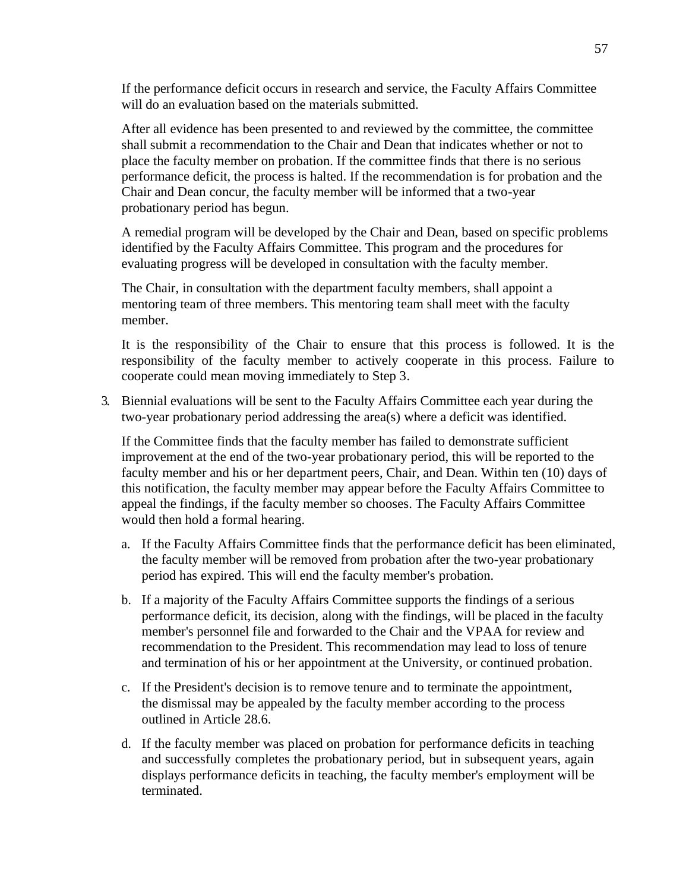If the performance deficit occurs in research and service, the Faculty Affairs Committee will do an evaluation based on the materials submitted.

After all evidence has been presented to and reviewed by the committee, the committee shall submit a recommendation to the Chair and Dean that indicates whether or not to place the faculty member on probation. If the committee finds that there is no serious performance deficit, the process is halted. If the recommendation is for probation and the Chair and Dean concur, the faculty member will be informed that a two-year probationary period has begun.

A remedial program will be developed by the Chair and Dean, based on specific problems identified by the Faculty Affairs Committee. This program and the procedures for evaluating progress will be developed in consultation with the faculty member.

The Chair, in consultation with the department faculty members, shall appoint a mentoring team of three members. This mentoring team shall meet with the faculty member.

It is the responsibility of the Chair to ensure that this process is followed. It is the responsibility of the faculty member to actively cooperate in this process. Failure to cooperate could mean moving immediately to Step 3.

3. Biennial evaluations will be sent to the Faculty Affairs Committee each year during the two-year probationary period addressing the area(s) where a deficit was identified.

   If the Committee finds that the faculty member has failed to demonstrate sufficient improvement at the end of the two-year probationary period, this will be reported to the faculty member and his or her department peers, Chair, and Dean. Within ten (10) days of this notification, the faculty member may appear before the Faculty Affairs Committee to appeal the findings, if the faculty member so chooses. The Faculty Affairs Committee would then hold a formal hearing.

   a. If the Faculty Affairs Committee finds that the performance deficit has been eliminated, the faculty member will be removed from probation after the two-year probationary period has expired. This will end the faculty member's probation.

   b. If a majority of the Faculty Affairs Committee supports the findings of a serious performance deficit, its decision, along with the findings, will be placed in the faculty member's personnel file and forwarded to the Chair and the VPAA for review and recommendation to the President. This recommendation may lead to loss of tenure and termination of his or her appointment at the University, or continued probation.

   c. If the President's decision is to remove tenure and to terminate the appointment, the dismissal may be appealed by the faculty member according to the process outlined in Article 28.6.

   d. If the faculty member was placed on probation for performance deficits in teaching and successfully completes the probationary period, but in subsequent years, again displays performance deficits in teaching, the faculty member's employment will be terminated.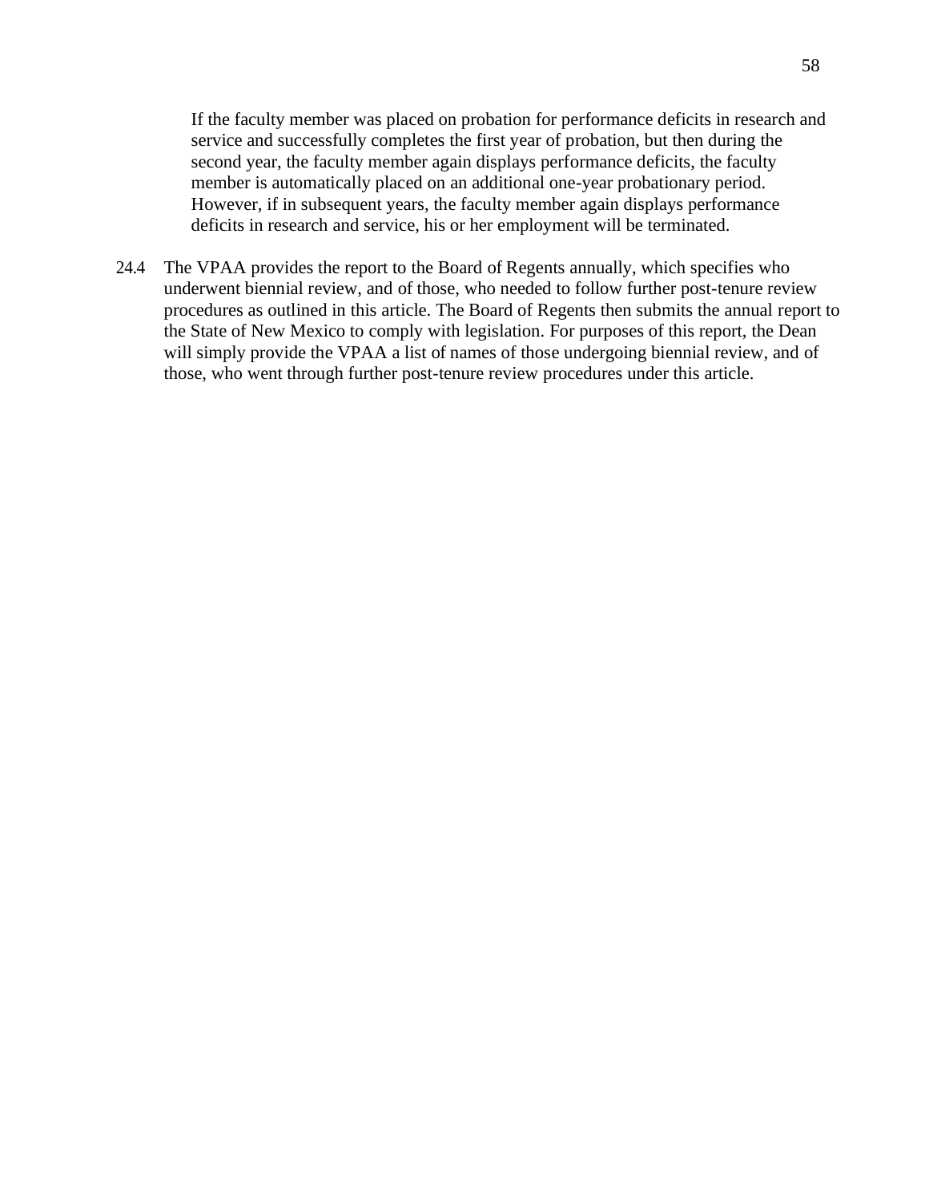If the faculty member was placed on probation for performance deficits in research and service and successfully completes the first year of probation, but then during the second year, the faculty member again displays performance deficits, the faculty member is automatically placed on an additional one-year probationary period. However, if in subsequent years, the faculty member again displays performance deficits in research and service, his or her employment will be terminated.

24.4 The VPAA provides the report to the Board of Regents annually, which specifies who underwent biennial review, and of those, who needed to follow further post-tenure review procedures as outlined in this article. The Board of Regents then submits the annual report to the State of New Mexico to comply with legislation. For purposes of this report, the Dean will simply provide the VPAA a list of names of those undergoing biennial review, and of those, who went through further post-tenure review procedures under this article.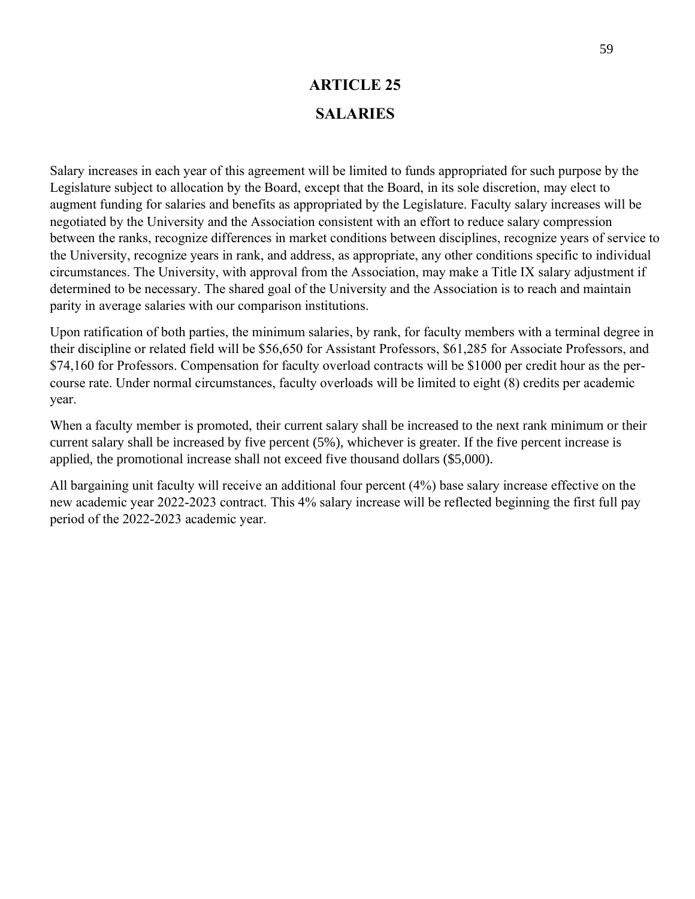# ARTICLE 25

# SALARIES

Salary increases in each year of this agreement will be limited to funds appropriated for such purpose by the Legislature subject to allocation by the Board, except that the Board, in its sole discretion, may elect to augment funding for salaries and benefits as appropriated by the Legislature. Faculty salary increases will be negotiated by the University and the Association consistent with an effort to reduce salary compression between the ranks, recognize differences in market conditions between disciplines, recognize years of service to the University, recognize years in rank, and address, as appropriate, any other conditions specific to individual circumstances. The University, with approval from the Association, may make a Title IX salary adjustment if determined to be necessary. The shared goal of the University and the Association is to reach and maintain parity in average salaries with our comparison institutions.

Upon ratification of both parties, the minimum salaries, by rank, for faculty members with a terminal degree in their discipline or related field will be $56,650 for Assistant Professors, $61,285 for Associate Professors, and $74,160 for Professors. Compensation for faculty overload contracts will be $1000 per credit hour as the per-course rate. Under normal circumstances, faculty overloads will be limited to eight (8) credits per academic year.

When a faculty member is promoted, their current salary shall be increased to the next rank minimum or their current salary shall be increased by five percent (5%), whichever is greater. If the five percent increase is applied, the promotional increase shall not exceed five thousand dollars ($5,000).

All bargaining unit faculty will receive an additional four percent (4%) base salary increase effective on the new academic year 2022-2023 contract. This 4% salary increase will be reflected beginning the first full pay period of the 2022-2023 academic year.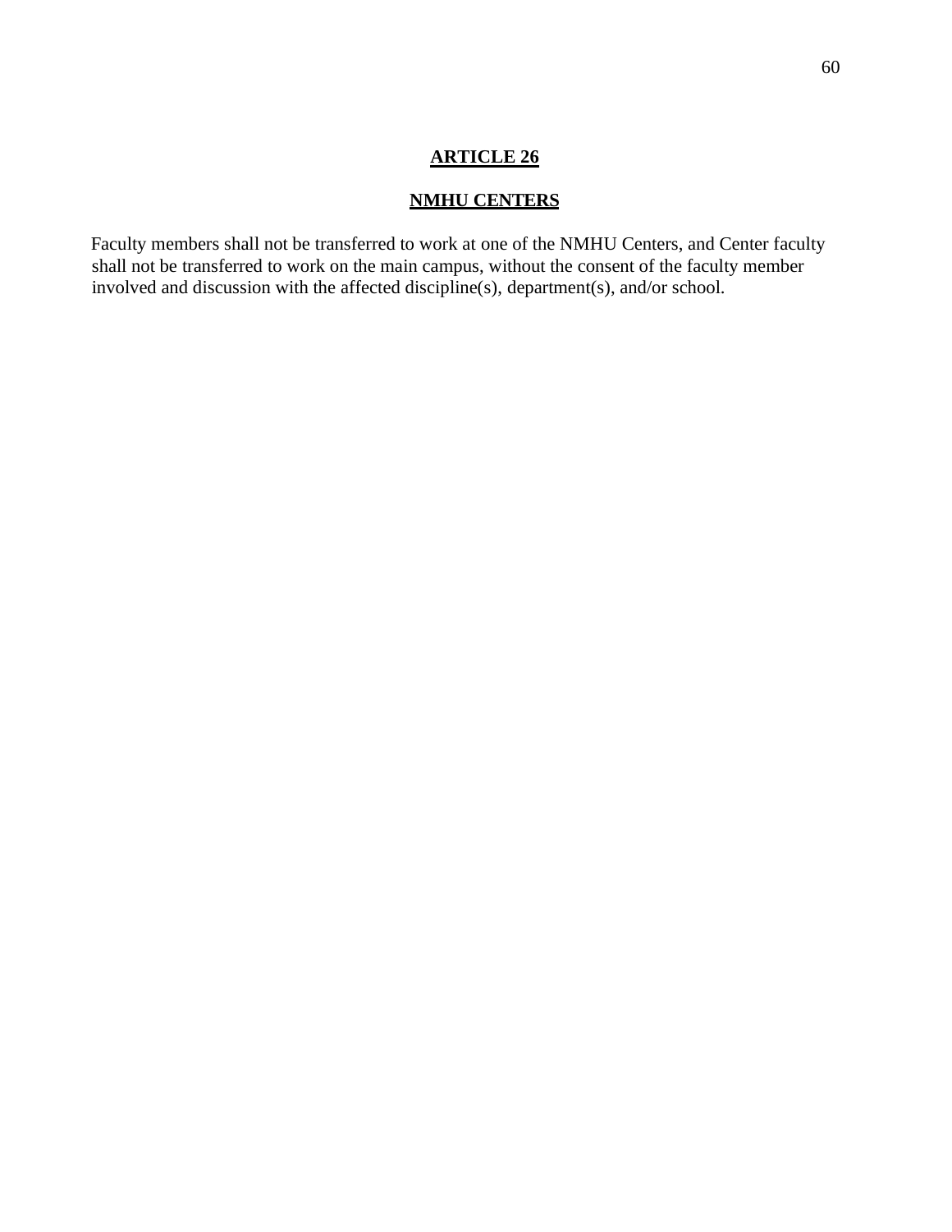# ARTICLE 26

## NMHU CENTERS

Faculty members shall not be transferred to work at one of the NMHU Centers, and Center faculty shall not be transferred to work on the main campus, without the consent of the faculty member involved and discussion with the affected discipline(s), department(s), and/or school.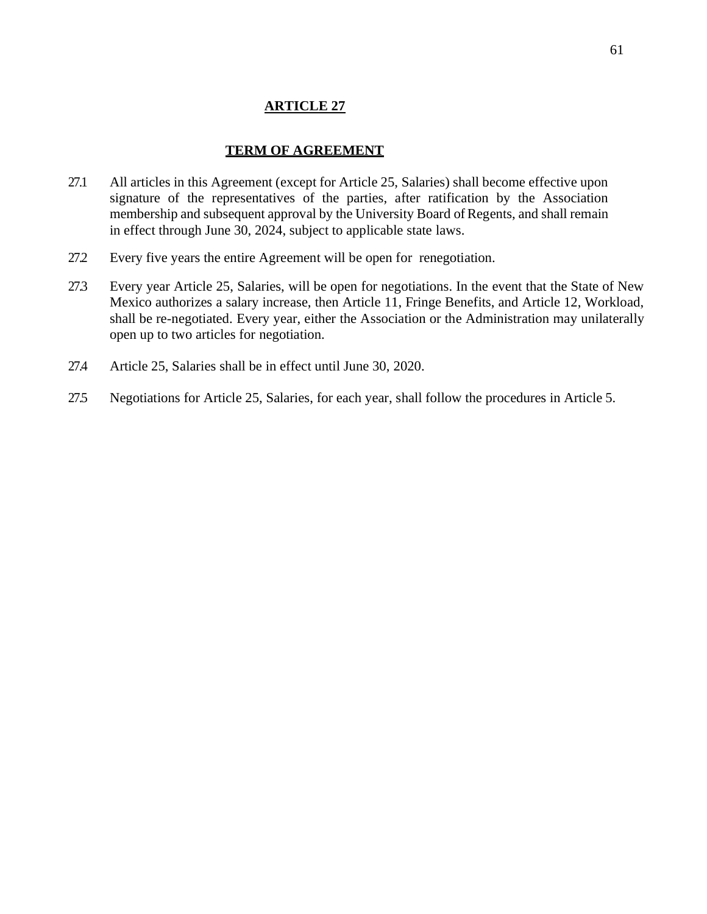## ARTICLE 27

## TERM OF AGREEMENT

27.1 All articles in this Agreement (except for Article 25, Salaries) shall become effective upon signature of the representatives of the parties, after ratification by the Association membership and subsequent approval by the University Board of Regents, and shall remain in effect through June 30, 2024, subject to applicable state laws.

27.2 Every five years the entire Agreement will be open for renegotiation.

27.3 Every year Article 25, Salaries, will be open for negotiations. In the event that the State of New Mexico authorizes a salary increase, then Article 11, Fringe Benefits, and Article 12, Workload, shall be re-negotiated. Every year, either the Association or the Administration may unilaterally open up to two articles for negotiation.

27.4 Article 25, Salaries shall be in effect until June 30, 2020.

27.5 Negotiations for Article 25, Salaries, for each year, shall follow the procedures in Article 5.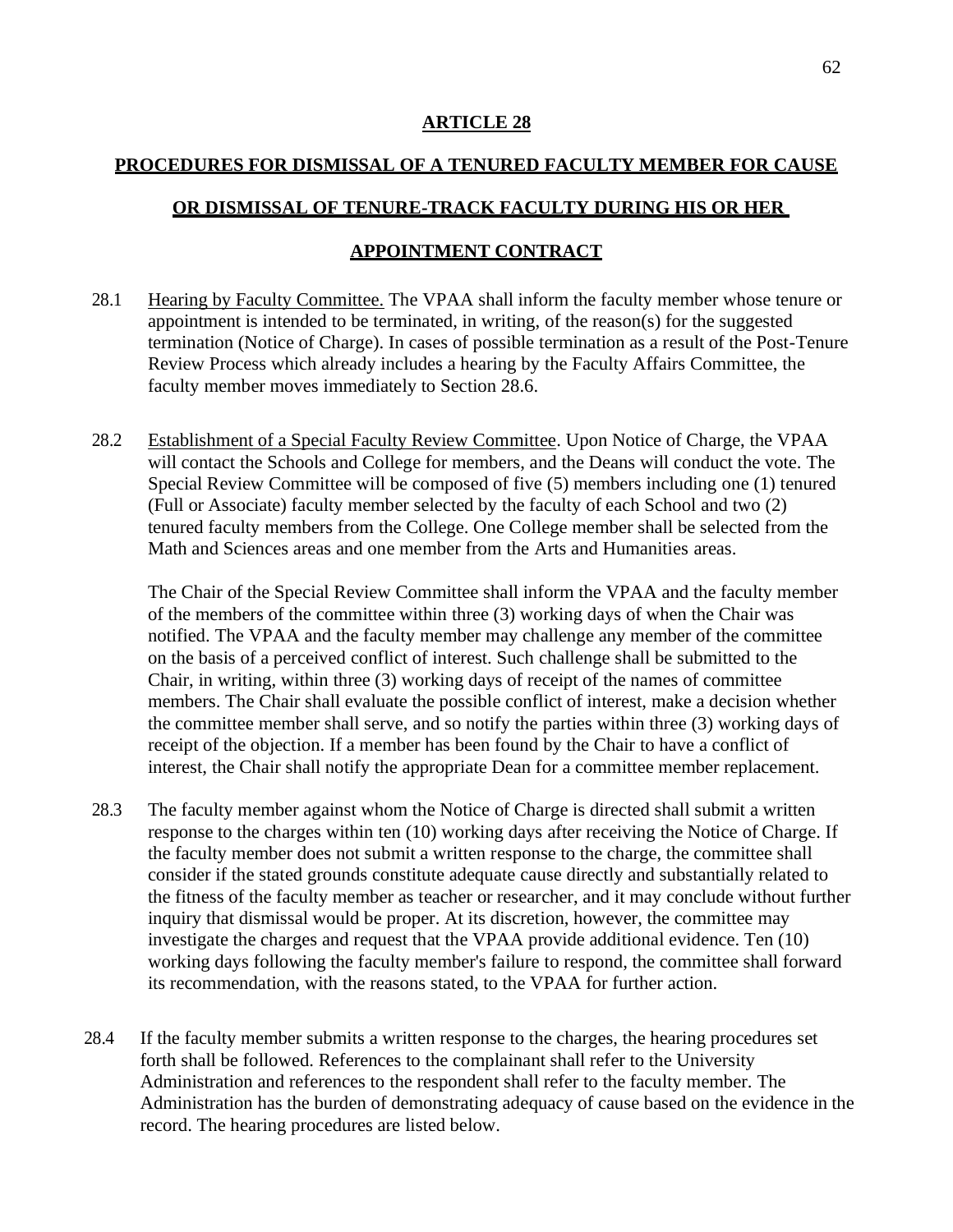## ARTICLE 28

## PROCEDURES FOR DISMISSAL OF A TENURED FACULTY MEMBER FOR CAUSE OR DISMISSAL OF TENURE-TRACK FACULTY DURING HIS OR HER APPOINTMENT CONTRACT

28.1 Hearing by Faculty Committee. The VPAA shall inform the faculty member whose tenure or appointment is intended to be terminated, in writing, of the reason(s) for the suggested termination (Notice of Charge). In cases of possible termination as a result of the Post-Tenure Review Process which already includes a hearing by the Faculty Affairs Committee, the faculty member moves immediately to Section 28.6.

28.2 Establishment of a Special Faculty Review Committee. Upon Notice of Charge, the VPAA will contact the Schools and College for members, and the Deans will conduct the vote. The Special Review Committee will be composed of five (5) members including one (1) tenured (Full or Associate) faculty member selected by the faculty of each School and two (2) tenured faculty members from the College. One College member shall be selected from the Math and Sciences areas and one member from the Arts and Humanities areas.

The Chair of the Special Review Committee shall inform the VPAA and the faculty member of the members of the committee within three (3) working days of when the Chair was notified. The VPAA and the faculty member may challenge any member of the committee on the basis of a perceived conflict of interest. Such challenge shall be submitted to the Chair, in writing, within three (3) working days of receipt of the names of committee members. The Chair shall evaluate the possible conflict of interest, make a decision whether the committee member shall serve, and so notify the parties within three (3) working days of receipt of the objection. If a member has been found by the Chair to have a conflict of interest, the Chair shall notify the appropriate Dean for a committee member replacement.

28.3 The faculty member against whom the Notice of Charge is directed shall submit a written response to the charges within ten (10) working days after receiving the Notice of Charge. If the faculty member does not submit a written response to the charge, the committee shall consider if the stated grounds constitute adequate cause directly and substantially related to the fitness of the faculty member as teacher or researcher, and it may conclude without further inquiry that dismissal would be proper. At its discretion, however, the committee may investigate the charges and request that the VPAA provide additional evidence. Ten (10) working days following the faculty member's failure to respond, the committee shall forward its recommendation, with the reasons stated, to the VPAA for further action.

28.4 If the faculty member submits a written response to the charges, the hearing procedures set forth shall be followed. References to the complainant shall refer to the University Administration and references to the respondent shall refer to the faculty member. The Administration has the burden of demonstrating adequacy of cause based on the evidence in the record. The hearing procedures are listed below.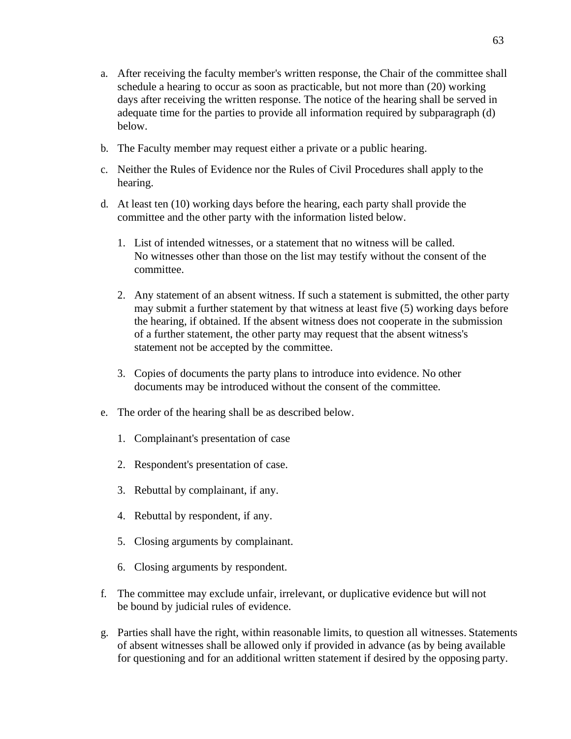a. After receiving the faculty member's written response, the Chair of the committee shall schedule a hearing to occur as soon as practicable, but not more than (20) working days after receiving the written response. The notice of the hearing shall be served in adequate time for the parties to provide all information required by subparagraph (d) below.

b. The Faculty member may request either a private or a public hearing.

c. Neither the Rules of Evidence nor the Rules of Civil Procedures shall apply to the hearing.

d. At least ten (10) working days before the hearing, each party shall provide the committee and the other party with the information listed below.

   1. List of intended witnesses, or a statement that no witness will be called. No witnesses other than those on the list may testify without the consent of the committee.

   2. Any statement of an absent witness. If such a statement is submitted, the other party may submit a further statement by that witness at least five (5) working days before the hearing, if obtained. If the absent witness does not cooperate in the submission of a further statement, the other party may request that the absent witness's statement not be accepted by the committee.

   3. Copies of documents the party plans to introduce into evidence. No other documents may be introduced without the consent of the committee.

e. The order of the hearing shall be as described below.

   1. Complainant's presentation of case

   2. Respondent's presentation of case.

   3. Rebuttal by complainant, if any.

   4. Rebuttal by respondent, if any.

   5. Closing arguments by complainant.

   6. Closing arguments by respondent.

f. The committee may exclude unfair, irrelevant, or duplicative evidence but will not be bound by judicial rules of evidence.

g. Parties shall have the right, within reasonable limits, to question all witnesses. Statements of absent witnesses shall be allowed only if provided in advance (as by being available for questioning and for an additional written statement if desired by the opposing party.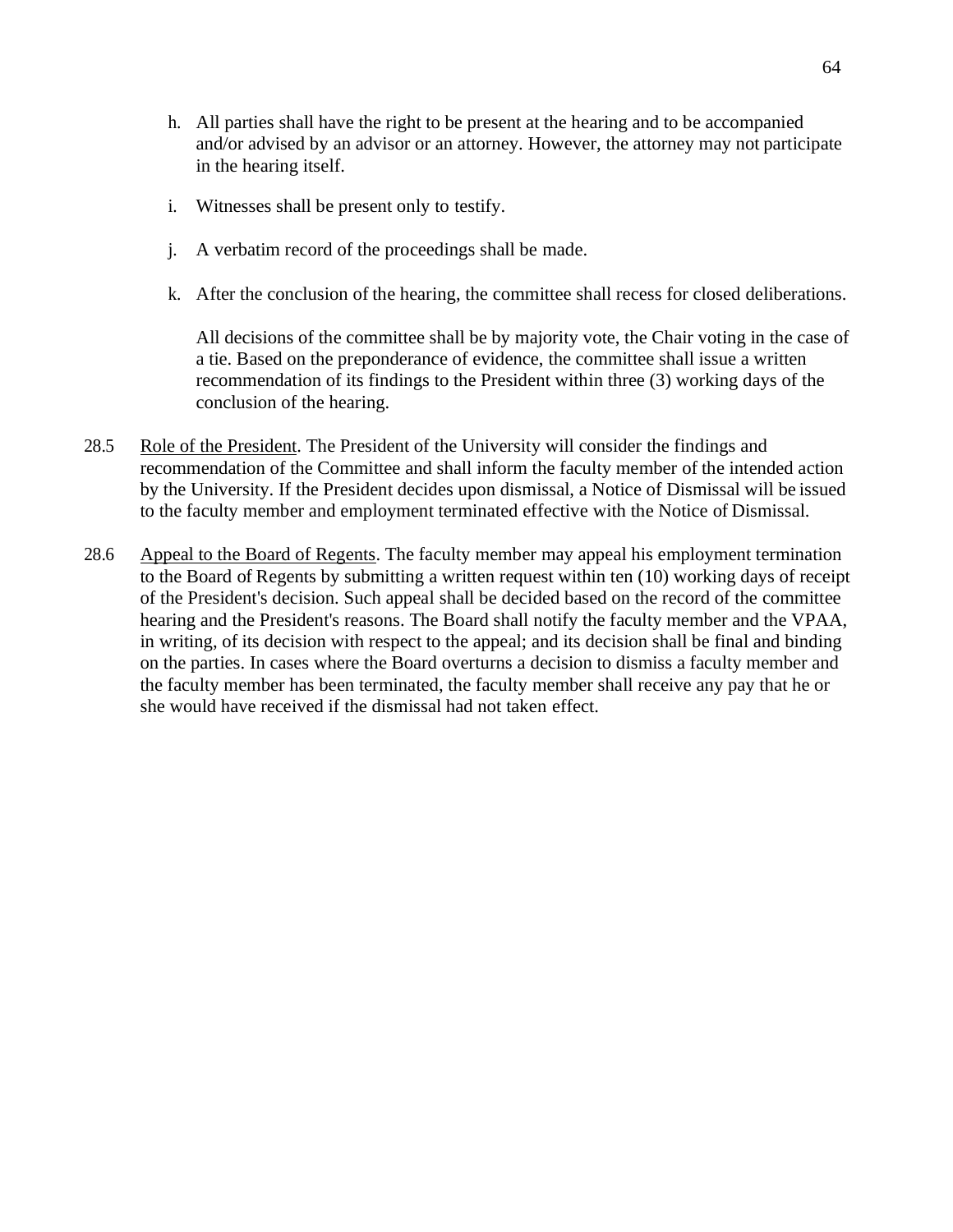h. All parties shall have the right to be present at the hearing and to be accompanied and/or advised by an advisor or an attorney. However, the attorney may not participate in the hearing itself.

i. Witnesses shall be present only to testify.

j. A verbatim record of the proceedings shall be made.

k. After the conclusion of the hearing, the committee shall recess for closed deliberations.

   All decisions of the committee shall be by majority vote, the Chair voting in the case of a tie. Based on the preponderance of evidence, the committee shall issue a written recommendation of its findings to the President within three (3) working days of the conclusion of the hearing.

28.5 Role of the President. The President of the University will consider the findings and recommendation of the Committee and shall inform the faculty member of the intended action by the University. If the President decides upon dismissal, a Notice of Dismissal will be issued to the faculty member and employment terminated effective with the Notice of Dismissal.

28.6 Appeal to the Board of Regents. The faculty member may appeal his employment termination to the Board of Regents by submitting a written request within ten (10) working days of receipt of the President's decision. Such appeal shall be decided based on the record of the committee hearing and the President's reasons. The Board shall notify the faculty member and the VPAA, in writing, of its decision with respect to the appeal; and its decision shall be final and binding on the parties. In cases where the Board overturns a decision to dismiss a faculty member and the faculty member has been terminated, the faculty member shall receive any pay that he or she would have received if the dismissal had not taken effect.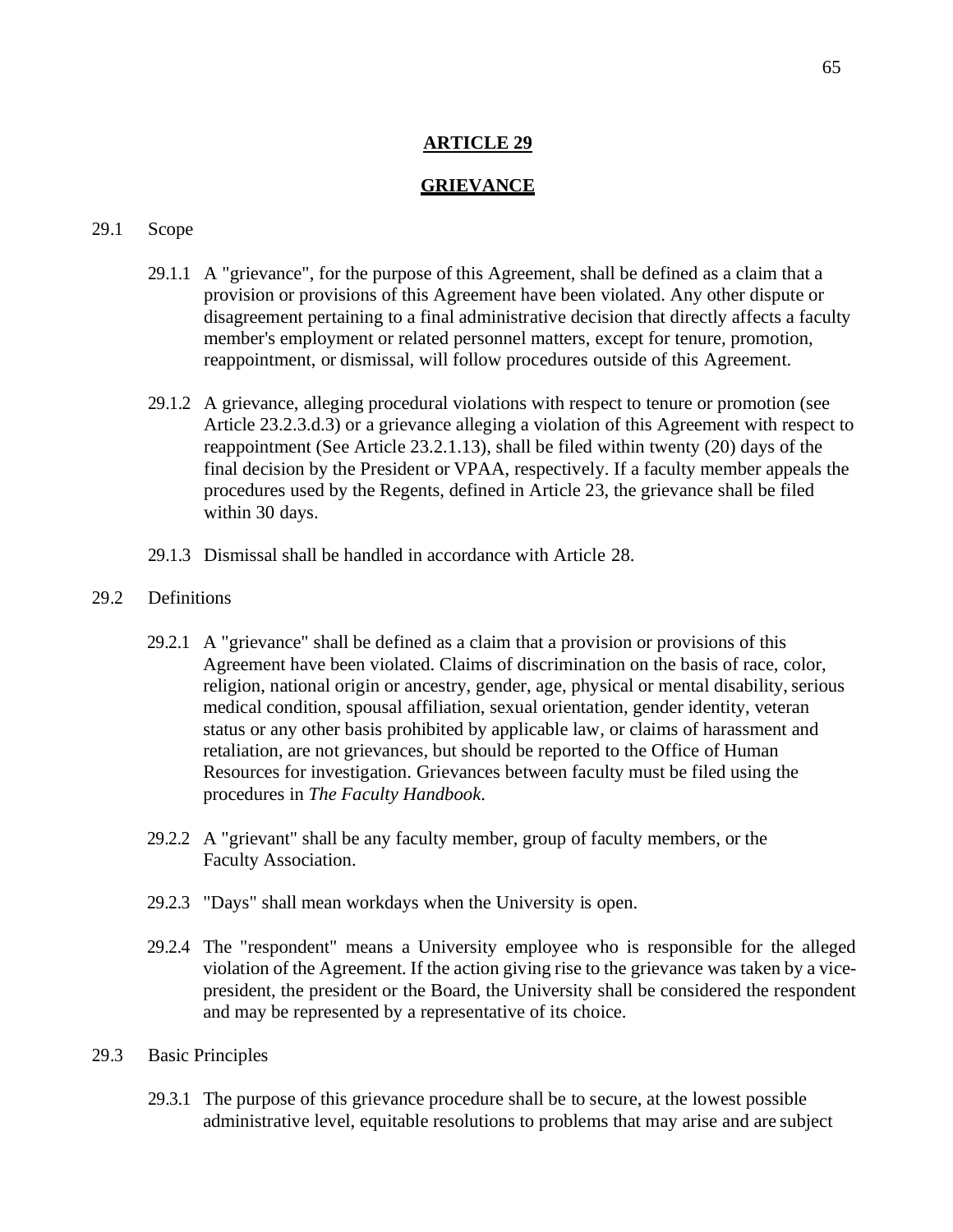# ARTICLE 29

## GRIEVANCE

29.1 Scope

29.1.1 A "grievance", for the purpose of this Agreement, shall be defined as a claim that a provision or provisions of this Agreement have been violated. Any other dispute or disagreement pertaining to a final administrative decision that directly affects a faculty member's employment or related personnel matters, except for tenure, promotion, reappointment, or dismissal, will follow procedures outside of this Agreement.

29.1.2 A grievance, alleging procedural violations with respect to tenure or promotion (see Article 23.2.3.d.3) or a grievance alleging a violation of this Agreement with respect to reappointment (See Article 23.2.1.13), shall be filed within twenty (20) days of the final decision by the President or VPAA, respectively. If a faculty member appeals the procedures used by the Regents, defined in Article 23, the grievance shall be filed within 30 days.

29.1.3 Dismissal shall be handled in accordance with Article 28.

29.2 Definitions

29.2.1 A "grievance" shall be defined as a claim that a provision or provisions of this Agreement have been violated. Claims of discrimination on the basis of race, color, religion, national origin or ancestry, gender, age, physical or mental disability, serious medical condition, spousal affiliation, sexual orientation, gender identity, veteran status or any other basis prohibited by applicable law, or claims of harassment and retaliation, are not grievances, but should be reported to the Office of Human Resources for investigation. Grievances between faculty must be filed using the procedures in *The Faculty Handbook*.

29.2.2 A "grievant" shall be any faculty member, group of faculty members, or the Faculty Association.

29.2.3 "Days" shall mean workdays when the University is open.

29.2.4 The "respondent" means a University employee who is responsible for the alleged violation of the Agreement. If the action giving rise to the grievance was taken by a vice-president, the president or the Board, the University shall be considered the respondent and may be represented by a representative of its choice.

29.3 Basic Principles

29.3.1 The purpose of this grievance procedure shall be to secure, at the lowest possible administrative level, equitable resolutions to problems that may arise and are subject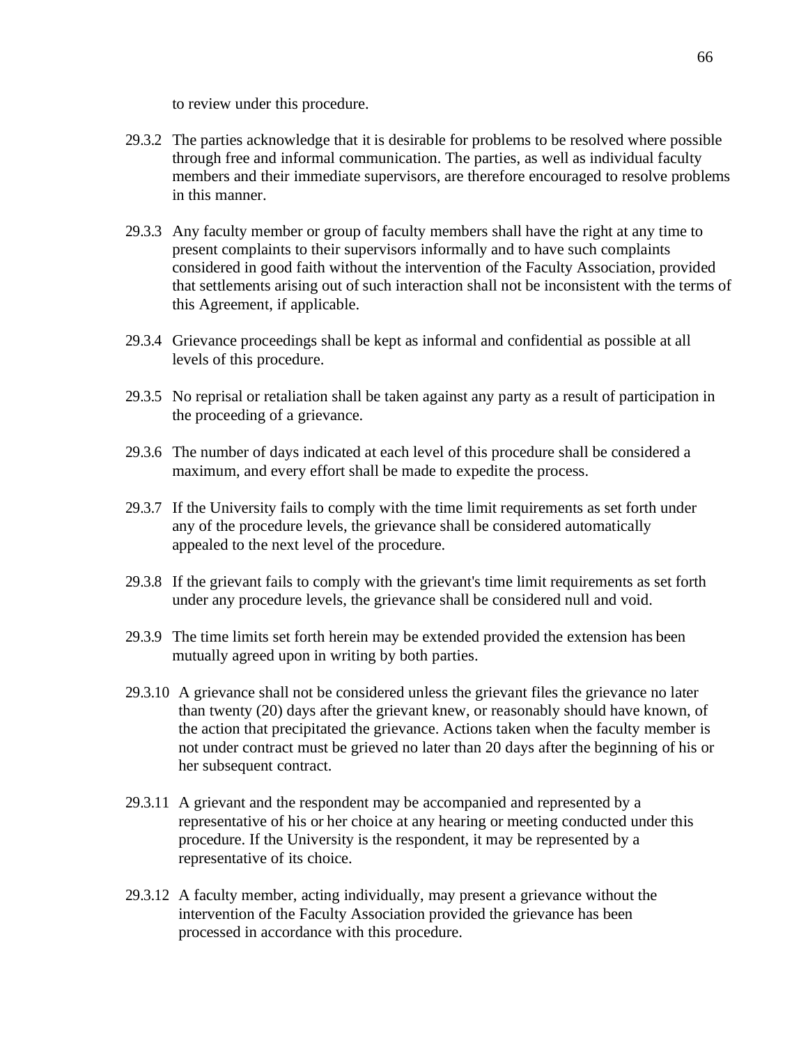to review under this procedure.

29.3.2 The parties acknowledge that it is desirable for problems to be resolved where possible through free and informal communication. The parties, as well as individual faculty members and their immediate supervisors, are therefore encouraged to resolve problems in this manner.

29.3.3 Any faculty member or group of faculty members shall have the right at any time to present complaints to their supervisors informally and to have such complaints considered in good faith without the intervention of the Faculty Association, provided that settlements arising out of such interaction shall not be inconsistent with the terms of this Agreement, if applicable.

29.3.4 Grievance proceedings shall be kept as informal and confidential as possible at all levels of this procedure.

29.3.5 No reprisal or retaliation shall be taken against any party as a result of participation in the proceeding of a grievance.

29.3.6 The number of days indicated at each level of this procedure shall be considered a maximum, and every effort shall be made to expedite the process.

29.3.7 If the University fails to comply with the time limit requirements as set forth under any of the procedure levels, the grievance shall be considered automatically appealed to the next level of the procedure.

29.3.8 If the grievant fails to comply with the grievant's time limit requirements as set forth under any procedure levels, the grievance shall be considered null and void.

29.3.9 The time limits set forth herein may be extended provided the extension has been mutually agreed upon in writing by both parties.

29.3.10 A grievance shall not be considered unless the grievant files the grievance no later than twenty (20) days after the grievant knew, or reasonably should have known, of the action that precipitated the grievance. Actions taken when the faculty member is not under contract must be grieved no later than 20 days after the beginning of his or her subsequent contract.

29.3.11 A grievant and the respondent may be accompanied and represented by a representative of his or her choice at any hearing or meeting conducted under this procedure. If the University is the respondent, it may be represented by a representative of its choice.

29.3.12 A faculty member, acting individually, may present a grievance without the intervention of the Faculty Association provided the grievance has been processed in accordance with this procedure.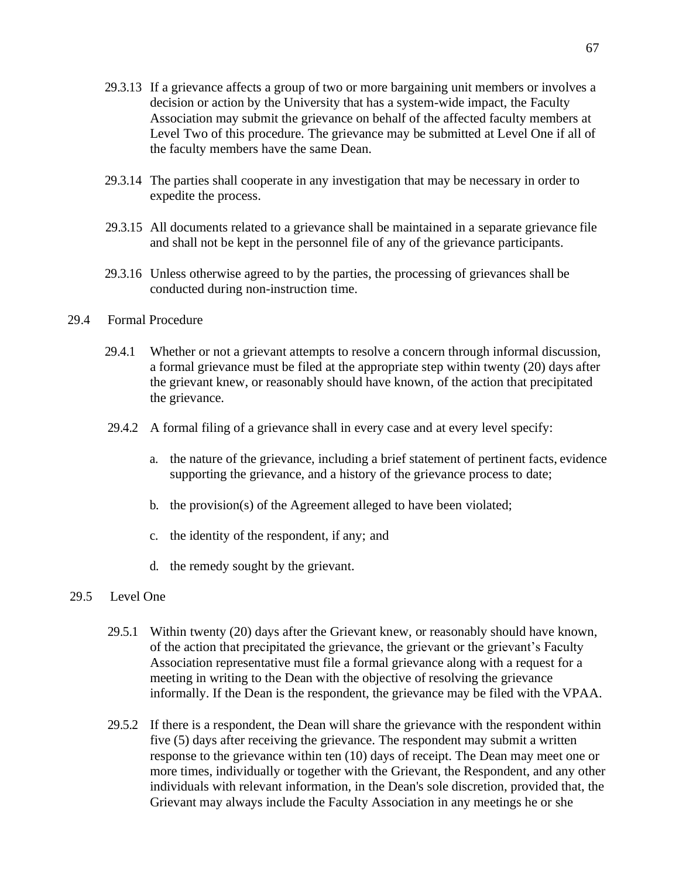29.3.13 If a grievance affects a group of two or more bargaining unit members or involves a decision or action by the University that has a system-wide impact, the Faculty Association may submit the grievance on behalf of the affected faculty members at Level Two of this procedure. The grievance may be submitted at Level One if all of the faculty members have the same Dean.

29.3.14 The parties shall cooperate in any investigation that may be necessary in order to expedite the process.

29.3.15 All documents related to a grievance shall be maintained in a separate grievance file and shall not be kept in the personnel file of any of the grievance participants.

29.3.16 Unless otherwise agreed to by the parties, the processing of grievances shall be conducted during non-instruction time.

29.4 Formal Procedure

29.4.1 Whether or not a grievant attempts to resolve a concern through informal discussion, a formal grievance must be filed at the appropriate step within twenty (20) days after the grievant knew, or reasonably should have known, of the action that precipitated the grievance.

29.4.2 A formal filing of a grievance shall in every case and at every level specify:

a. the nature of the grievance, including a brief statement of pertinent facts, evidence supporting the grievance, and a history of the grievance process to date;

b. the provision(s) of the Agreement alleged to have been violated;

c. the identity of the respondent, if any; and

d. the remedy sought by the grievant.

29.5 Level One

29.5.1 Within twenty (20) days after the Grievant knew, or reasonably should have known, of the action that precipitated the grievance, the grievant or the grievant's Faculty Association representative must file a formal grievance along with a request for a meeting in writing to the Dean with the objective of resolving the grievance informally. If the Dean is the respondent, the grievance may be filed with the VPAA.

29.5.2 If there is a respondent, the Dean will share the grievance with the respondent within five (5) days after receiving the grievance. The respondent may submit a written response to the grievance within ten (10) days of receipt. The Dean may meet one or more times, individually or together with the Grievant, the Respondent, and any other individuals with relevant information, in the Dean's sole discretion, provided that, the Grievant may always include the Faculty Association in any meetings he or she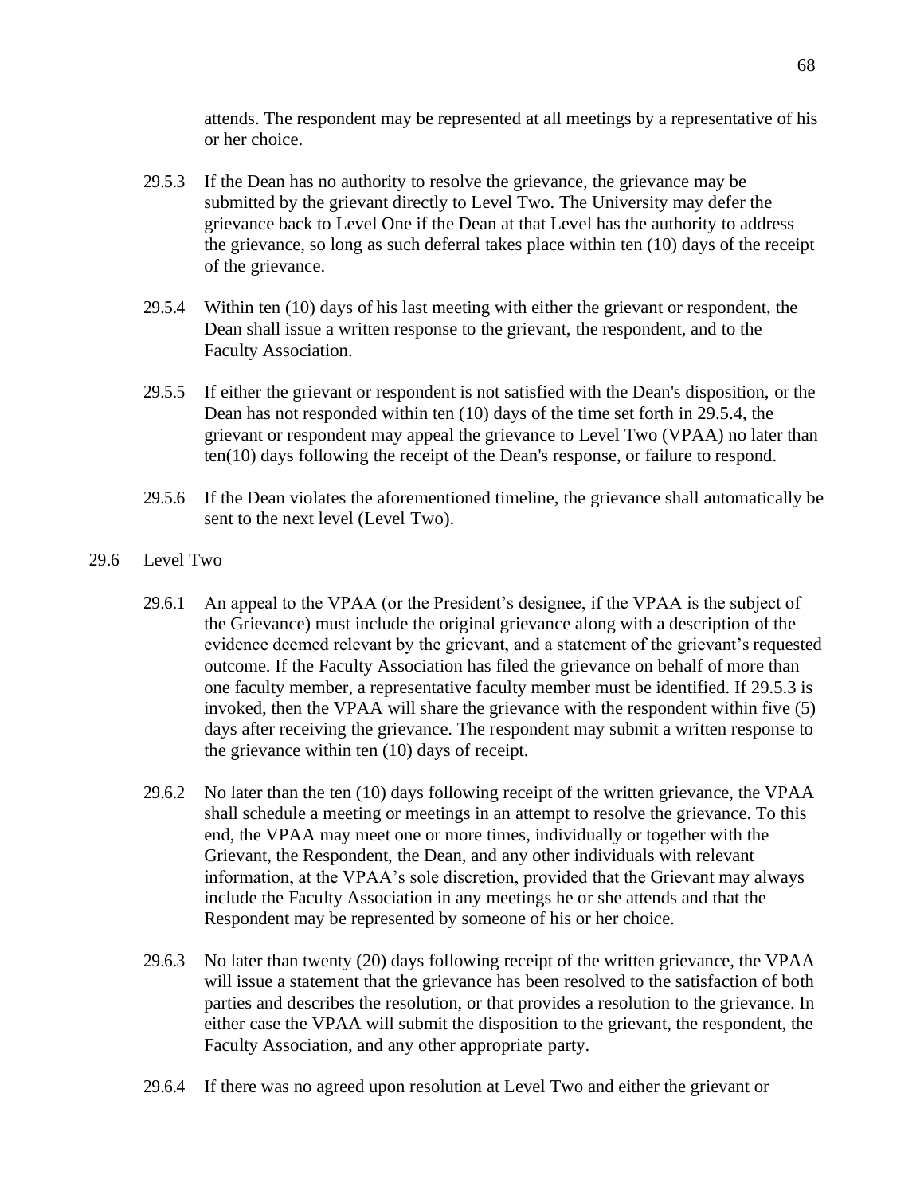attends. The respondent may be represented at all meetings by a representative of his or her choice.

29.5.3 If the Dean has no authority to resolve the grievance, the grievance may be submitted by the grievant directly to Level Two. The University may defer the grievance back to Level One if the Dean at that Level has the authority to address the grievance, so long as such deferral takes place within ten (10) days of the receipt of the grievance.

29.5.4 Within ten (10) days of his last meeting with either the grievant or respondent, the Dean shall issue a written response to the grievant, the respondent, and to the Faculty Association.

29.5.5 If either the grievant or respondent is not satisfied with the Dean's disposition, or the Dean has not responded within ten (10) days of the time set forth in 29.5.4, the grievant or respondent may appeal the grievance to Level Two (VPAA) no later than ten(10) days following the receipt of the Dean's response, or failure to respond.

29.5.6 If the Dean violates the aforementioned timeline, the grievance shall automatically be sent to the next level (Level Two).

29.6 Level Two

29.6.1 An appeal to the VPAA (or the President's designee, if the VPAA is the subject of the Grievance) must include the original grievance along with a description of the evidence deemed relevant by the grievant, and a statement of the grievant's requested outcome. If the Faculty Association has filed the grievance on behalf of more than one faculty member, a representative faculty member must be identified. If 29.5.3 is invoked, then the VPAA will share the grievance with the respondent within five (5) days after receiving the grievance. The respondent may submit a written response to the grievance within ten (10) days of receipt.

29.6.2 No later than the ten (10) days following receipt of the written grievance, the VPAA shall schedule a meeting or meetings in an attempt to resolve the grievance. To this end, the VPAA may meet one or more times, individually or together with the Grievant, the Respondent, the Dean, and any other individuals with relevant information, at the VPAA's sole discretion, provided that the Grievant may always include the Faculty Association in any meetings he or she attends and that the Respondent may be represented by someone of his or her choice.

29.6.3 No later than twenty (20) days following receipt of the written grievance, the VPAA will issue a statement that the grievance has been resolved to the satisfaction of both parties and describes the resolution, or that provides a resolution to the grievance. In either case the VPAA will submit the disposition to the grievant, the respondent, the Faculty Association, and any other appropriate party.

29.6.4 If there was no agreed upon resolution at Level Two and either the grievant or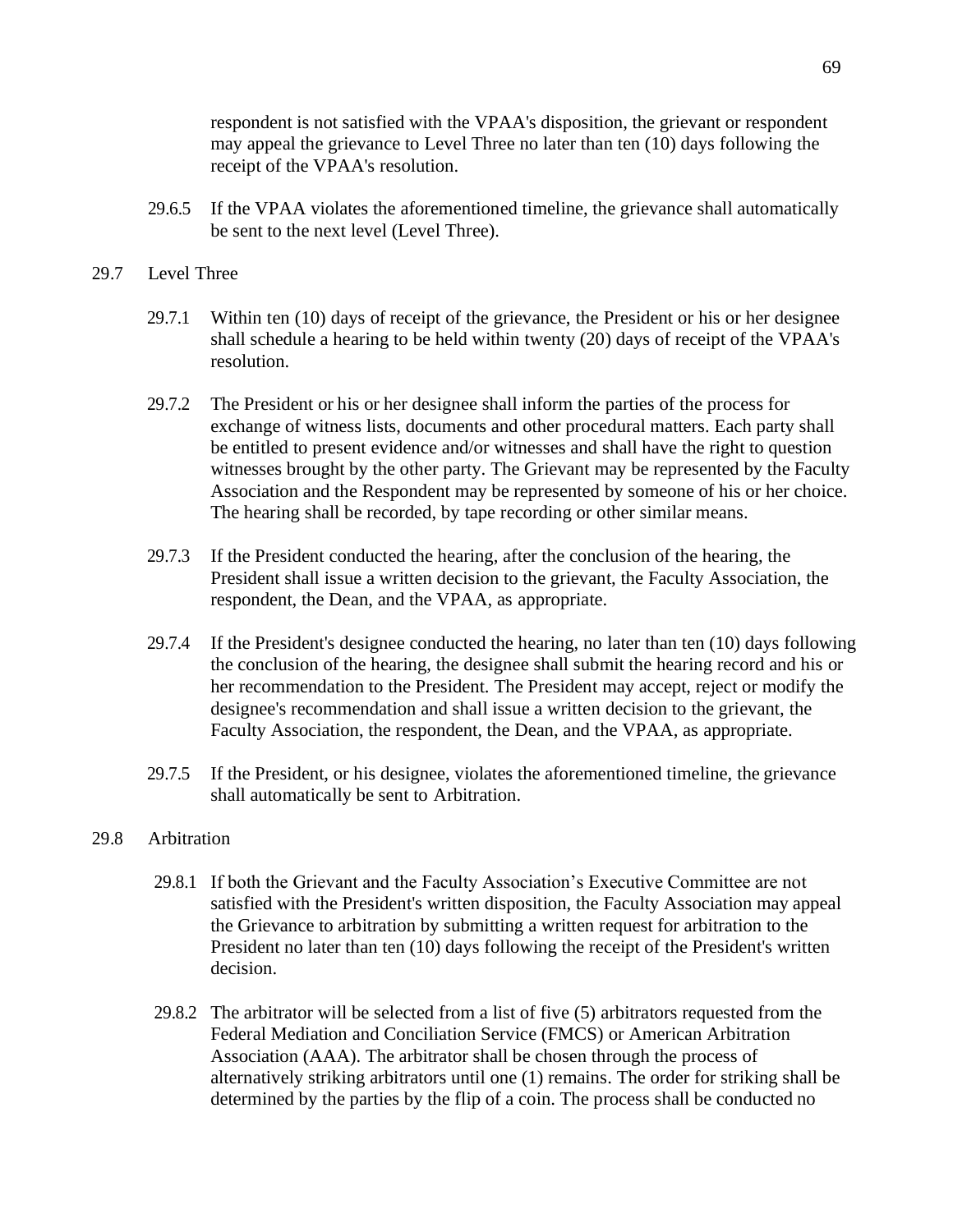respondent is not satisfied with the VPAA's disposition, the grievant or respondent may appeal the grievance to Level Three no later than ten (10) days following the receipt of the VPAA's resolution.

29.6.5 If the VPAA violates the aforementioned timeline, the grievance shall automatically be sent to the next level (Level Three).

## 29.7 Level Three

29.7.1 Within ten (10) days of receipt of the grievance, the President or his or her designee shall schedule a hearing to be held within twenty (20) days of receipt of the VPAA's resolution.

29.7.2 The President or his or her designee shall inform the parties of the process for exchange of witness lists, documents and other procedural matters. Each party shall be entitled to present evidence and/or witnesses and shall have the right to question witnesses brought by the other party. The Grievant may be represented by the Faculty Association and the Respondent may be represented by someone of his or her choice. The hearing shall be recorded, by tape recording or other similar means.

29.7.3 If the President conducted the hearing, after the conclusion of the hearing, the President shall issue a written decision to the grievant, the Faculty Association, the respondent, the Dean, and the VPAA, as appropriate.

29.7.4 If the President's designee conducted the hearing, no later than ten (10) days following the conclusion of the hearing, the designee shall submit the hearing record and his or her recommendation to the President. The President may accept, reject or modify the designee's recommendation and shall issue a written decision to the grievant, the Faculty Association, the respondent, the Dean, and the VPAA, as appropriate.

29.7.5 If the President, or his designee, violates the aforementioned timeline, the grievance shall automatically be sent to Arbitration.

## 29.8 Arbitration

29.8.1 If both the Grievant and the Faculty Association's Executive Committee are not satisfied with the President's written disposition, the Faculty Association may appeal the Grievance to arbitration by submitting a written request for arbitration to the President no later than ten (10) days following the receipt of the President's written decision.

29.8.2 The arbitrator will be selected from a list of five (5) arbitrators requested from the Federal Mediation and Conciliation Service (FMCS) or American Arbitration Association (AAA). The arbitrator shall be chosen through the process of alternatively striking arbitrators until one (1) remains. The order for striking shall be determined by the parties by the flip of a coin. The process shall be conducted no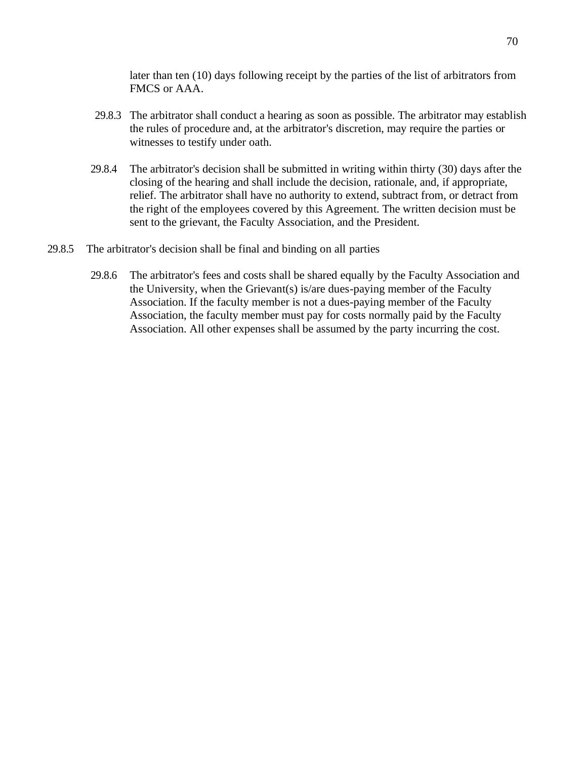later than ten (10) days following receipt by the parties of the list of arbitrators from FMCS or AAA.

29.8.3 The arbitrator shall conduct a hearing as soon as possible. The arbitrator may establish the rules of procedure and, at the arbitrator's discretion, may require the parties or witnesses to testify under oath.

29.8.4 The arbitrator's decision shall be submitted in writing within thirty (30) days after the closing of the hearing and shall include the decision, rationale, and, if appropriate, relief. The arbitrator shall have no authority to extend, subtract from, or detract from the right of the employees covered by this Agreement. The written decision must be sent to the grievant, the Faculty Association, and the President.

29.8.5 The arbitrator's decision shall be final and binding on all parties

29.8.6 The arbitrator's fees and costs shall be shared equally by the Faculty Association and the University, when the Grievant(s) is/are dues-paying member of the Faculty Association. If the faculty member is not a dues-paying member of the Faculty Association, the faculty member must pay for costs normally paid by the Faculty Association. All other expenses shall be assumed by the party incurring the cost.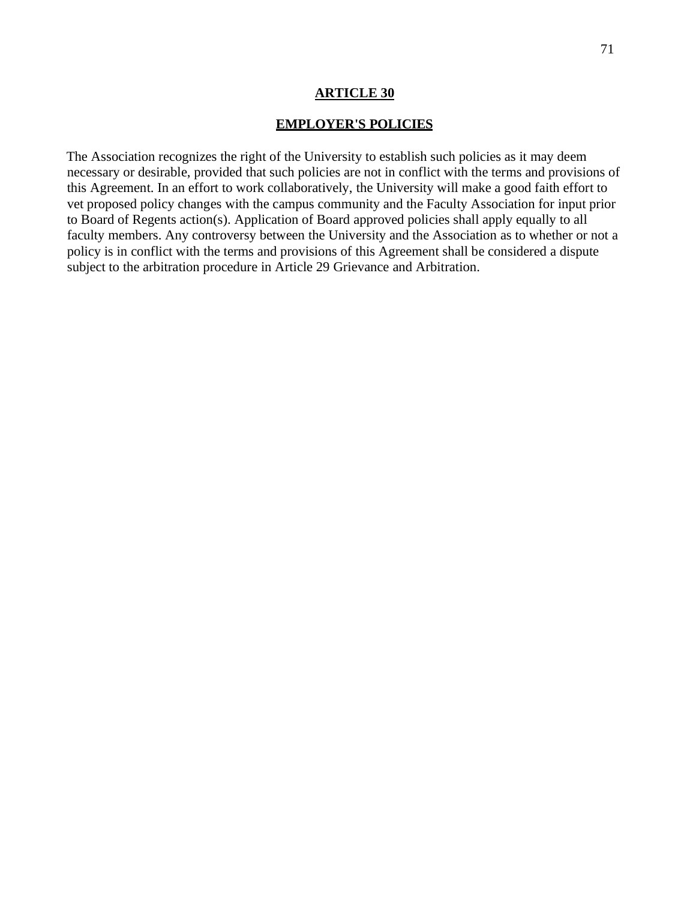## ARTICLE 30

## EMPLOYER'S POLICIES

The Association recognizes the right of the University to establish such policies as it may deem necessary or desirable, provided that such policies are not in conflict with the terms and provisions of this Agreement. In an effort to work collaboratively, the University will make a good faith effort to vet proposed policy changes with the campus community and the Faculty Association for input prior to Board of Regents action(s). Application of Board approved policies shall apply equally to all faculty members. Any controversy between the University and the Association as to whether or not a policy is in conflict with the terms and provisions of this Agreement shall be considered a dispute subject to the arbitration procedure in Article 29 Grievance and Arbitration.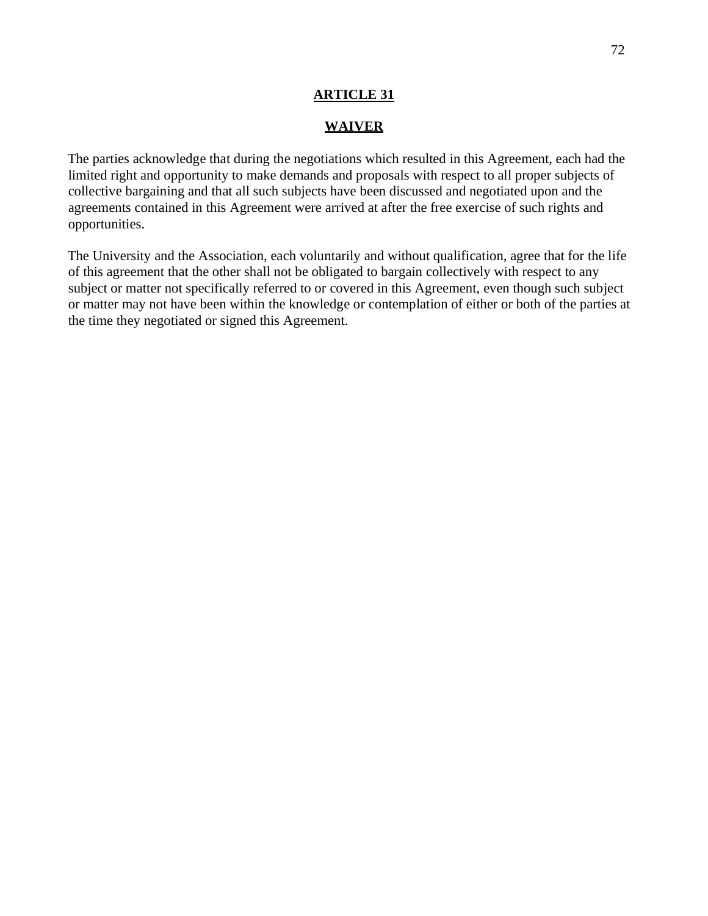# ARTICLE 31

## WAIVER

The parties acknowledge that during the negotiations which resulted in this Agreement, each had the limited right and opportunity to make demands and proposals with respect to all proper subjects of collective bargaining and that all such subjects have been discussed and negotiated upon and the agreements contained in this Agreement were arrived at after the free exercise of such rights and opportunities.

The University and the Association, each voluntarily and without qualification, agree that for the life of this agreement that the other shall not be obligated to bargain collectively with respect to any subject or matter not specifically referred to or covered in this Agreement, even though such subject or matter may not have been within the knowledge or contemplation of either or both of the parties at the time they negotiated or signed this Agreement.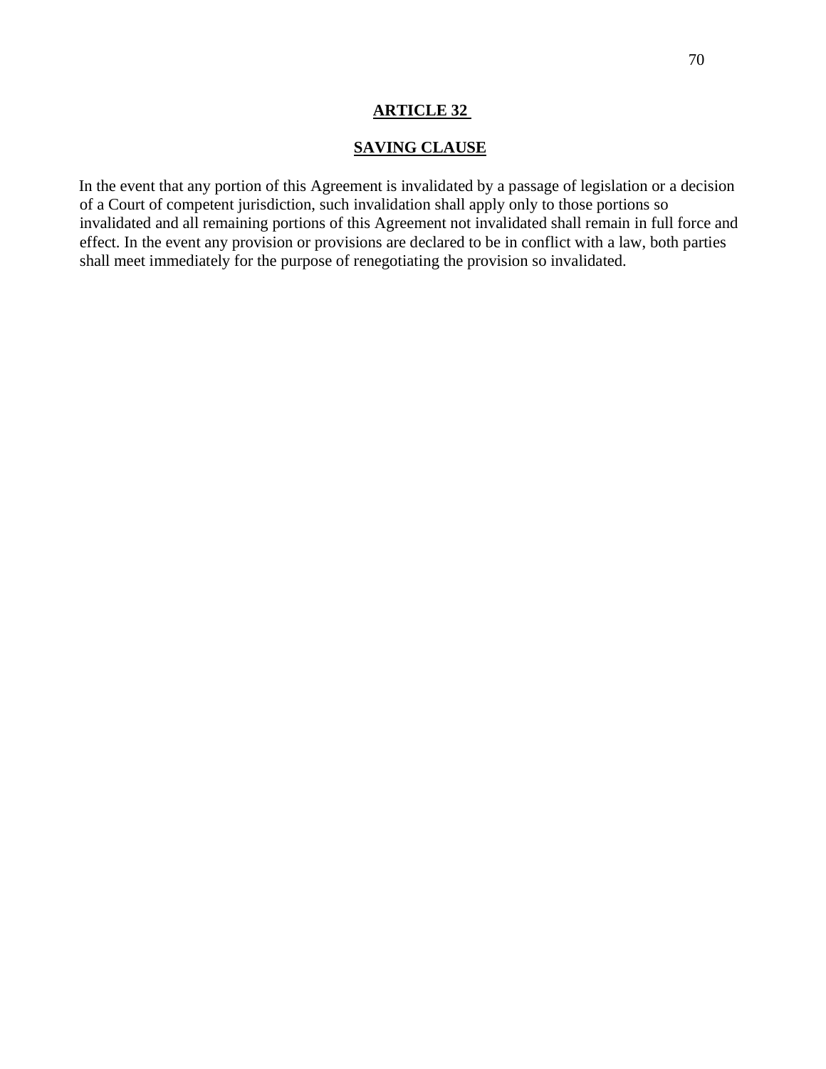## ARTICLE 32

## SAVING CLAUSE

In the event that any portion of this Agreement is invalidated by a passage of legislation or a decision of a Court of competent jurisdiction, such invalidation shall apply only to those portions so invalidated and all remaining portions of this Agreement not invalidated shall remain in full force and effect. In the event any provision or provisions are declared to be in conflict with a law, both parties shall meet immediately for the purpose of renegotiating the provision so invalidated.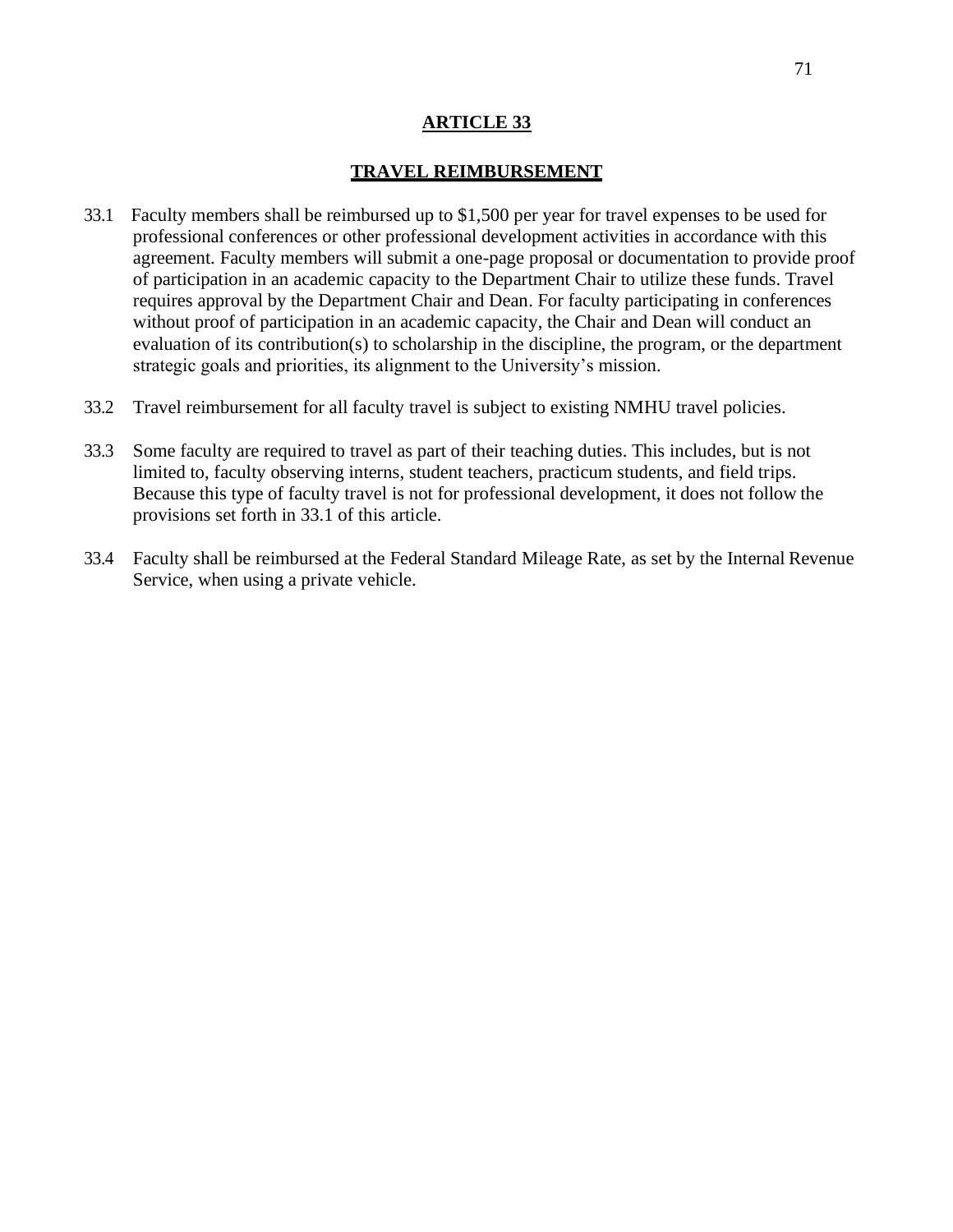# ARTICLE 33

## TRAVEL REIMBURSEMENT

33.1 Faculty members shall be reimbursed up to $1,500 per year for travel expenses to be used for professional conferences or other professional development activities in accordance with this agreement. Faculty members will submit a one-page proposal or documentation to provide proof of participation in an academic capacity to the Department Chair to utilize these funds. Travel requires approval by the Department Chair and Dean. For faculty participating in conferences without proof of participation in an academic capacity, the Chair and Dean will conduct an evaluation of its contribution(s) to scholarship in the discipline, the program, or the department strategic goals and priorities, its alignment to the University's mission.

33.2 Travel reimbursement for all faculty travel is subject to existing NMHU travel policies.

33.3 Some faculty are required to travel as part of their teaching duties. This includes, but is not limited to, faculty observing interns, student teachers, practicum students, and field trips. Because this type of faculty travel is not for professional development, it does not follow the provisions set forth in 33.1 of this article.

33.4 Faculty shall be reimbursed at the Federal Standard Mileage Rate, as set by the Internal Revenue Service, when using a private vehicle.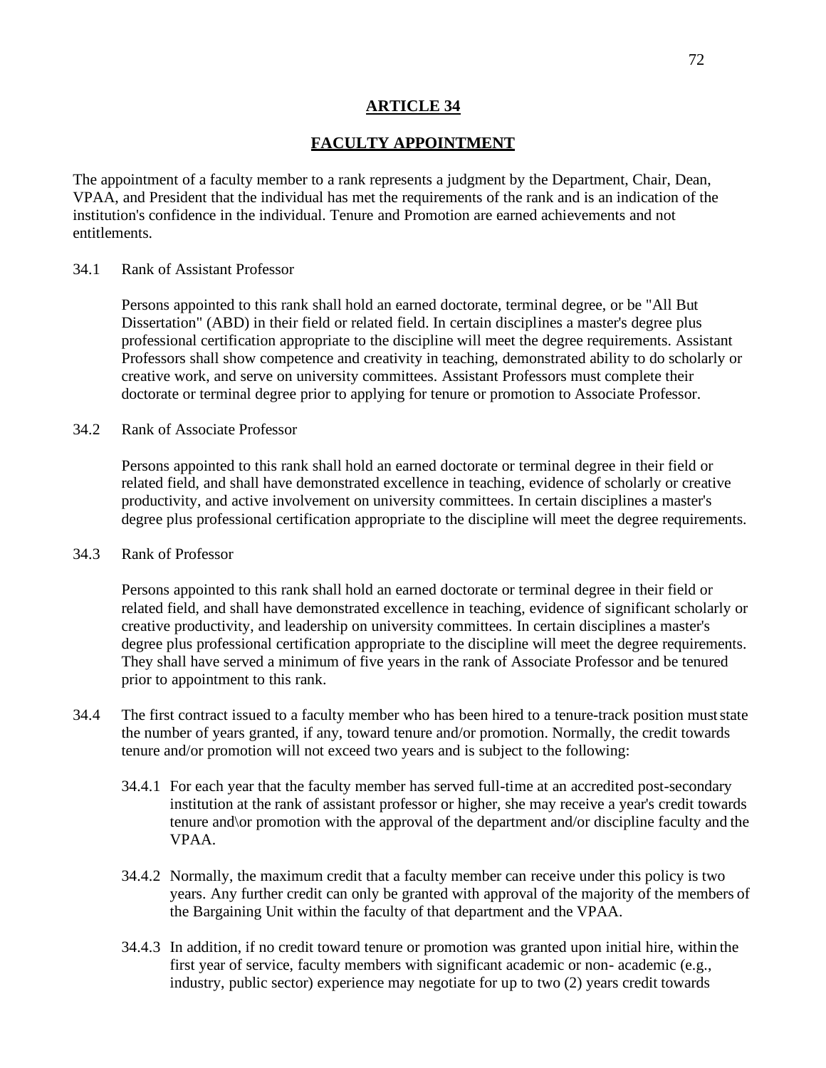## ARTICLE 34

## FACULTY APPOINTMENT

The appointment of a faculty member to a rank represents a judgment by the Department, Chair, Dean, VPAA, and President that the individual has met the requirements of the rank and is an indication of the institution's confidence in the individual. Tenure and Promotion are earned achievements and not entitlements.

34.1 Rank of Assistant Professor

Persons appointed to this rank shall hold an earned doctorate, terminal degree, or be "All But Dissertation" (ABD) in their field or related field. In certain disciplines a master's degree plus professional certification appropriate to the discipline will meet the degree requirements. Assistant Professors shall show competence and creativity in teaching, demonstrated ability to do scholarly or creative work, and serve on university committees. Assistant Professors must complete their doctorate or terminal degree prior to applying for tenure or promotion to Associate Professor.

34.2 Rank of Associate Professor

Persons appointed to this rank shall hold an earned doctorate or terminal degree in their field or related field, and shall have demonstrated excellence in teaching, evidence of scholarly or creative productivity, and active involvement on university committees. In certain disciplines a master's degree plus professional certification appropriate to the discipline will meet the degree requirements.

34.3 Rank of Professor

Persons appointed to this rank shall hold an earned doctorate or terminal degree in their field or related field, and shall have demonstrated excellence in teaching, evidence of significant scholarly or creative productivity, and leadership on university committees. In certain disciplines a master's degree plus professional certification appropriate to the discipline will meet the degree requirements. They shall have served a minimum of five years in the rank of Associate Professor and be tenured prior to appointment to this rank.

34.4 The first contract issued to a faculty member who has been hired to a tenure-track position must state the number of years granted, if any, toward tenure and/or promotion. Normally, the credit towards tenure and/or promotion will not exceed two years and is subject to the following:

34.4.1 For each year that the faculty member has served full-time at an accredited post-secondary institution at the rank of assistant professor or higher, she may receive a year's credit towards tenure and\or promotion with the approval of the department and/or discipline faculty and the VPAA.

34.4.2 Normally, the maximum credit that a faculty member can receive under this policy is two years. Any further credit can only be granted with approval of the majority of the members of the Bargaining Unit within the faculty of that department and the VPAA.

34.4.3 In addition, if no credit toward tenure or promotion was granted upon initial hire, within the first year of service, faculty members with significant academic or non- academic (e.g., industry, public sector) experience may negotiate for up to two (2) years credit towards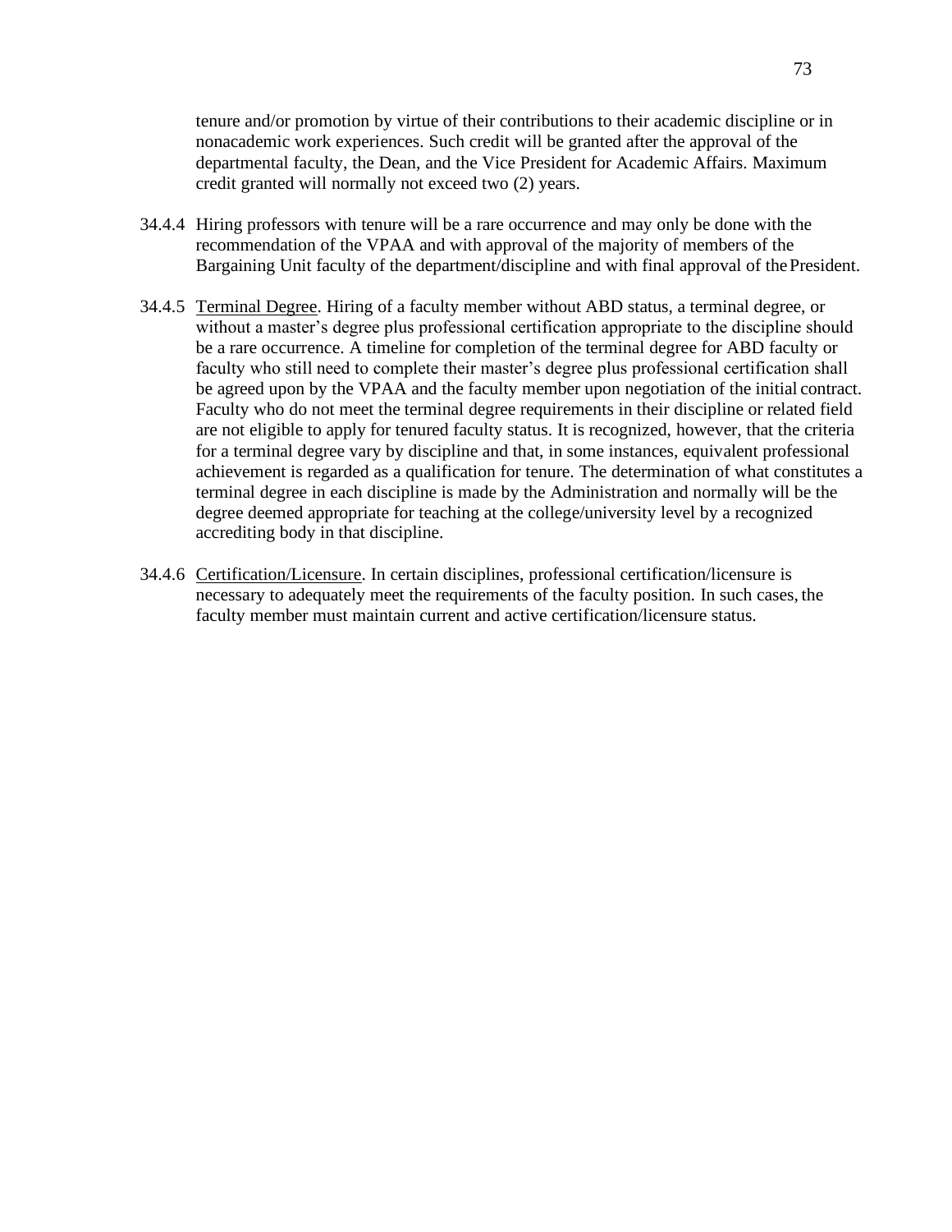tenure and/or promotion by virtue of their contributions to their academic discipline or in nonacademic work experiences. Such credit will be granted after the approval of the departmental faculty, the Dean, and the Vice President for Academic Affairs. Maximum credit granted will normally not exceed two (2) years.

34.4.4 Hiring professors with tenure will be a rare occurrence and may only be done with the recommendation of the VPAA and with approval of the majority of members of the Bargaining Unit faculty of the department/discipline and with final approval of the President.

34.4.5 Terminal Degree. Hiring of a faculty member without ABD status, a terminal degree, or without a master's degree plus professional certification appropriate to the discipline should be a rare occurrence. A timeline for completion of the terminal degree for ABD faculty or faculty who still need to complete their master's degree plus professional certification shall be agreed upon by the VPAA and the faculty member upon negotiation of the initial contract. Faculty who do not meet the terminal degree requirements in their discipline or related field are not eligible to apply for tenured faculty status. It is recognized, however, that the criteria for a terminal degree vary by discipline and that, in some instances, equivalent professional achievement is regarded as a qualification for tenure. The determination of what constitutes a terminal degree in each discipline is made by the Administration and normally will be the degree deemed appropriate for teaching at the college/university level by a recognized accrediting body in that discipline.

34.4.6 Certification/Licensure. In certain disciplines, professional certification/licensure is necessary to adequately meet the requirements of the faculty position. In such cases, the faculty member must maintain current and active certification/licensure status.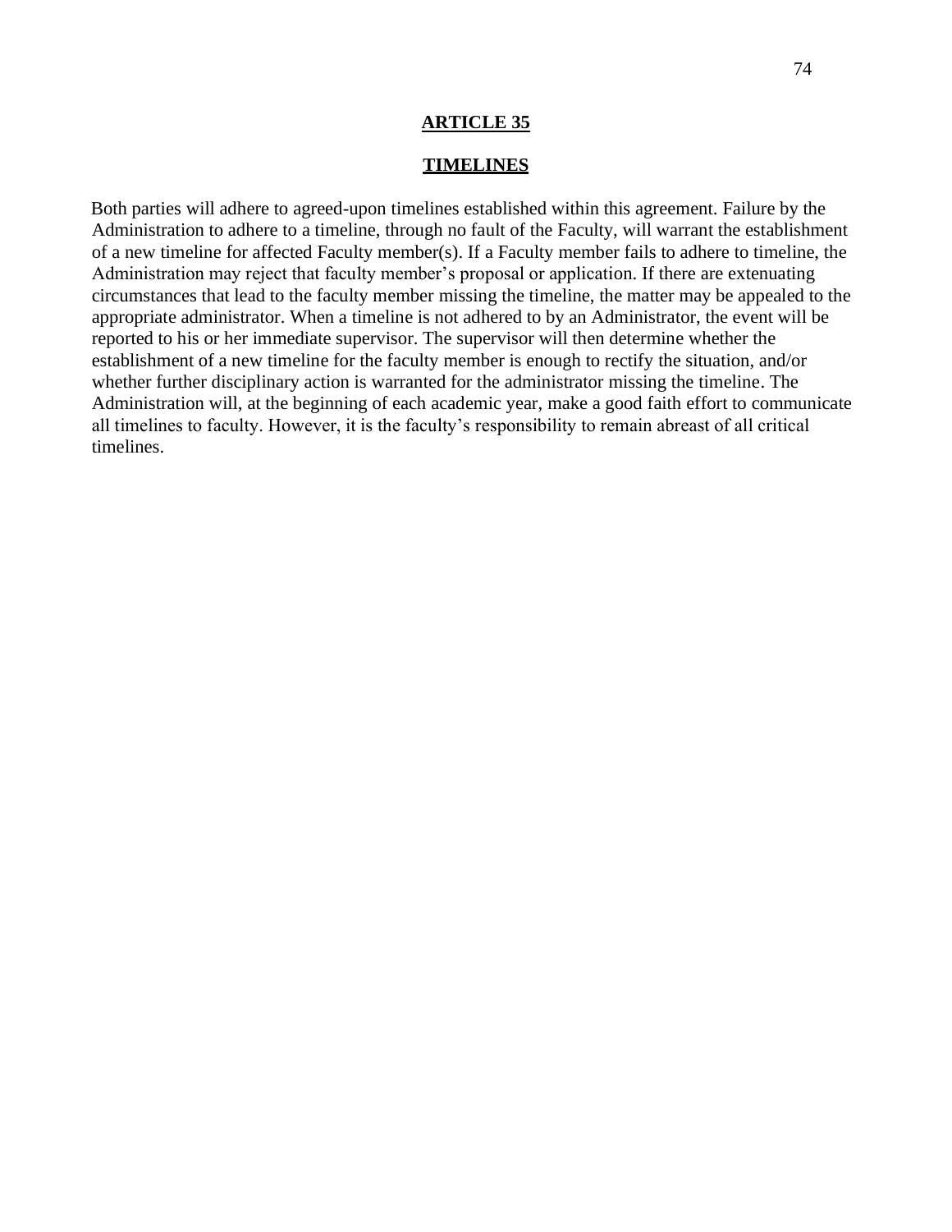## ARTICLE 35

## TIMELINES

Both parties will adhere to agreed-upon timelines established within this agreement. Failure by the Administration to adhere to a timeline, through no fault of the Faculty, will warrant the establishment of a new timeline for affected Faculty member(s). If a Faculty member fails to adhere to timeline, the Administration may reject that faculty member's proposal or application. If there are extenuating circumstances that lead to the faculty member missing the timeline, the matter may be appealed to the appropriate administrator. When a timeline is not adhered to by an Administrator, the event will be reported to his or her immediate supervisor. The supervisor will then determine whether the establishment of a new timeline for the faculty member is enough to rectify the situation, and/or whether further disciplinary action is warranted for the administrator missing the timeline. The Administration will, at the beginning of each academic year, make a good faith effort to communicate all timelines to faculty. However, it is the faculty's responsibility to remain abreast of all critical timelines.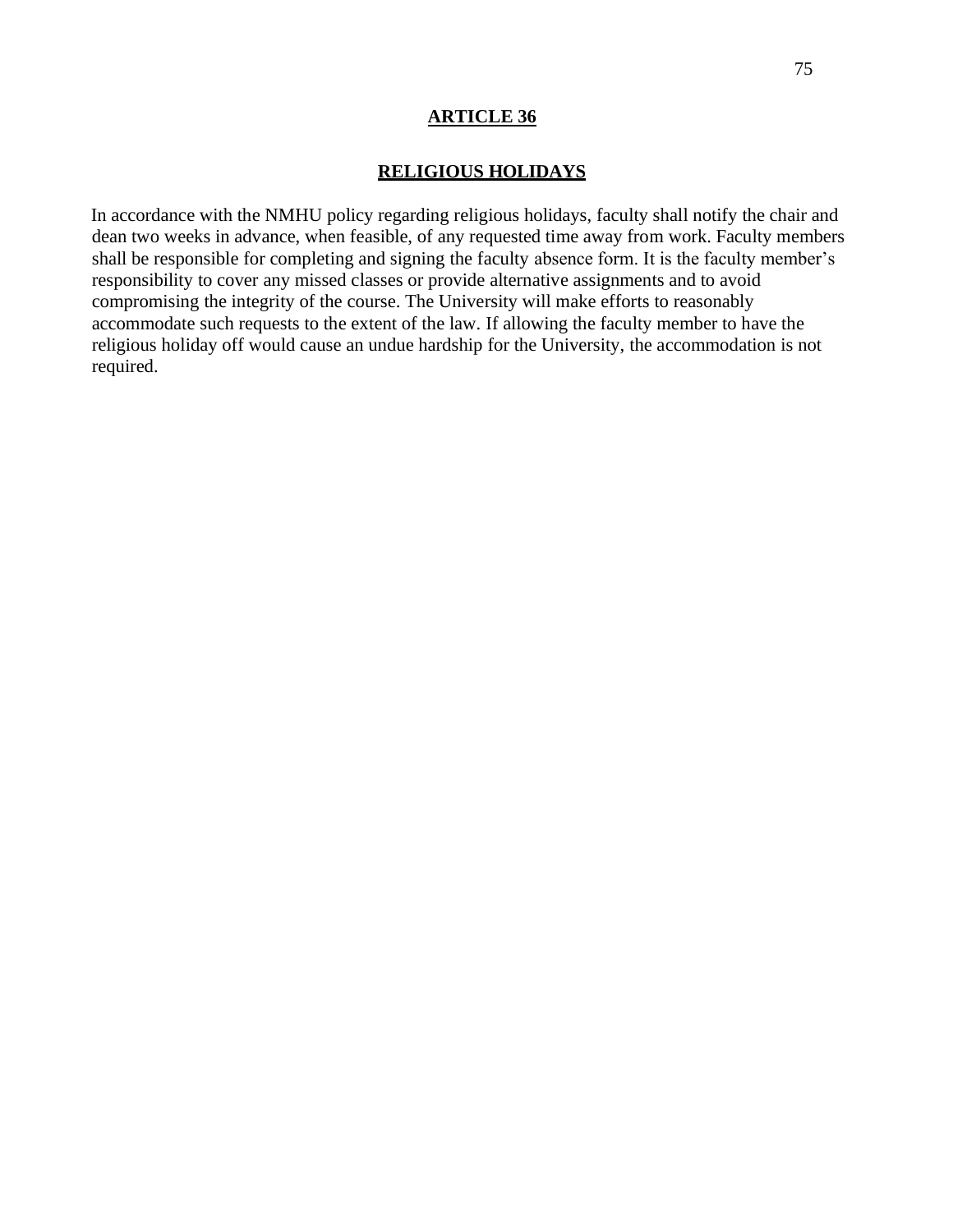## ARTICLE 36

## RELIGIOUS HOLIDAYS

In accordance with the NMHU policy regarding religious holidays, faculty shall notify the chair and dean two weeks in advance, when feasible, of any requested time away from work. Faculty members shall be responsible for completing and signing the faculty absence form. It is the faculty member's responsibility to cover any missed classes or provide alternative assignments and to avoid compromising the integrity of the course. The University will make efforts to reasonably accommodate such requests to the extent of the law. If allowing the faculty member to have the religious holiday off would cause an undue hardship for the University, the accommodation is not required.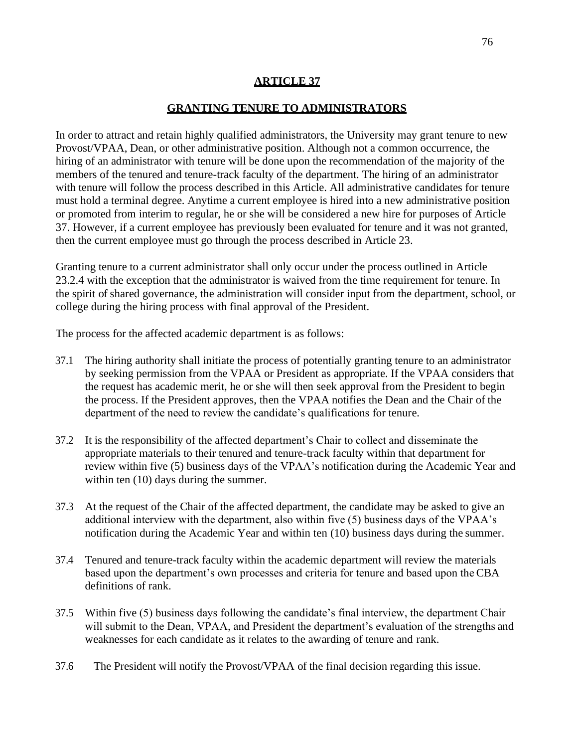## ARTICLE 37

## GRANTING TENURE TO ADMINISTRATORS

In order to attract and retain highly qualified administrators, the University may grant tenure to new Provost/VPAA, Dean, or other administrative position. Although not a common occurrence, the hiring of an administrator with tenure will be done upon the recommendation of the majority of the members of the tenured and tenure-track faculty of the department. The hiring of an administrator with tenure will follow the process described in this Article. All administrative candidates for tenure must hold a terminal degree. Anytime a current employee is hired into a new administrative position or promoted from interim to regular, he or she will be considered a new hire for purposes of Article 37. However, if a current employee has previously been evaluated for tenure and it was not granted, then the current employee must go through the process described in Article 23.

Granting tenure to a current administrator shall only occur under the process outlined in Article 23.2.4 with the exception that the administrator is waived from the time requirement for tenure. In the spirit of shared governance, the administration will consider input from the department, school, or college during the hiring process with final approval of the President.

The process for the affected academic department is as follows:

37.1 The hiring authority shall initiate the process of potentially granting tenure to an administrator by seeking permission from the VPAA or President as appropriate. If the VPAA considers that the request has academic merit, he or she will then seek approval from the President to begin the process. If the President approves, then the VPAA notifies the Dean and the Chair of the department of the need to review the candidate's qualifications for tenure.

37.2 It is the responsibility of the affected department's Chair to collect and disseminate the appropriate materials to their tenured and tenure-track faculty within that department for review within five (5) business days of the VPAA's notification during the Academic Year and within ten (10) days during the summer.

37.3 At the request of the Chair of the affected department, the candidate may be asked to give an additional interview with the department, also within five (5) business days of the VPAA's notification during the Academic Year and within ten (10) business days during the summer.

37.4 Tenured and tenure-track faculty within the academic department will review the materials based upon the department's own processes and criteria for tenure and based upon the CBA definitions of rank.

37.5 Within five (5) business days following the candidate's final interview, the department Chair will submit to the Dean, VPAA, and President the department's evaluation of the strengths and weaknesses for each candidate as it relates to the awarding of tenure and rank.

37.6 The President will notify the Provost/VPAA of the final decision regarding this issue.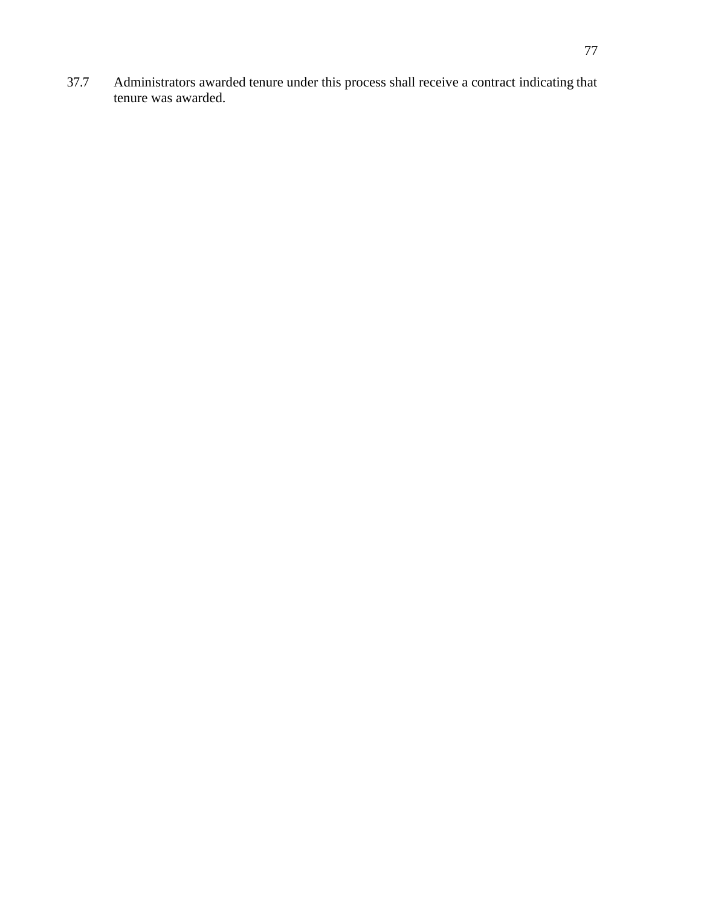37.7 Administrators awarded tenure under this process shall receive a contract indicating that tenure was awarded.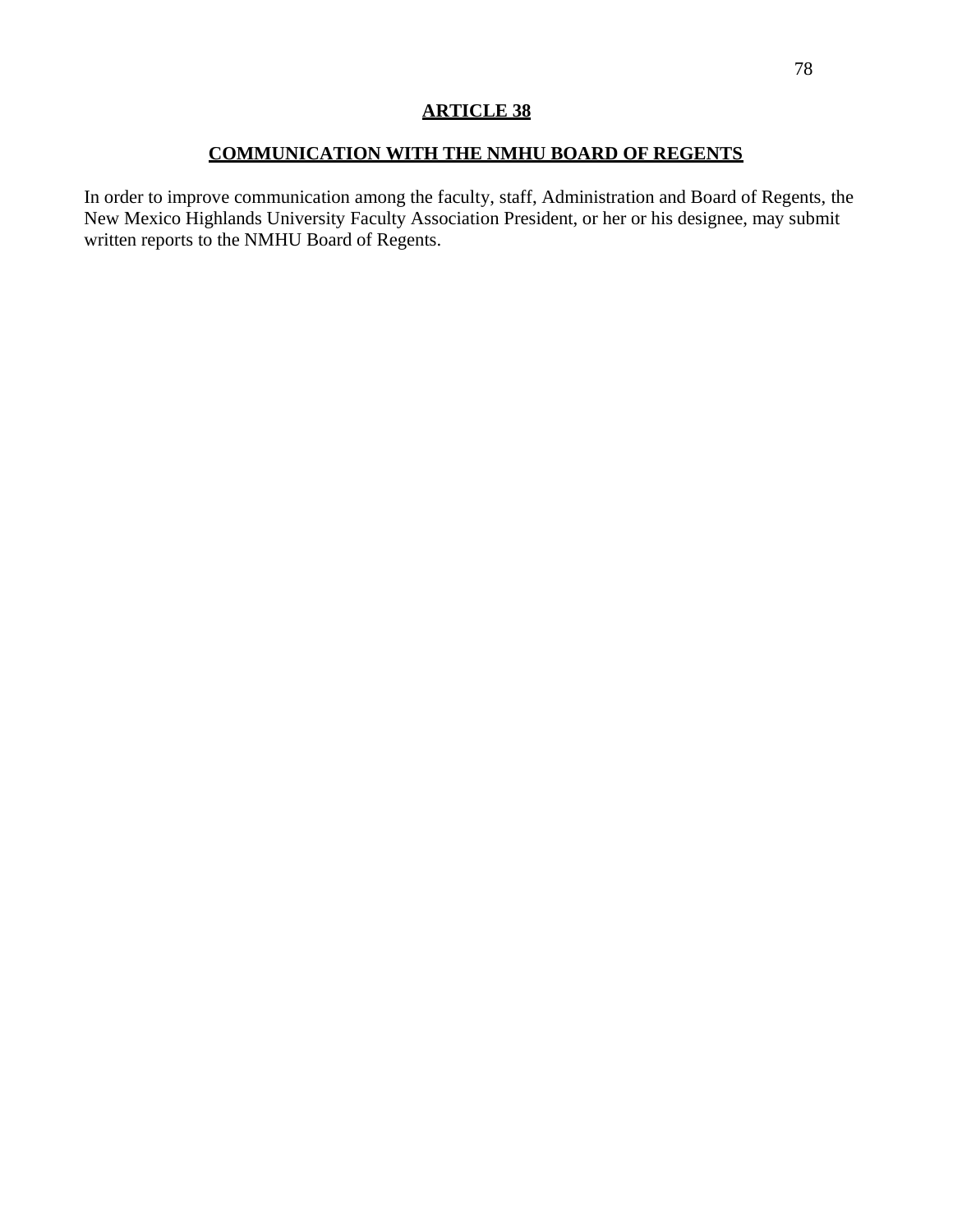## ARTICLE 38

## COMMUNICATION WITH THE NMHU BOARD OF REGENTS

In order to improve communication among the faculty, staff, Administration and Board of Regents, the New Mexico Highlands University Faculty Association President, or her or his designee, may submit written reports to the NMHU Board of Regents.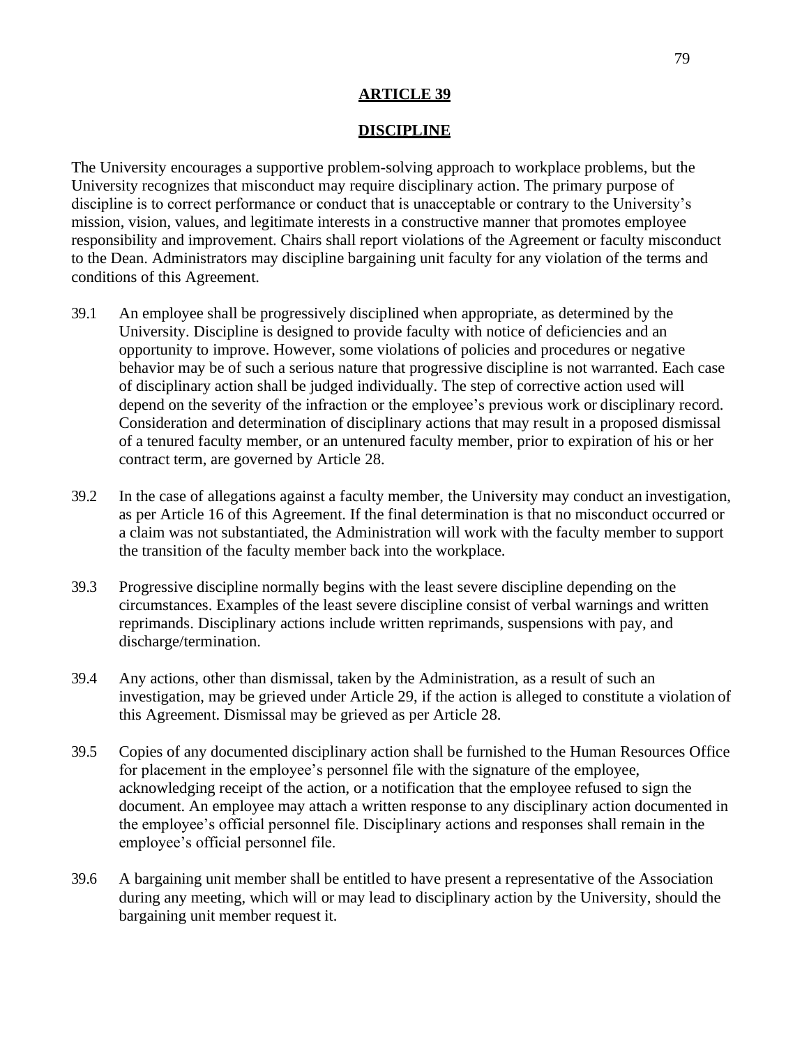# ARTICLE 39

## DISCIPLINE

The University encourages a supportive problem-solving approach to workplace problems, but the University recognizes that misconduct may require disciplinary action. The primary purpose of discipline is to correct performance or conduct that is unacceptable or contrary to the University's mission, vision, values, and legitimate interests in a constructive manner that promotes employee responsibility and improvement. Chairs shall report violations of the Agreement or faculty misconduct to the Dean. Administrators may discipline bargaining unit faculty for any violation of the terms and conditions of this Agreement.

39.1 An employee shall be progressively disciplined when appropriate, as determined by the University. Discipline is designed to provide faculty with notice of deficiencies and an opportunity to improve. However, some violations of policies and procedures or negative behavior may be of such a serious nature that progressive discipline is not warranted. Each case of disciplinary action shall be judged individually. The step of corrective action used will depend on the severity of the infraction or the employee's previous work or disciplinary record. Consideration and determination of disciplinary actions that may result in a proposed dismissal of a tenured faculty member, or an untenured faculty member, prior to expiration of his or her contract term, are governed by Article 28.

39.2 In the case of allegations against a faculty member, the University may conduct an investigation, as per Article 16 of this Agreement. If the final determination is that no misconduct occurred or a claim was not substantiated, the Administration will work with the faculty member to support the transition of the faculty member back into the workplace.

39.3 Progressive discipline normally begins with the least severe discipline depending on the circumstances. Examples of the least severe discipline consist of verbal warnings and written reprimands. Disciplinary actions include written reprimands, suspensions with pay, and discharge/termination.

39.4 Any actions, other than dismissal, taken by the Administration, as a result of such an investigation, may be grieved under Article 29, if the action is alleged to constitute a violation of this Agreement. Dismissal may be grieved as per Article 28.

39.5 Copies of any documented disciplinary action shall be furnished to the Human Resources Office for placement in the employee's personnel file with the signature of the employee, acknowledging receipt of the action, or a notification that the employee refused to sign the document. An employee may attach a written response to any disciplinary action documented in the employee's official personnel file. Disciplinary actions and responses shall remain in the employee's official personnel file.

39.6 A bargaining unit member shall be entitled to have present a representative of the Association during any meeting, which will or may lead to disciplinary action by the University, should the bargaining unit member request it.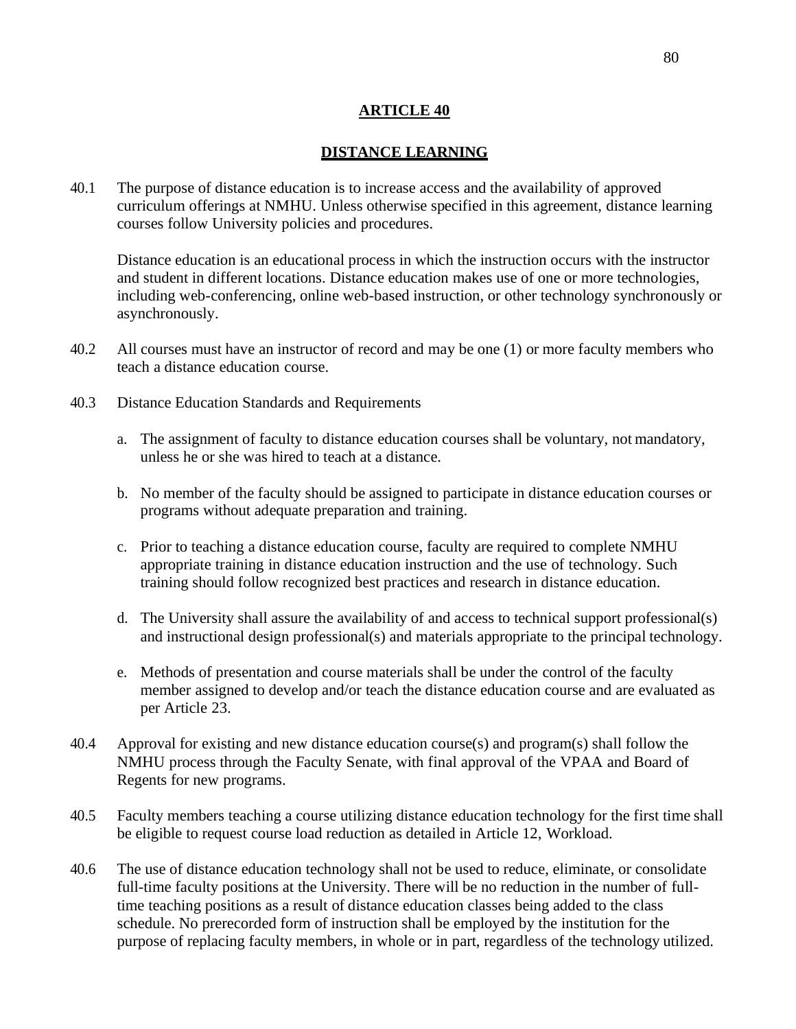# ARTICLE 40

## DISTANCE LEARNING

40.1 The purpose of distance education is to increase access and the availability of approved curriculum offerings at NMHU. Unless otherwise specified in this agreement, distance learning courses follow University policies and procedures.

Distance education is an educational process in which the instruction occurs with the instructor and student in different locations. Distance education makes use of one or more technologies, including web-conferencing, online web-based instruction, or other technology synchronously or asynchronously.

40.2 All courses must have an instructor of record and may be one (1) or more faculty members who teach a distance education course.

40.3 Distance Education Standards and Requirements

a. The assignment of faculty to distance education courses shall be voluntary, not mandatory, unless he or she was hired to teach at a distance.

b. No member of the faculty should be assigned to participate in distance education courses or programs without adequate preparation and training.

c. Prior to teaching a distance education course, faculty are required to complete NMHU appropriate training in distance education instruction and the use of technology. Such training should follow recognized best practices and research in distance education.

d. The University shall assure the availability of and access to technical support professional(s) and instructional design professional(s) and materials appropriate to the principal technology.

e. Methods of presentation and course materials shall be under the control of the faculty member assigned to develop and/or teach the distance education course and are evaluated as per Article 23.

40.4 Approval for existing and new distance education course(s) and program(s) shall follow the NMHU process through the Faculty Senate, with final approval of the VPAA and Board of Regents for new programs.

40.5 Faculty members teaching a course utilizing distance education technology for the first time shall be eligible to request course load reduction as detailed in Article 12, Workload.

40.6 The use of distance education technology shall not be used to reduce, eliminate, or consolidate full-time faculty positions at the University. There will be no reduction in the number of full-time teaching positions as a result of distance education classes being added to the class schedule. No prerecorded form of instruction shall be employed by the institution for the purpose of replacing faculty members, in whole or in part, regardless of the technology utilized.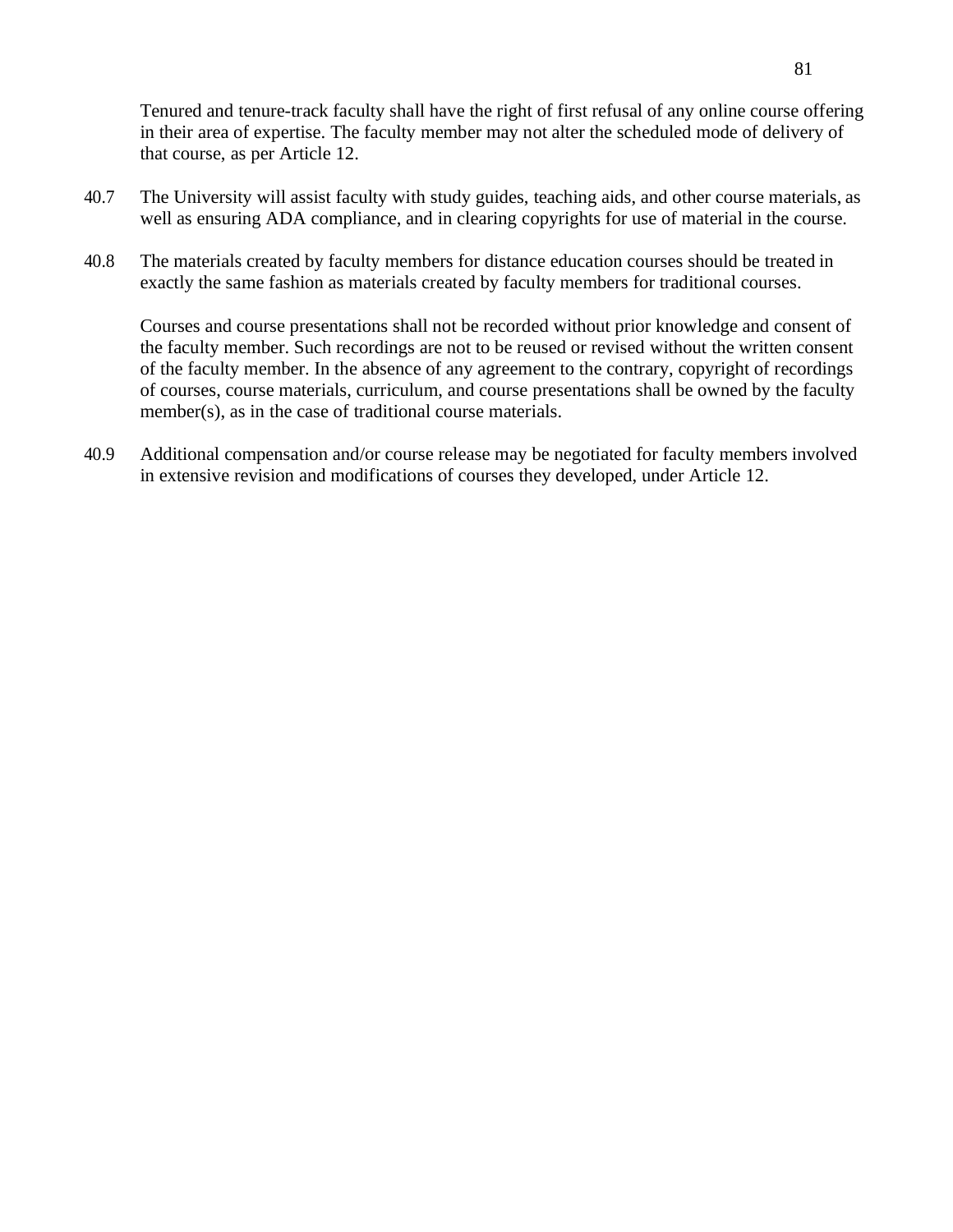Tenured and tenure-track faculty shall have the right of first refusal of any online course offering in their area of expertise. The faculty member may not alter the scheduled mode of delivery of that course, as per Article 12.

40.7 The University will assist faculty with study guides, teaching aids, and other course materials, as well as ensuring ADA compliance, and in clearing copyrights for use of material in the course.

40.8 The materials created by faculty members for distance education courses should be treated in exactly the same fashion as materials created by faculty members for traditional courses.

Courses and course presentations shall not be recorded without prior knowledge and consent of the faculty member. Such recordings are not to be reused or revised without the written consent of the faculty member. In the absence of any agreement to the contrary, copyright of recordings of courses, course materials, curriculum, and course presentations shall be owned by the faculty member(s), as in the case of traditional course materials.

40.9 Additional compensation and/or course release may be negotiated for faculty members involved in extensive revision and modifications of courses they developed, under Article 12.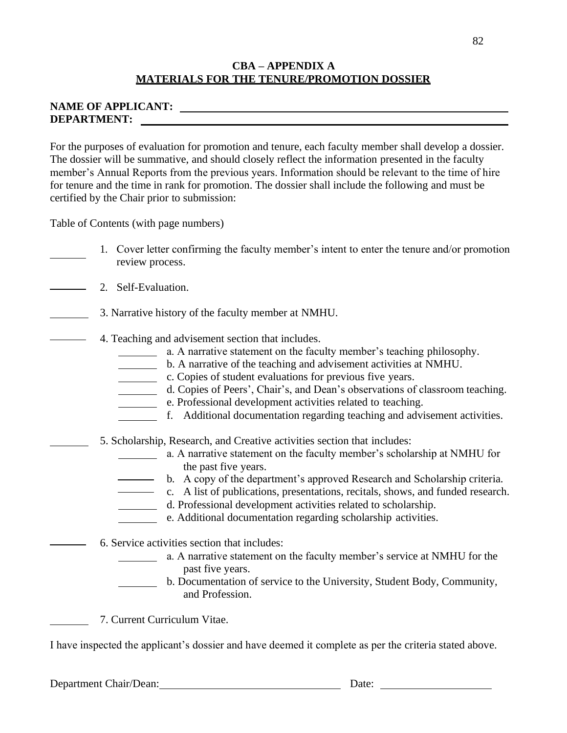## CBA – APPENDIX A
## MATERIALS FOR THE TENURE/PROMOTION DOSSIER

**NAME OF APPLICANT:** ______________________________________________

**DEPARTMENT:** ______________________________________________

For the purposes of evaluation for promotion and tenure, each faculty member shall develop a dossier. The dossier will be summative, and should closely reflect the information presented in the faculty member's Annual Reports from the previous years. Information should be relevant to the time of hire for tenure and the time in rank for promotion. The dossier shall include the following and must be certified by the Chair prior to submission:

Table of Contents (with page numbers)

_______ 1. Cover letter confirming the faculty member's intent to enter the tenure and/or promotion review process.

_______ 2. Self-Evaluation.

_______ 3. Narrative history of the faculty member at NMHU.

_______ 4. Teaching and advisement section that includes.
- _______ a. A narrative statement on the faculty member's teaching philosophy.
- _______ b. A narrative of the teaching and advisement activities at NMHU.
- _______ c. Copies of student evaluations for previous five years.
- _______ d. Copies of Peers', Chair's, and Dean's observations of classroom teaching.
- _______ e. Professional development activities related to teaching.
- _______ f. Additional documentation regarding teaching and advisement activities.

_______ 5. Scholarship, Research, and Creative activities section that includes:
- _______ a. A narrative statement on the faculty member's scholarship at NMHU for the past five years.
- _______ b. A copy of the department's approved Research and Scholarship criteria.
- _______ c. A list of publications, presentations, recitals, shows, and funded research.
- _______ d. Professional development activities related to scholarship.
- _______ e. Additional documentation regarding scholarship activities.

_______ 6. Service activities section that includes:
- _______ a. A narrative statement on the faculty member's service at NMHU for the past five years.
- _______ b. Documentation of service to the University, Student Body, Community, and Profession.

_______ 7. Current Curriculum Vitae.

I have inspected the applicant's dossier and have deemed it complete as per the criteria stated above.

Department Chair/Dean: ______________________________ Date: ____________________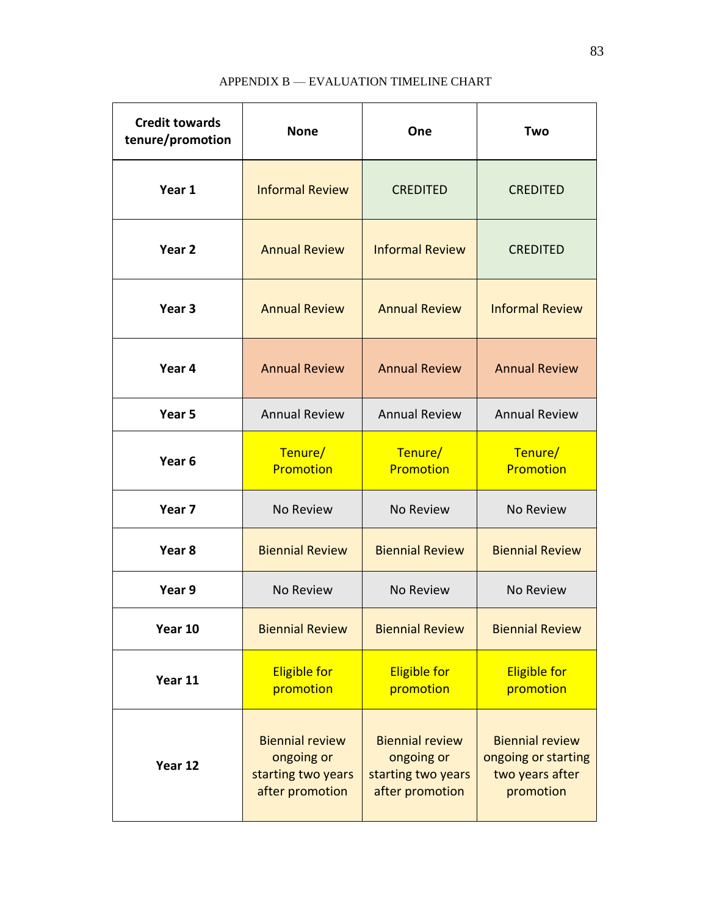APPENDIX B — EVALUATION TIMELINE CHART

| Credit towards tenure/promotion | None | One | Two |
|---|---|---|---|
| Year 1 | Informal Review | CREDITED | CREDITED |
| Year 2 | Annual Review | Informal Review | CREDITED |
| Year 3 | Annual Review | Annual Review | Informal Review |
| Year 4 | Annual Review | Annual Review | Annual Review |
| Year 5 | Annual Review | Annual Review | Annual Review |
| Year 6 | Tenure/ Promotion | Tenure/ Promotion | Tenure/ Promotion |
| Year 7 | No Review | No Review | No Review |
| Year 8 | Biennial Review | Biennial Review | Biennial Review |
| Year 9 | No Review | No Review | No Review |
| Year 10 | Biennial Review | Biennial Review | Biennial Review |
| Year 11 | Eligible for promotion | Eligible for promotion | Eligible for promotion |
| Year 12 | Biennial review ongoing or starting two years after promotion | Biennial review ongoing or starting two years after promotion | Biennial review ongoing or starting two years after promotion |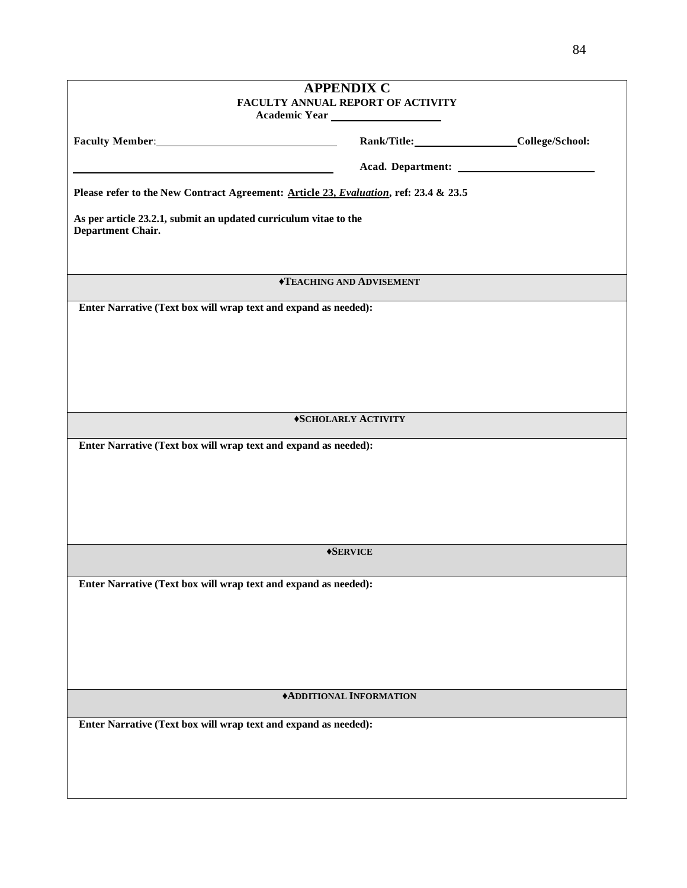# APPENDIX C

## FACULTY ANNUAL REPORT OF ACTIVITY

**Academic Year** \_\_\_\_\_\_\_\_\_\_\_\_\_\_\_\_\_\_\_\_

**Faculty Member**: \_\_\_\_\_\_\_\_\_\_\_\_\_\_\_\_\_\_\_\_\_\_\_\_\_\_\_\_\_\_ **Rank/Title:** \_\_\_\_\_\_\_\_\_\_\_\_\_\_\_\_\_\_ **College/School:**

\_\_\_\_\_\_\_\_\_\_\_\_\_\_\_\_\_\_\_\_\_\_\_\_\_\_\_\_\_\_\_\_\_\_\_\_\_\_\_\_\_\_\_\_ **Acad. Department:** \_\_\_\_\_\_\_\_\_\_\_\_\_\_\_\_\_\_\_\_\_\_\_\_\_\_

**Please refer to the New Contract Agreement: Article 23, *Evaluation*, ref: 23.4 & 23.5**

**As per article 23.2.1, submit an updated curriculum vitae to the Department Chair.**

### ♦TEACHING AND ADVISEMENT

**Enter Narrative (Text box will wrap text and expand as needed):**

### ♦SCHOLARLY ACTIVITY

**Enter Narrative (Text box will wrap text and expand as needed):**

### ♦SERVICE

**Enter Narrative (Text box will wrap text and expand as needed):**

### ♦ADDITIONAL INFORMATION

**Enter Narrative (Text box will wrap text and expand as needed):**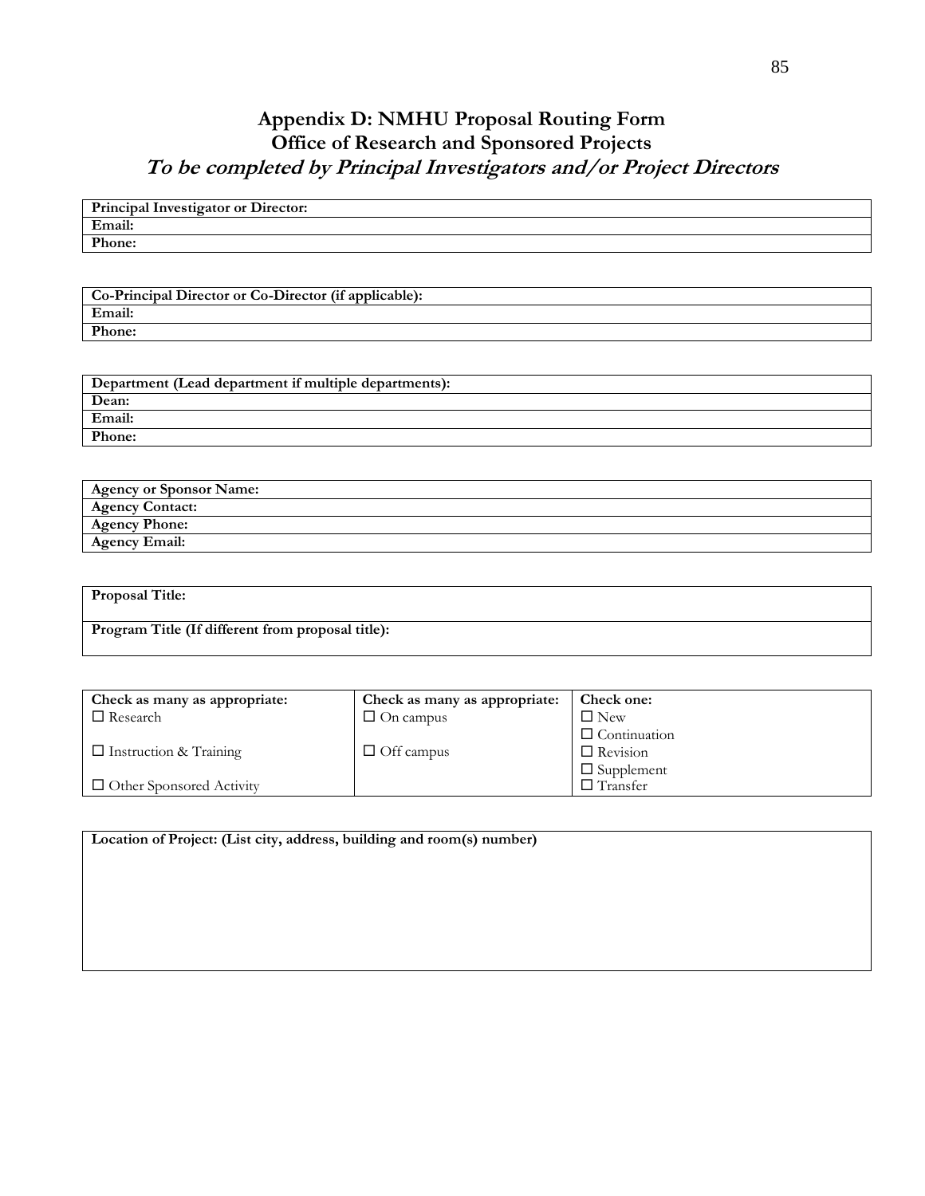# Appendix D: NMHU Proposal Routing Form

## Office of Research and Sponsored Projects

### *To be completed by Principal Investigators and/or Project Directors*

| **Principal Investigator or Director:** |
|---|
| **Email:** |
| **Phone:** |

| **Co-Principal Director or Co-Director (if applicable):** |
|---|
| **Email:** |
| **Phone:** |

| **Department (Lead department if multiple departments):** |
|---|
| **Dean:** |
| **Email:** |
| **Phone:** |

| **Agency or Sponsor Name:** |
|---|
| **Agency Contact:** |
| **Agency Phone:** |
| **Agency Email:** |

| **Proposal Title:** |
|---|
| **Program Title (If different from proposal title):** |

| **Check as many as appropriate:** | **Check as many as appropriate:** | **Check one:** |
|---|---|---|
| ☐ Research | ☐ On campus | ☐ New |
| | | ☐ Continuation |
| ☐ Instruction & Training | ☐ Off campus | ☐ Revision |
| | | ☐ Supplement |
| ☐ Other Sponsored Activity | | ☐ Transfer |

| **Location of Project: (List city, address, building and room(s) number)** |
|---|
| |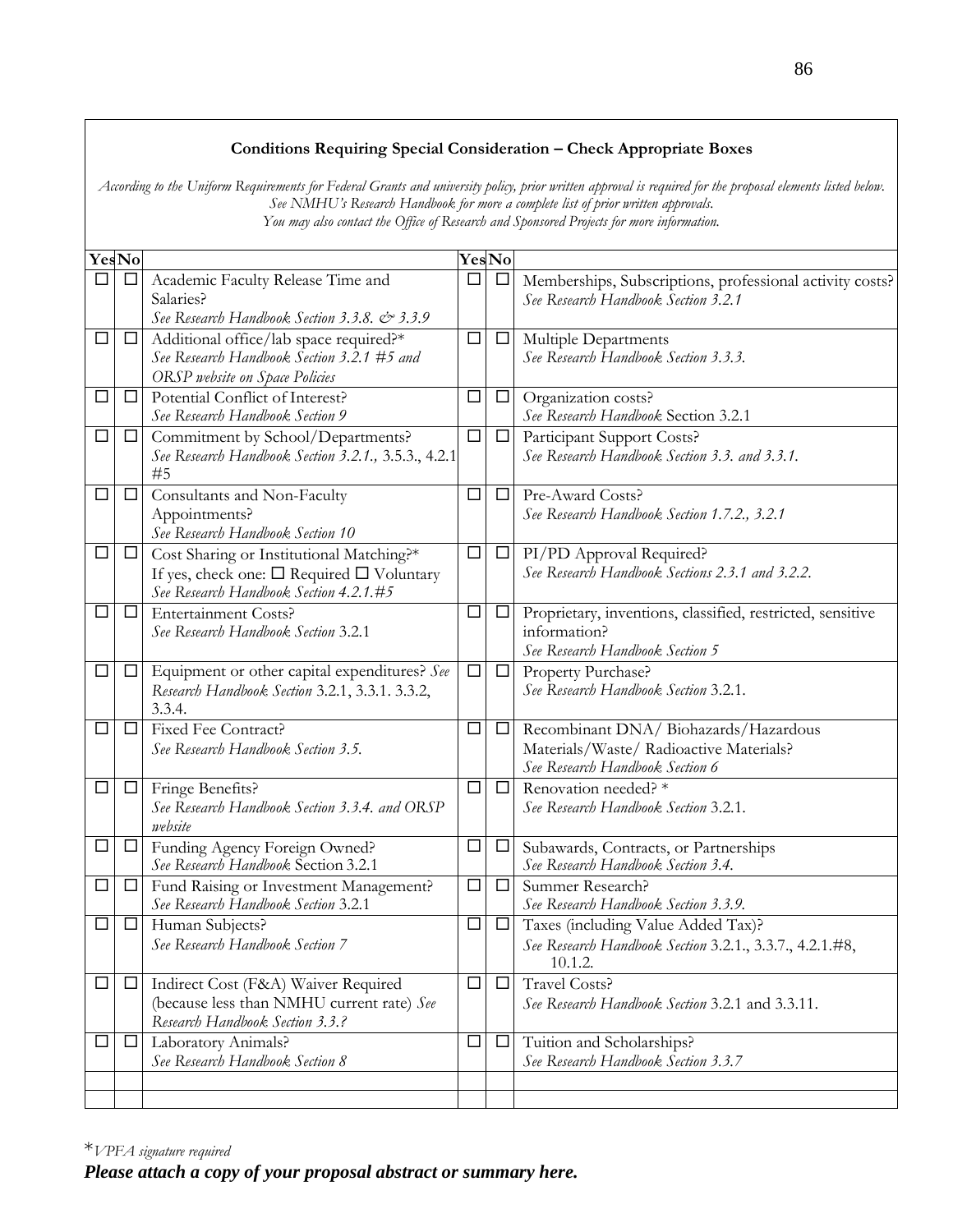**Conditions Requiring Special Consideration – Check Appropriate Boxes**

*According to the Uniform Requirements for Federal Grants and university policy, prior written approval is required for the proposal elements listed below. See NMHU's Research Handbook for more a complete list of prior written approvals. You may also contact the Office of Research and Sponsored Projects for more information.*

| Yes | No | | Yes | No | |
|---|---|---|---|---|---|
| ☐ | ☐ | Academic Faculty Release Time and Salaries? *See Research Handbook Section 3.3.8. & 3.3.9* | ☐ | ☐ | Memberships, Subscriptions, professional activity costs? *See Research Handbook Section 3.2.1* |
| ☐ | ☐ | Additional office/lab space required?* *See Research Handbook Section 3.2.1 #5 and ORSP website on Space Policies* | ☐ | ☐ | Multiple Departments *See Research Handbook Section 3.3.3.* |
| ☐ | ☐ | Potential Conflict of Interest? *See Research Handbook Section 9* | ☐ | ☐ | Organization costs? *See Research Handbook* Section 3.2.1 |
| ☐ | ☐ | Commitment by School/Departments? *See Research Handbook Section 3.2.1.,* 3.5.3., 4.2.1 #5 | ☐ | ☐ | Participant Support Costs? *See Research Handbook Section 3.3. and 3.3.1.* |
| ☐ | ☐ | Consultants and Non-Faculty Appointments? *See Research Handbook Section 10* | ☐ | ☐ | Pre-Award Costs? *See Research Handbook Section 1.7.2., 3.2.1* |
| ☐ | ☐ | Cost Sharing or Institutional Matching?* If yes, check one: ☐ Required ☐ Voluntary *See Research Handbook Section 4.2.1.#5* | ☐ | ☐ | PI/PD Approval Required? *See Research Handbook Sections 2.3.1 and 3.2.2.* |
| ☐ | ☐ | Entertainment Costs? *See Research Handbook Section* 3.2.1 | ☐ | ☐ | Proprietary, inventions, classified, restricted, sensitive information? *See Research Handbook Section 5* |
| ☐ | ☐ | Equipment or other capital expenditures? *See Research Handbook Section* 3.2.1, 3.3.1. 3.3.2, 3.3.4. | ☐ | ☐ | Property Purchase? *See Research Handbook Section* 3.2.1. |
| ☐ | ☐ | Fixed Fee Contract? *See Research Handbook Section 3.5.* | ☐ | ☐ | Recombinant DNA/ Biohazards/Hazardous Materials/Waste/ Radioactive Materials? *See Research Handbook Section 6* |
| ☐ | ☐ | Fringe Benefits? *See Research Handbook Section 3.3.4. and ORSP website* | ☐ | ☐ | Renovation needed? * *See Research Handbook Section* 3.2.1. |
| ☐ | ☐ | Funding Agency Foreign Owned? *See Research Handbook* Section 3.2.1 | ☐ | ☐ | Subawards, Contracts, or Partnerships *See Research Handbook Section 3.4.* |
| ☐ | ☐ | Fund Raising or Investment Management? *See Research Handbook Section* 3.2.1 | ☐ | ☐ | Summer Research? *See Research Handbook Section 3.3.9.* |
| ☐ | ☐ | Human Subjects? *See Research Handbook Section 7* | ☐ | ☐ | Taxes (including Value Added Tax)? *See Research Handbook Section* 3.2.1., 3.3.7., 4.2.1.#8, 10.1.2. |
| ☐ | ☐ | Indirect Cost (F&A) Waiver Required (because less than NMHU current rate) *See Research Handbook Section 3.3.?* | ☐ | ☐ | Travel Costs? *See Research Handbook Section* 3.2.1 and 3.3.11. |
| ☐ | ☐ | Laboratory Animals? *See Research Handbook Section 8* | ☐ | ☐ | Tuition and Scholarships? *See Research Handbook Section 3.3.7* |
| | | | | | |
| | | | | | |

\**VPFA signature required*

***Please attach a copy of your proposal abstract or summary here.***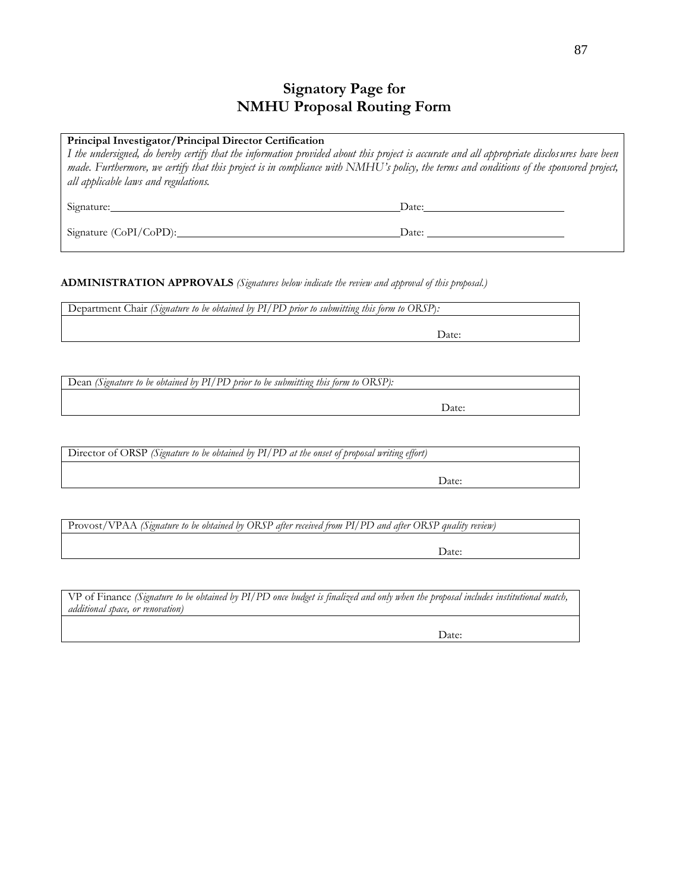# Signatory Page for NMHU Proposal Routing Form

**Principal Investigator/Principal Director Certification**

*I the undersigned, do hereby certify that the information provided about this project is accurate and all appropriate disclosures have been made. Furthermore, we certify that this project is in compliance with NMHU's policy, the terms and conditions of the sponsored project, all applicable laws and regulations.*

Signature:\_\_\_\_\_\_\_\_\_\_\_\_\_\_\_\_\_\_\_\_\_\_\_\_\_\_\_\_\_\_\_\_\_\_\_\_\_\_\_\_ Date:\_\_\_\_\_\_\_\_\_\_\_\_\_\_\_\_\_\_\_\_

Signature (CoPI/CoPD):\_\_\_\_\_\_\_\_\_\_\_\_\_\_\_\_\_\_\_\_\_\_\_\_\_\_\_\_\_\_\_\_ Date: \_\_\_\_\_\_\_\_\_\_\_\_\_\_\_\_\_\_\_\_

**ADMINISTRATION APPROVALS** *(Signatures below indicate the review and approval of this proposal.)*

| Department Chair *(Signature to be obtained by PI/PD prior to submitting this form to ORSP):* |
|---|
| Date: |

| Dean *(Signature to be obtained by PI/PD prior to be submitting this form to ORSP):* |
|---|
| Date: |

| Director of ORSP *(Signature to be obtained by PI/PD at the onset of proposal writing effort)* |
|---|
| Date: |

| Provost/VPAA *(Signature to be obtained by ORSP after received from PI/PD and after ORSP quality review)* |
|---|
| Date: |

| VP of Finance *(Signature to be obtained by PI/PD once budget is finalized and only when the proposal includes institutional match, additional space, or renovation)* |
|---|
| Date: |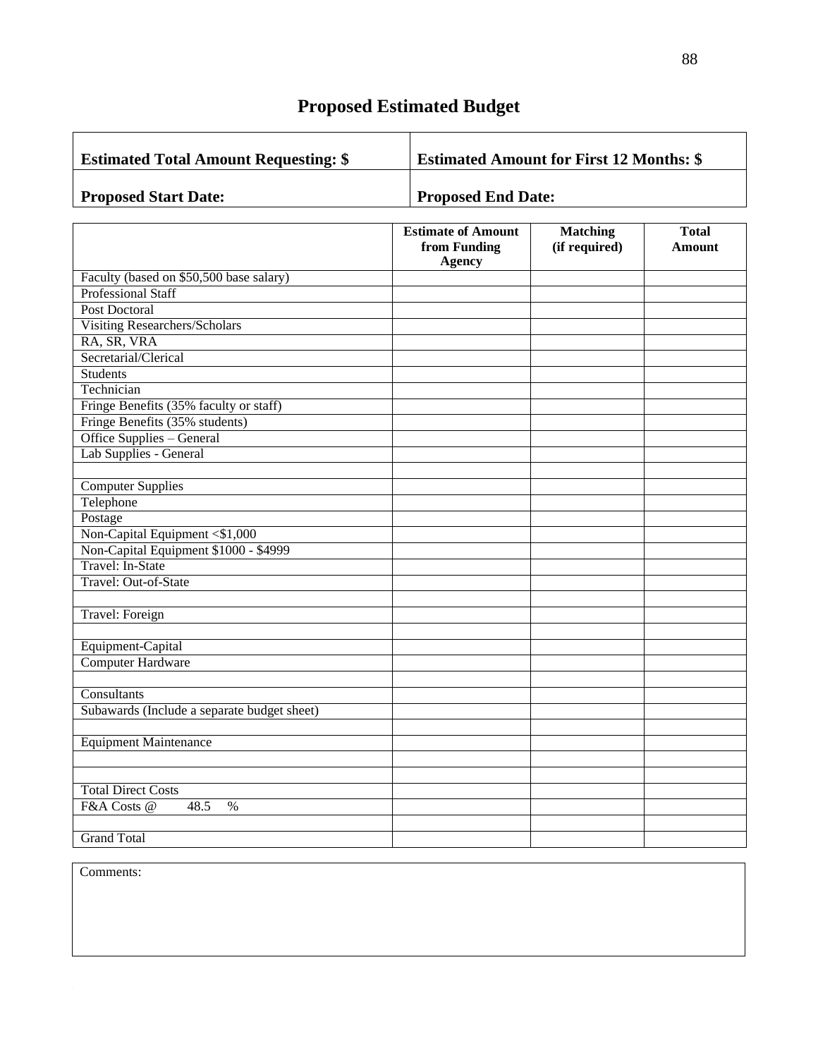# Proposed Estimated Budget

| | |
|---|---|
| **Estimated Total Amount Requesting: $** | **Estimated Amount for First 12 Months: $** |
| **Proposed Start Date:** | **Proposed End Date:** |

| | **Estimate of Amount from Funding Agency** | **Matching (if required)** | **Total Amount** |
|---|---|---|---|
| Faculty (based on $50,500 base salary) | | | |
| Professional Staff | | | |
| Post Doctoral | | | |
| Visiting Researchers/Scholars | | | |
| RA, SR, VRA | | | |
| Secretarial/Clerical | | | |
| Students | | | |
| Technician | | | |
| Fringe Benefits (35% faculty or staff) | | | |
| Fringe Benefits (35% students) | | | |
| Office Supplies – General | | | |
| Lab Supplies - General | | | |
| | | | |
| Computer Supplies | | | |
| Telephone | | | |
| Postage | | | |
| Non-Capital Equipment <$1,000 | | | |
| Non-Capital Equipment $1000 - $4999 | | | |
| Travel: In-State | | | |
| Travel: Out-of-State | | | |
| | | | |
| Travel: Foreign | | | |
| | | | |
| Equipment-Capital | | | |
| Computer Hardware | | | |
| | | | |
| Consultants | | | |
| Subawards (Include a separate budget sheet) | | | |
| | | | |
| Equipment Maintenance | | | |
| | | | |
| | | | |
| Total Direct Costs | | | |
| F&A Costs @ 48.5 % | | | |
| | | | |
| Grand Total | | | |

Comments: